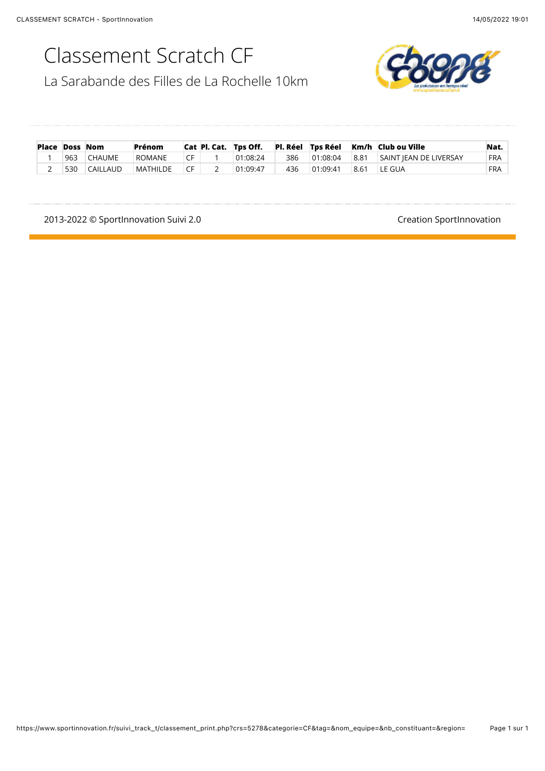# Classement Scratch CF

## La Sarabande des Filles de La Rochelle 10km

| Place | Doss | Nom | Prénom | Cat | Pl. Cat. | Tps Off. | Pl. Réel | Tps Réel | Km/h | Club ou Ville | Nat. |
|---|---|---|---|---|---|---|---|---|---|---|---|
| 1 | 963 | CHAUME | ROMANE | CF | 1 | 01:08:24 | 386 | 01:08:04 | 8.81 | SAINT JEAN DE LIVERSAY | FRA |
| 2 | 530 | CAILLAUD | MATHILDE | CF | 2 | 01:09:47 | 436 | 01:09:41 | 8.61 | LE GUA | FRA |

2013-2022 © SportInnovation Suivi 2.0

Creation SportInnovation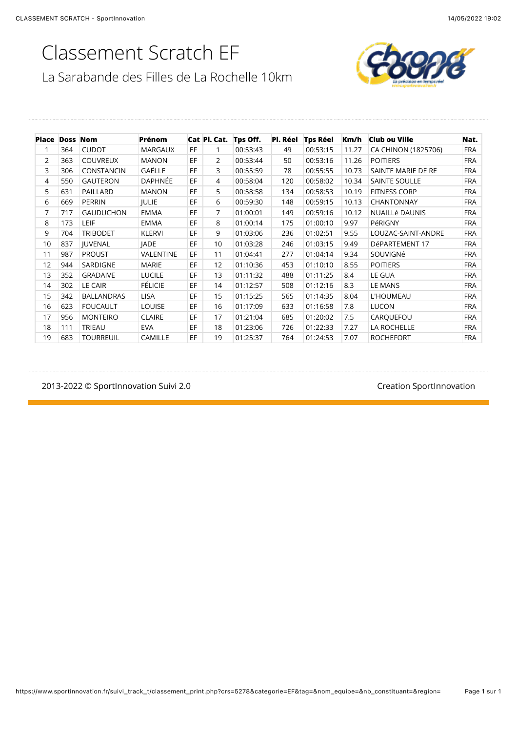# Classement Scratch EF

La Sarabande des Filles de La Rochelle 10km

| Place | Doss | Nom | Prénom | Cat | Pl. Cat. | Tps Off. | Pl. Réel | Tps Réel | Km/h | Club ou Ville | Nat. |
|---|---|---|---|---|---|---|---|---|---|---|---|
| 1 | 364 | CUDOT | MARGAUX | EF | 1 | 00:53:43 | 49 | 00:53:15 | 11.27 | CA CHINON (1825706) | FRA |
| 2 | 363 | COUVREUX | MANON | EF | 2 | 00:53:44 | 50 | 00:53:16 | 11.26 | POITIERS | FRA |
| 3 | 306 | CONSTANCIN | GAËLLE | EF | 3 | 00:55:59 | 78 | 00:55:55 | 10.73 | SAINTE MARIE DE RE | FRA |
| 4 | 550 | GAUTERON | DAPHNÉE | EF | 4 | 00:58:04 | 120 | 00:58:02 | 10.34 | SAINTE SOULLE | FRA |
| 5 | 631 | PAILLARD | MANON | EF | 5 | 00:58:58 | 134 | 00:58:53 | 10.19 | FITNESS CORP | FRA |
| 6 | 669 | PERRIN | JULIE | EF | 6 | 00:59:30 | 148 | 00:59:15 | 10.13 | CHANTONNAY | FRA |
| 7 | 717 | GAUDUCHON | EMMA | EF | 7 | 01:00:01 | 149 | 00:59:16 | 10.12 | NUAILLé DAUNIS | FRA |
| 8 | 173 | LEIF | EMMA | EF | 8 | 01:00:14 | 175 | 01:00:10 | 9.97 | PéRIGNY | FRA |
| 9 | 704 | TRIBODET | KLERVI | EF | 9 | 01:03:06 | 236 | 01:02:51 | 9.55 | LOUZAC-SAINT-ANDRE | FRA |
| 10 | 837 | JUVENAL | JADE | EF | 10 | 01:03:28 | 246 | 01:03:15 | 9.49 | DéPARTEMENT 17 | FRA |
| 11 | 987 | PROUST | VALENTINE | EF | 11 | 01:04:41 | 277 | 01:04:14 | 9.34 | SOUVIGNé | FRA |
| 12 | 944 | SARDIGNE | MARIE | EF | 12 | 01:10:36 | 453 | 01:10:10 | 8.55 | POITIERS | FRA |
| 13 | 352 | GRADAIVE | LUCILE | EF | 13 | 01:11:32 | 488 | 01:11:25 | 8.4 | LE GUA | FRA |
| 14 | 302 | LE CAIR | FÉLICIE | EF | 14 | 01:12:57 | 508 | 01:12:16 | 8.3 | LE MANS | FRA |
| 15 | 342 | BALLANDRAS | LISA | EF | 15 | 01:15:25 | 565 | 01:14:35 | 8.04 | L'HOUMEAU | FRA |
| 16 | 623 | FOUCAULT | LOUISE | EF | 16 | 01:17:09 | 633 | 01:16:58 | 7.8 | LUCON | FRA |
| 17 | 956 | MONTEIRO | CLAIRE | EF | 17 | 01:21:04 | 685 | 01:20:02 | 7.5 | CARQUEFOU | FRA |
| 18 | 111 | TRIEAU | EVA | EF | 18 | 01:23:06 | 726 | 01:22:33 | 7.27 | LA ROCHELLE | FRA |
| 19 | 683 | TOURREUIL | CAMILLE | EF | 19 | 01:25:37 | 764 | 01:24:53 | 7.07 | ROCHEFORT | FRA |

2013-2022 © SportInnovation Suivi 2.0

Creation SportInnovation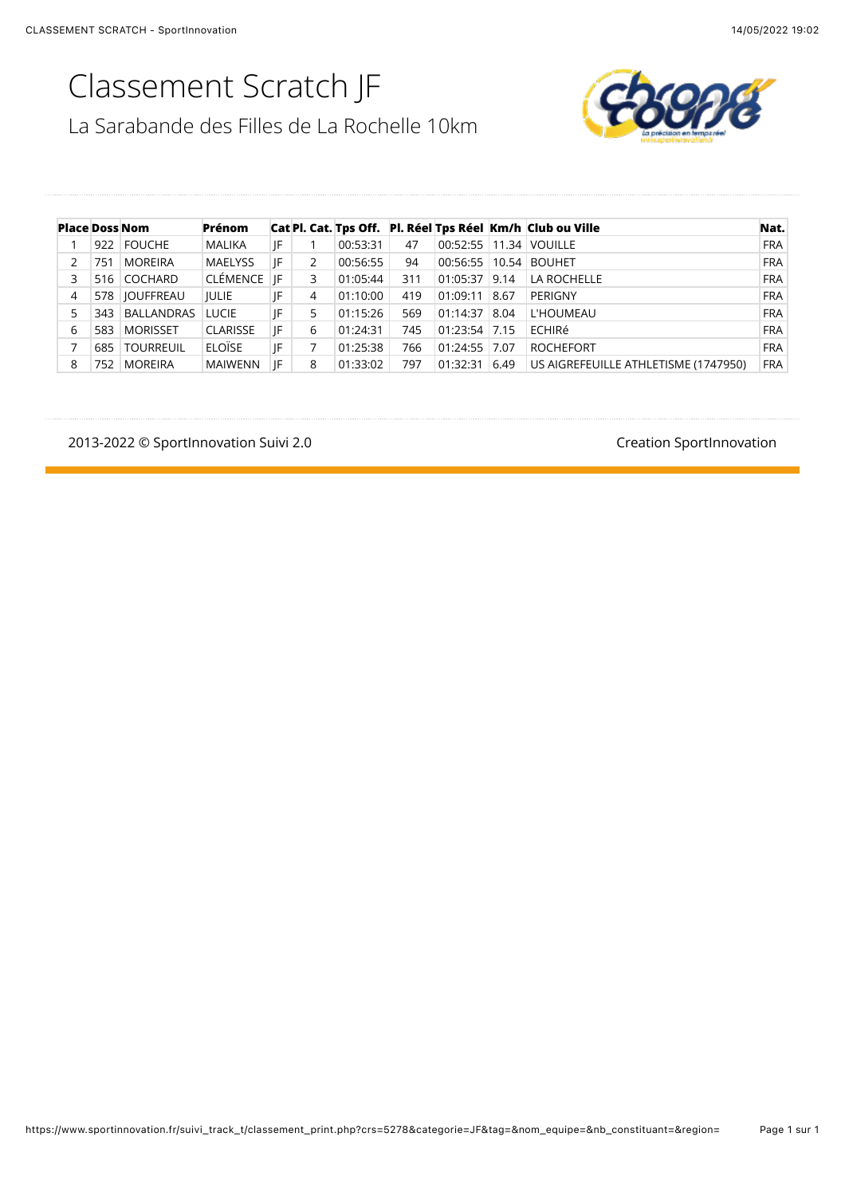# Classement Scratch JF

## La Sarabande des Filles de La Rochelle 10km

| Place | Doss | Nom | Prénom | Cat | Pl. Cat. | Tps Off. | Pl. Réel | Tps Réel | Km/h | Club ou Ville | Nat. |
|---|---|---|---|---|---|---|---|---|---|---|---|
| 1 | 922 | FOUCHE | MALIKA | JF | 1 | 00:53:31 | 47 | 00:52:55 | 11.34 | VOUILLE | FRA |
| 2 | 751 | MOREIRA | MAELYSS | JF | 2 | 00:56:55 | 94 | 00:56:55 | 10.54 | BOUHET | FRA |
| 3 | 516 | COCHARD | CLÉMENCE | JF | 3 | 01:05:44 | 311 | 01:05:37 | 9.14 | LA ROCHELLE | FRA |
| 4 | 578 | JOUFFREAU | JULIE | JF | 4 | 01:10:00 | 419 | 01:09:11 | 8.67 | PERIGNY | FRA |
| 5 | 343 | BALLANDRAS | LUCIE | JF | 5 | 01:15:26 | 569 | 01:14:37 | 8.04 | L'HOUMEAU | FRA |
| 6 | 583 | MORISSET | CLARISSE | JF | 6 | 01:24:31 | 745 | 01:23:54 | 7.15 | ECHIRé | FRA |
| 7 | 685 | TOURREUIL | ELOÏSE | JF | 7 | 01:25:38 | 766 | 01:24:55 | 7.07 | ROCHEFORT | FRA |
| 8 | 752 | MOREIRA | MAIWENN | JF | 8 | 01:33:02 | 797 | 01:32:31 | 6.49 | US AIGREFEUILLE ATHLETISME (1747950) | FRA |

2013-2022 © SportInnovation Suivi 2.0

Creation SportInnovation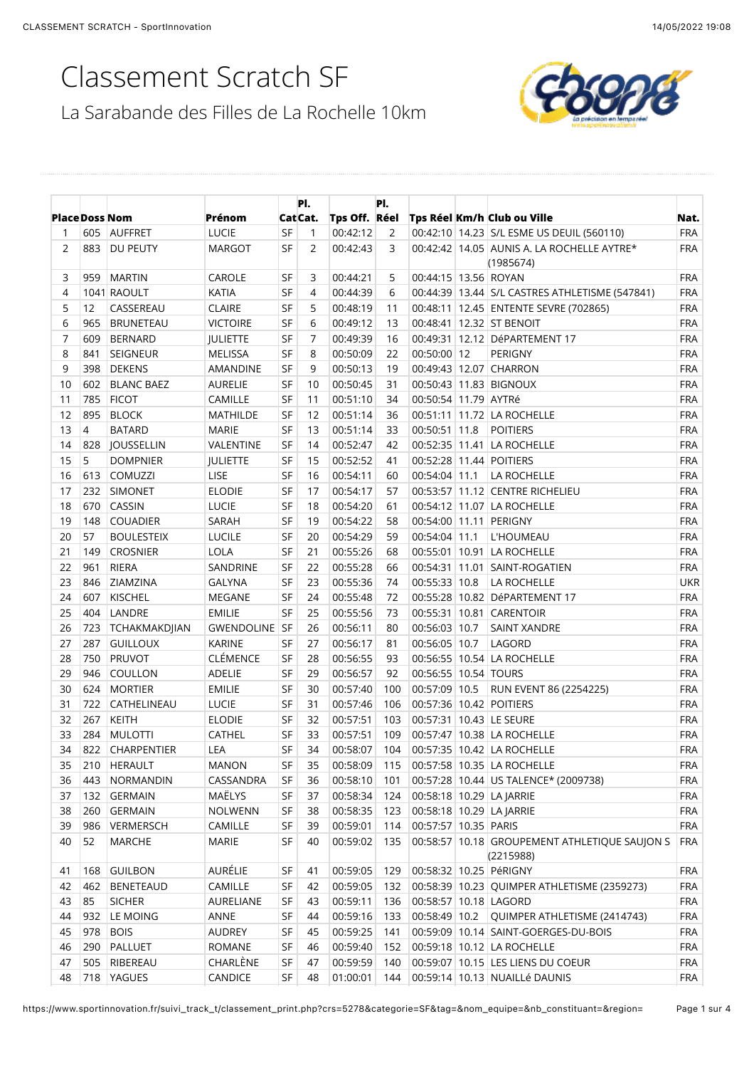# Classement Scratch SF

## La Sarabande des Filles de La Rochelle 10km

| Place | Doss | Nom | Prénom | Cat | Pl. Cat. | Tps Off. | Pl. Réel | Tps Réel | Km/h | Club ou Ville | Nat. |
|---|---|---|---|---|---|---|---|---|---|---|---|
| 1 | 605 | AUFFRET | LUCIE | SF | 1 | 00:42:12 | 2 | 00:42:10 | 14.23 | S/L ESME US DEUIL (560110) | FRA |
| 2 | 883 | DU PEUTY | MARGOT | SF | 2 | 00:42:43 | 3 | 00:42:42 | 14.05 | AUNIS A. LA ROCHELLE AYTRE* (1985674) | FRA |
| 3 | 959 | MARTIN | CAROLE | SF | 3 | 00:44:21 | 5 | 00:44:15 | 13.56 | ROYAN | FRA |
| 4 | 1041 | RAOULT | KATIA | SF | 4 | 00:44:39 | 6 | 00:44:39 | 13.44 | S/L CASTRES ATHLETISME (547841) | FRA |
| 5 | 12 | CASSEREAU | CLAIRE | SF | 5 | 00:48:19 | 11 | 00:48:11 | 12.45 | ENTENTE SEVRE (702865) | FRA |
| 6 | 965 | BRUNETEAU | VICTOIRE | SF | 6 | 00:49:12 | 13 | 00:48:41 | 12.32 | ST BENOIT | FRA |
| 7 | 609 | BERNARD | JULIETTE | SF | 7 | 00:49:39 | 16 | 00:49:31 | 12.12 | DéPARTEMENT 17 | FRA |
| 8 | 841 | SEIGNEUR | MELISSA | SF | 8 | 00:50:09 | 22 | 00:50:00 | 12 | PERIGNY | FRA |
| 9 | 398 | DEKENS | AMANDINE | SF | 9 | 00:50:13 | 19 | 00:49:43 | 12.07 | CHARRON | FRA |
| 10 | 602 | BLANC BAEZ | AURELIE | SF | 10 | 00:50:45 | 31 | 00:50:43 | 11.83 | BIGNOUX | FRA |
| 11 | 785 | FICOT | CAMILLE | SF | 11 | 00:51:10 | 34 | 00:50:54 | 11.79 | AYTRé | FRA |
| 12 | 895 | BLOCK | MATHILDE | SF | 12 | 00:51:14 | 36 | 00:51:11 | 11.72 | LA ROCHELLE | FRA |
| 13 | 4 | BATARD | MARIE | SF | 13 | 00:51:14 | 33 | 00:50:51 | 11.8 | POITIERS | FRA |
| 14 | 828 | JOUSSELLIN | VALENTINE | SF | 14 | 00:52:47 | 42 | 00:52:35 | 11.41 | LA ROCHELLE | FRA |
| 15 | 5 | DOMPNIER | JULIETTE | SF | 15 | 00:52:52 | 41 | 00:52:28 | 11.44 | POITIERS | FRA |
| 16 | 613 | COMUZZI | LISE | SF | 16 | 00:54:11 | 60 | 00:54:04 | 11.1 | LA ROCHELLE | FRA |
| 17 | 232 | SIMONET | ELODIE | SF | 17 | 00:54:17 | 57 | 00:53:57 | 11.12 | CENTRE RICHELIEU | FRA |
| 18 | 670 | CASSIN | LUCIE | SF | 18 | 00:54:20 | 61 | 00:54:12 | 11.07 | LA ROCHELLE | FRA |
| 19 | 148 | COUADIER | SARAH | SF | 19 | 00:54:22 | 58 | 00:54:00 | 11.11 | PERIGNY | FRA |
| 20 | 57 | BOULESTEIX | LUCILE | SF | 20 | 00:54:29 | 59 | 00:54:04 | 11.1 | L'HOUMEAU | FRA |
| 21 | 149 | CROSNIER | LOLA | SF | 21 | 00:55:26 | 68 | 00:55:01 | 10.91 | LA ROCHELLE | FRA |
| 22 | 961 | RIERA | SANDRINE | SF | 22 | 00:55:28 | 66 | 00:54:31 | 11.01 | SAINT-ROGATIEN | FRA |
| 23 | 846 | ZIAMZINA | GALYNA | SF | 23 | 00:55:36 | 74 | 00:55:33 | 10.8 | LA ROCHELLE | UKR |
| 24 | 607 | KISCHEL | MEGANE | SF | 24 | 00:55:48 | 72 | 00:55:28 | 10.82 | DéPARTEMENT 17 | FRA |
| 25 | 404 | LANDRE | EMILIE | SF | 25 | 00:55:56 | 73 | 00:55:31 | 10.81 | CARENTOIR | FRA |
| 26 | 723 | TCHAKMAKDJIAN | GWENDOLINE | SF | 26 | 00:56:11 | 80 | 00:56:03 | 10.7 | SAINT XANDRE | FRA |
| 27 | 287 | GUILLOUX | KARINE | SF | 27 | 00:56:17 | 81 | 00:56:05 | 10.7 | LAGORD | FRA |
| 28 | 750 | PRUVOT | CLÉMENCE | SF | 28 | 00:56:55 | 93 | 00:56:55 | 10.54 | LA ROCHELLE | FRA |
| 29 | 946 | COULLON | ADELIE | SF | 29 | 00:56:57 | 92 | 00:56:55 | 10.54 | TOURS | FRA |
| 30 | 624 | MORTIER | EMILIE | SF | 30 | 00:57:40 | 100 | 00:57:09 | 10.5 | RUN EVENT 86 (2254225) | FRA |
| 31 | 722 | CATHELINEAU | LUCIE | SF | 31 | 00:57:46 | 106 | 00:57:36 | 10.42 | POITIERS | FRA |
| 32 | 267 | KEITH | ELODIE | SF | 32 | 00:57:51 | 103 | 00:57:31 | 10.43 | LE SEURE | FRA |
| 33 | 284 | MULOTTI | CATHEL | SF | 33 | 00:57:51 | 109 | 00:57:47 | 10.38 | LA ROCHELLE | FRA |
| 34 | 822 | CHARPENTIER | LEA | SF | 34 | 00:58:07 | 104 | 00:57:35 | 10.42 | LA ROCHELLE | FRA |
| 35 | 210 | HERAULT | MANON | SF | 35 | 00:58:09 | 115 | 00:57:58 | 10.35 | LA ROCHELLE | FRA |
| 36 | 443 | NORMANDIN | CASSANDRA | SF | 36 | 00:58:10 | 101 | 00:57:28 | 10.44 | US TALENCE* (2009738) | FRA |
| 37 | 132 | GERMAIN | MAËLYS | SF | 37 | 00:58:34 | 124 | 00:58:18 | 10.29 | LA JARRIE | FRA |
| 38 | 260 | GERMAIN | NOLWENN | SF | 38 | 00:58:35 | 123 | 00:58:18 | 10.29 | LA JARRIE | FRA |
| 39 | 986 | VERMERSCH | CAMILLE | SF | 39 | 00:59:01 | 114 | 00:57:57 | 10.35 | PARIS | FRA |
| 40 | 52 | MARCHE | MARIE | SF | 40 | 00:59:02 | 135 | 00:58:57 | 10.18 | GROUPEMENT ATHLETIQUE SAUJON S (2215988) | FRA |
| 41 | 168 | GUILBON | AURÉLIE | SF | 41 | 00:59:05 | 129 | 00:58:32 | 10.25 | PéRIGNY | FRA |
| 42 | 462 | BENETEAUD | CAMILLE | SF | 42 | 00:59:05 | 132 | 00:58:39 | 10.23 | QUIMPER ATHLETISME (2359273) | FRA |
| 43 | 85 | SICHER | AURELIANE | SF | 43 | 00:59:11 | 136 | 00:58:57 | 10.18 | LAGORD | FRA |
| 44 | 932 | LE MOING | ANNE | SF | 44 | 00:59:16 | 133 | 00:58:49 | 10.2 | QUIMPER ATHLETISME (2414743) | FRA |
| 45 | 978 | BOIS | AUDREY | SF | 45 | 00:59:25 | 141 | 00:59:09 | 10.14 | SAINT-GOERGES-DU-BOIS | FRA |
| 46 | 290 | PALLUET | ROMANE | SF | 46 | 00:59:40 | 152 | 00:59:18 | 10.12 | LA ROCHELLE | FRA |
| 47 | 505 | RIBEREAU | CHARLÈNE | SF | 47 | 00:59:59 | 140 | 00:59:07 | 10.15 | LES LIENS DU COEUR | FRA |
| 48 | 718 | YAGUES | CANDICE | SF | 48 | 01:00:01 | 144 | 00:59:14 | 10.13 | NUAILLé DAUNIS | FRA |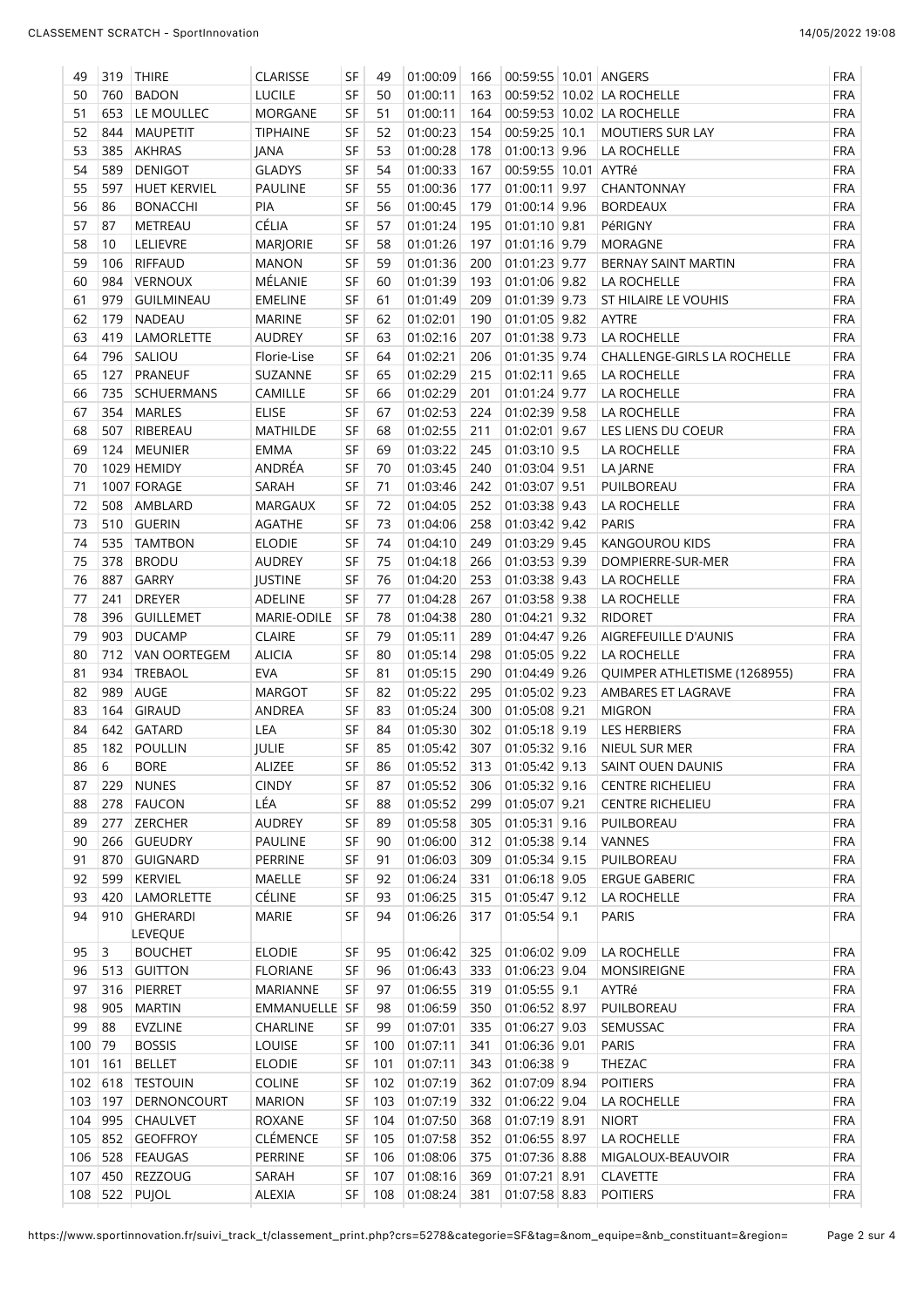| 49 | 319 | THIRE | CLARISSE | SF | 49 | 01:00:09 | 166 | 00:59:55 | 10.01 | ANGERS | FRA |
|---|---|---|---|---|---|---|---|---|---|---|---|
| 50 | 760 | BADON | LUCILE | SF | 50 | 01:00:11 | 163 | 00:59:52 | 10.02 | LA ROCHELLE | FRA |
| 51 | 653 | LE MOULLEC | MORGANE | SF | 51 | 01:00:11 | 164 | 00:59:53 | 10.02 | LA ROCHELLE | FRA |
| 52 | 844 | MAUPETIT | TIPHAINE | SF | 52 | 01:00:23 | 154 | 00:59:25 | 10.1 | MOUTIERS SUR LAY | FRA |
| 53 | 385 | AKHRAS | JANA | SF | 53 | 01:00:28 | 178 | 01:00:13 | 9.96 | LA ROCHELLE | FRA |
| 54 | 589 | DENIGOT | GLADYS | SF | 54 | 01:00:33 | 167 | 00:59:55 | 10.01 | AYTRé | FRA |
| 55 | 597 | HUET KERVIEL | PAULINE | SF | 55 | 01:00:36 | 177 | 01:00:11 | 9.97 | CHANTONNAY | FRA |
| 56 | 86 | BONACCHI | PIA | SF | 56 | 01:00:45 | 179 | 01:00:14 | 9.96 | BORDEAUX | FRA |
| 57 | 87 | METREAU | CÉLIA | SF | 57 | 01:01:24 | 195 | 01:01:10 | 9.81 | PéRIGNY | FRA |
| 58 | 10 | LELIEVRE | MARJORIE | SF | 58 | 01:01:26 | 197 | 01:01:16 | 9.79 | MORAGNE | FRA |
| 59 | 106 | RIFFAUD | MANON | SF | 59 | 01:01:36 | 200 | 01:01:23 | 9.77 | BERNAY SAINT MARTIN | FRA |
| 60 | 984 | VERNOUX | MÉLANIE | SF | 60 | 01:01:39 | 193 | 01:01:06 | 9.82 | LA ROCHELLE | FRA |
| 61 | 979 | GUILMINEAU | EMELINE | SF | 61 | 01:01:49 | 209 | 01:01:39 | 9.73 | ST HILAIRE LE VOUHIS | FRA |
| 62 | 179 | NADEAU | MARINE | SF | 62 | 01:02:01 | 190 | 01:01:05 | 9.82 | AYTRE | FRA |
| 63 | 419 | LAMORLETTE | AUDREY | SF | 63 | 01:02:16 | 207 | 01:01:38 | 9.73 | LA ROCHELLE | FRA |
| 64 | 796 | SALIOU | Florie-Lise | SF | 64 | 01:02:21 | 206 | 01:01:35 | 9.74 | CHALLENGE-GIRLS LA ROCHELLE | FRA |
| 65 | 127 | PRANEUF | SUZANNE | SF | 65 | 01:02:29 | 215 | 01:02:11 | 9.65 | LA ROCHELLE | FRA |
| 66 | 735 | SCHUERMANS | CAMILLE | SF | 66 | 01:02:29 | 201 | 01:01:24 | 9.77 | LA ROCHELLE | FRA |
| 67 | 354 | MARLES | ELISE | SF | 67 | 01:02:53 | 224 | 01:02:39 | 9.58 | LA ROCHELLE | FRA |
| 68 | 507 | RIBEREAU | MATHILDE | SF | 68 | 01:02:55 | 211 | 01:02:01 | 9.67 | LES LIENS DU COEUR | FRA |
| 69 | 124 | MEUNIER | EMMA | SF | 69 | 01:03:22 | 245 | 01:03:10 | 9.5 | LA ROCHELLE | FRA |
| 70 | 1029 | HEMIDY | ANDRÉA | SF | 70 | 01:03:45 | 240 | 01:03:04 | 9.51 | LA JARNE | FRA |
| 71 | 1007 | FORAGE | SARAH | SF | 71 | 01:03:46 | 242 | 01:03:07 | 9.51 | PUILBOREAU | FRA |
| 72 | 508 | AMBLARD | MARGAUX | SF | 72 | 01:04:05 | 252 | 01:03:38 | 9.43 | LA ROCHELLE | FRA |
| 73 | 510 | GUERIN | AGATHE | SF | 73 | 01:04:06 | 258 | 01:03:42 | 9.42 | PARIS | FRA |
| 74 | 535 | TAMTBON | ELODIE | SF | 74 | 01:04:10 | 249 | 01:03:29 | 9.45 | KANGOUROU KIDS | FRA |
| 75 | 378 | BRODU | AUDREY | SF | 75 | 01:04:18 | 266 | 01:03:53 | 9.39 | DOMPIERRE-SUR-MER | FRA |
| 76 | 887 | GARRY | JUSTINE | SF | 76 | 01:04:20 | 253 | 01:03:38 | 9.43 | LA ROCHELLE | FRA |
| 77 | 241 | DREYER | ADELINE | SF | 77 | 01:04:28 | 267 | 01:03:58 | 9.38 | LA ROCHELLE | FRA |
| 78 | 396 | GUILLEMET | MARIE-ODILE | SF | 78 | 01:04:38 | 280 | 01:04:21 | 9.32 | RIDORET | FRA |
| 79 | 903 | DUCAMP | CLAIRE | SF | 79 | 01:05:11 | 289 | 01:04:47 | 9.26 | AIGREFEUILLE D'AUNIS | FRA |
| 80 | 712 | VAN OORTEGEM | ALICIA | SF | 80 | 01:05:14 | 298 | 01:05:05 | 9.22 | LA ROCHELLE | FRA |
| 81 | 934 | TREBAOL | EVA | SF | 81 | 01:05:15 | 290 | 01:04:49 | 9.26 | QUIMPER ATHLETISME (1268955) | FRA |
| 82 | 989 | AUGE | MARGOT | SF | 82 | 01:05:22 | 295 | 01:05:02 | 9.23 | AMBARES ET LAGRAVE | FRA |
| 83 | 164 | GIRAUD | ANDREA | SF | 83 | 01:05:24 | 300 | 01:05:08 | 9.21 | MIGRON | FRA |
| 84 | 642 | GATARD | LEA | SF | 84 | 01:05:30 | 302 | 01:05:18 | 9.19 | LES HERBIERS | FRA |
| 85 | 182 | POULLIN | JULIE | SF | 85 | 01:05:42 | 307 | 01:05:32 | 9.16 | NIEUL SUR MER | FRA |
| 86 | 6 | BORE | ALIZEE | SF | 86 | 01:05:52 | 313 | 01:05:42 | 9.13 | SAINT OUEN DAUNIS | FRA |
| 87 | 229 | NUNES | CINDY | SF | 87 | 01:05:52 | 306 | 01:05:32 | 9.16 | CENTRE RICHELIEU | FRA |
| 88 | 278 | FAUCON | LÉA | SF | 88 | 01:05:52 | 299 | 01:05:07 | 9.21 | CENTRE RICHELIEU | FRA |
| 89 | 277 | ZERCHER | AUDREY | SF | 89 | 01:05:58 | 305 | 01:05:31 | 9.16 | PUILBOREAU | FRA |
| 90 | 266 | GUEUDRY | PAULINE | SF | 90 | 01:06:00 | 312 | 01:05:38 | 9.14 | VANNES | FRA |
| 91 | 870 | GUIGNARD | PERRINE | SF | 91 | 01:06:03 | 309 | 01:05:34 | 9.15 | PUILBOREAU | FRA |
| 92 | 599 | KERVIEL | MAELLE | SF | 92 | 01:06:24 | 331 | 01:06:18 | 9.05 | ERGUE GABERIC | FRA |
| 93 | 420 | LAMORLETTE | CÉLINE | SF | 93 | 01:06:25 | 315 | 01:05:47 | 9.12 | LA ROCHELLE | FRA |
| 94 | 910 | GHERARDI LEVEQUE | MARIE | SF | 94 | 01:06:26 | 317 | 01:05:54 | 9.1 | PARIS | FRA |
| 95 | 3 | BOUCHET | ELODIE | SF | 95 | 01:06:42 | 325 | 01:06:02 | 9.09 | LA ROCHELLE | FRA |
| 96 | 513 | GUITTON | FLORIANE | SF | 96 | 01:06:43 | 333 | 01:06:23 | 9.04 | MONSIREIGNE | FRA |
| 97 | 316 | PIERRET | MARIANNE | SF | 97 | 01:06:55 | 319 | 01:05:55 | 9.1 | AYTRé | FRA |
| 98 | 905 | MARTIN | EMMANUELLE | SF | 98 | 01:06:59 | 350 | 01:06:52 | 8.97 | PUILBOREAU | FRA |
| 99 | 88 | EVZLINE | CHARLINE | SF | 99 | 01:07:01 | 335 | 01:06:27 | 9.03 | SEMUSSAC | FRA |
| 100 | 79 | BOSSIS | LOUISE | SF | 100 | 01:07:11 | 341 | 01:06:36 | 9.01 | PARIS | FRA |
| 101 | 161 | BELLET | ELODIE | SF | 101 | 01:07:11 | 343 | 01:06:38 | 9 | THEZAC | FRA |
| 102 | 618 | TESTOUIN | COLINE | SF | 102 | 01:07:19 | 362 | 01:07:09 | 8.94 | POITIERS | FRA |
| 103 | 197 | DERNONCOURT | MARION | SF | 103 | 01:07:19 | 332 | 01:06:22 | 9.04 | LA ROCHELLE | FRA |
| 104 | 995 | CHAULVET | ROXANE | SF | 104 | 01:07:50 | 368 | 01:07:19 | 8.91 | NIORT | FRA |
| 105 | 852 | GEOFFROY | CLÉMENCE | SF | 105 | 01:07:58 | 352 | 01:06:55 | 8.97 | LA ROCHELLE | FRA |
| 106 | 528 | FEAUGAS | PERRINE | SF | 106 | 01:08:06 | 375 | 01:07:36 | 8.88 | MIGALOUX-BEAUVOIR | FRA |
| 107 | 450 | REZZOUG | SARAH | SF | 107 | 01:08:16 | 369 | 01:07:21 | 8.91 | CLAVETTE | FRA |
| 108 | 522 | PUJOL | ALEXIA | SF | 108 | 01:08:24 | 381 | 01:07:58 | 8.83 | POITIERS | FRA |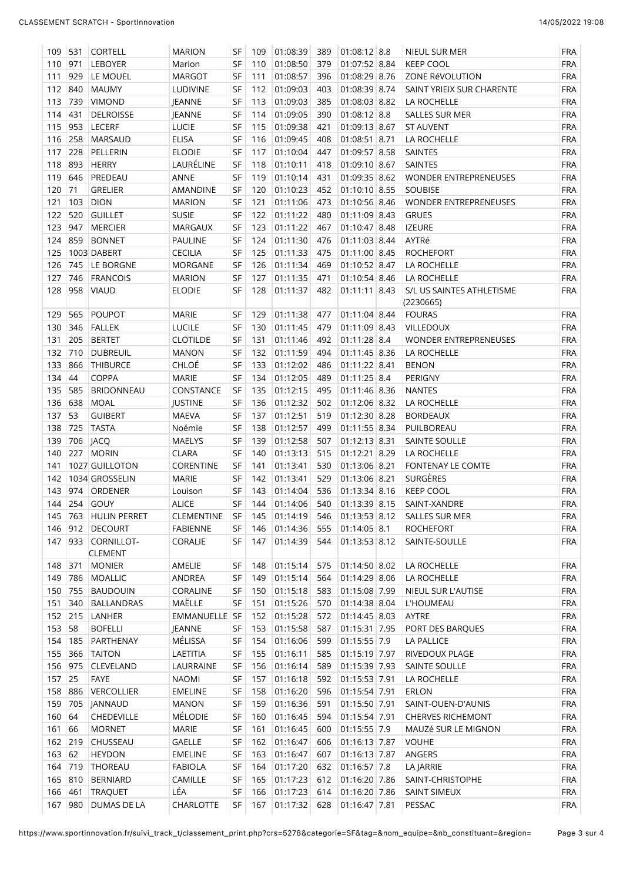| | | | | | | | | | | | |
|---|---|---|---|---|---|---|---|---|---|---|---|
| 109 | 531 | CORTELL | MARION | SF | 109 | 01:08:39 | 389 | 01:08:12 | 8.8 | NIEUL SUR MER | FRA |
| 110 | 971 | LEBOYER | Marion | SF | 110 | 01:08:50 | 379 | 01:07:52 | 8.84 | KEEP COOL | FRA |
| 111 | 929 | LE MOUEL | MARGOT | SF | 111 | 01:08:57 | 396 | 01:08:29 | 8.76 | ZONE RéVOLUTION | FRA |
| 112 | 840 | MAUMY | LUDIVINE | SF | 112 | 01:09:03 | 403 | 01:08:39 | 8.74 | SAINT YRIEIX SUR CHARENTE | FRA |
| 113 | 739 | VIMOND | JEANNE | SF | 113 | 01:09:03 | 385 | 01:08:03 | 8.82 | LA ROCHELLE | FRA |
| 114 | 431 | DELROISSE | JEANNE | SF | 114 | 01:09:05 | 390 | 01:08:12 | 8.8 | SALLES SUR MER | FRA |
| 115 | 953 | LECERF | LUCIE | SF | 115 | 01:09:38 | 421 | 01:09:13 | 8.67 | ST AUVENT | FRA |
| 116 | 258 | MARSAUD | ELISA | SF | 116 | 01:09:45 | 408 | 01:08:51 | 8.71 | LA ROCHELLE | FRA |
| 117 | 228 | PELLERIN | ELODIE | SF | 117 | 01:10:04 | 447 | 01:09:57 | 8.58 | SAINTES | FRA |
| 118 | 893 | HERRY | LAURÉLINE | SF | 118 | 01:10:11 | 418 | 01:09:10 | 8.67 | SAINTES | FRA |
| 119 | 646 | PREDEAU | ANNE | SF | 119 | 01:10:14 | 431 | 01:09:35 | 8.62 | WONDER ENTREPRENEUSES | FRA |
| 120 | 71 | GRELIER | AMANDINE | SF | 120 | 01:10:23 | 452 | 01:10:10 | 8.55 | SOUBISE | FRA |
| 121 | 103 | DION | MARION | SF | 121 | 01:11:06 | 473 | 01:10:56 | 8.46 | WONDER ENTREPRENEUSES | FRA |
| 122 | 520 | GUILLET | SUSIE | SF | 122 | 01:11:22 | 480 | 01:11:09 | 8.43 | GRUES | FRA |
| 123 | 947 | MERCIER | MARGAUX | SF | 123 | 01:11:22 | 467 | 01:10:47 | 8.48 | IZEURE | FRA |
| 124 | 859 | BONNET | PAULINE | SF | 124 | 01:11:30 | 476 | 01:11:03 | 8.44 | AYTRé | FRA |
| 125 | 1003 | DABERT | CECILIA | SF | 125 | 01:11:33 | 475 | 01:11:00 | 8.45 | ROCHEFORT | FRA |
| 126 | 745 | LE BORGNE | MORGANE | SF | 126 | 01:11:34 | 469 | 01:10:52 | 8.47 | LA ROCHELLE | FRA |
| 127 | 746 | FRANCOIS | MARION | SF | 127 | 01:11:35 | 471 | 01:10:54 | 8.46 | LA ROCHELLE | FRA |
| 128 | 958 | VIAUD | ELODIE | SF | 128 | 01:11:37 | 482 | 01:11:11 | 8.43 | S/L US SAINTES ATHLETISME (2230665) | FRA |
| 129 | 565 | POUPOT | MARIE | SF | 129 | 01:11:38 | 477 | 01:11:04 | 8.44 | FOURAS | FRA |
| 130 | 346 | FALLEK | LUCILE | SF | 130 | 01:11:45 | 479 | 01:11:09 | 8.43 | VILLEDOUX | FRA |
| 131 | 205 | BERTET | CLOTILDE | SF | 131 | 01:11:46 | 492 | 01:11:28 | 8.4 | WONDER ENTREPRENEUSES | FRA |
| 132 | 710 | DUBREUIL | MANON | SF | 132 | 01:11:59 | 494 | 01:11:45 | 8.36 | LA ROCHELLE | FRA |
| 133 | 866 | THIBURCE | CHLOÉ | SF | 133 | 01:12:02 | 486 | 01:11:22 | 8.41 | BENON | FRA |
| 134 | 44 | COPPA | MARIE | SF | 134 | 01:12:05 | 489 | 01:11:25 | 8.4 | PERIGNY | FRA |
| 135 | 585 | BRIDONNEAU | CONSTANCE | SF | 135 | 01:12:15 | 495 | 01:11:46 | 8.36 | NANTES | FRA |
| 136 | 638 | MOAL | JUSTINE | SF | 136 | 01:12:32 | 502 | 01:12:06 | 8.32 | LA ROCHELLE | FRA |
| 137 | 53 | GUIBERT | MAEVA | SF | 137 | 01:12:51 | 519 | 01:12:30 | 8.28 | BORDEAUX | FRA |
| 138 | 725 | TASTA | Noémie | SF | 138 | 01:12:57 | 499 | 01:11:55 | 8.34 | PUILBOREAU | FRA |
| 139 | 706 | JACQ | MAELYS | SF | 139 | 01:12:58 | 507 | 01:12:13 | 8.31 | SAINTE SOULLE | FRA |
| 140 | 227 | MORIN | CLARA | SF | 140 | 01:13:13 | 515 | 01:12:21 | 8.29 | LA ROCHELLE | FRA |
| 141 | 1027 | GUILLOTON | CORENTINE | SF | 141 | 01:13:41 | 530 | 01:13:06 | 8.21 | FONTENAY LE COMTE | FRA |
| 142 | 1034 | GROSSELIN | MARIE | SF | 142 | 01:13:41 | 529 | 01:13:06 | 8.21 | SURGÈRES | FRA |
| 143 | 974 | ORDENER | Louison | SF | 143 | 01:14:04 | 536 | 01:13:34 | 8.16 | KEEP COOL | FRA |
| 144 | 254 | GOUY | ALICE | SF | 144 | 01:14:06 | 540 | 01:13:39 | 8.15 | SAINT-XANDRE | FRA |
| 145 | 763 | HULIN PERRET | CLEMENTINE | SF | 145 | 01:14:19 | 546 | 01:13:53 | 8.12 | SALLES SUR MER | FRA |
| 146 | 912 | DECOURT | FABIENNE | SF | 146 | 01:14:36 | 555 | 01:14:05 | 8.1 | ROCHEFORT | FRA |
| 147 | 933 | CORNILLOT-CLEMENT | CORALIE | SF | 147 | 01:14:39 | 544 | 01:13:53 | 8.12 | SAINTE-SOULLE | FRA |
| 148 | 371 | MONIER | AMELIE | SF | 148 | 01:15:14 | 575 | 01:14:50 | 8.02 | LA ROCHELLE | FRA |
| 149 | 786 | MOALLIC | ANDREA | SF | 149 | 01:15:14 | 564 | 01:14:29 | 8.06 | LA ROCHELLE | FRA |
| 150 | 755 | BAUDOUIN | CORALINE | SF | 150 | 01:15:18 | 583 | 01:15:08 | 7.99 | NIEUL SUR L'AUTISE | FRA |
| 151 | 340 | BALLANDRAS | MAËLLE | SF | 151 | 01:15:26 | 570 | 01:14:38 | 8.04 | L'HOUMEAU | FRA |
| 152 | 215 | LANHER | EMMANUELLE | SF | 152 | 01:15:28 | 572 | 01:14:45 | 8.03 | AYTRE | FRA |
| 153 | 58 | BOFELLI | JEANNE | SF | 153 | 01:15:58 | 587 | 01:15:31 | 7.95 | PORT DES BARQUES | FRA |
| 154 | 185 | PARTHENAY | MÉLISSA | SF | 154 | 01:16:06 | 599 | 01:15:55 | 7.9 | LA PALLICE | FRA |
| 155 | 366 | TAITON | LAETITIA | SF | 155 | 01:16:11 | 585 | 01:15:19 | 7.97 | RIVEDOUX PLAGE | FRA |
| 156 | 975 | CLEVELAND | LAURRAINE | SF | 156 | 01:16:14 | 589 | 01:15:39 | 7.93 | SAINTE SOULLE | FRA |
| 157 | 25 | FAYE | NAOMI | SF | 157 | 01:16:18 | 592 | 01:15:53 | 7.91 | LA ROCHELLE | FRA |
| 158 | 886 | VERCOLLIER | EMELINE | SF | 158 | 01:16:20 | 596 | 01:15:54 | 7.91 | ERLON | FRA |
| 159 | 705 | JANNAUD | MANON | SF | 159 | 01:16:36 | 591 | 01:15:50 | 7.91 | SAINT-OUEN-D'AUNIS | FRA |
| 160 | 64 | CHEDEVILLE | MÉLODIE | SF | 160 | 01:16:45 | 594 | 01:15:54 | 7.91 | CHERVES RICHEMONT | FRA |
| 161 | 66 | MORNET | MARIE | SF | 161 | 01:16:45 | 600 | 01:15:55 | 7.9 | MAUZé SUR LE MIGNON | FRA |
| 162 | 219 | CHUSSEAU | GAELLE | SF | 162 | 01:16:47 | 606 | 01:16:13 | 7.87 | VOUHE | FRA |
| 163 | 62 | HEYDON | EMELINE | SF | 163 | 01:16:47 | 607 | 01:16:13 | 7.87 | ANGERS | FRA |
| 164 | 719 | THOREAU | FABIOLA | SF | 164 | 01:17:20 | 632 | 01:16:57 | 7.8 | LA JARRIE | FRA |
| 165 | 810 | BERNIARD | CAMILLE | SF | 165 | 01:17:23 | 612 | 01:16:20 | 7.86 | SAINT-CHRISTOPHE | FRA |
| 166 | 461 | TRAQUET | LÉA | SF | 166 | 01:17:23 | 614 | 01:16:20 | 7.86 | SAINT SIMEUX | FRA |
| 167 | 980 | DUMAS DE LA | CHARLOTTE | SF | 167 | 01:17:32 | 628 | 01:16:47 | 7.81 | PESSAC | FRA |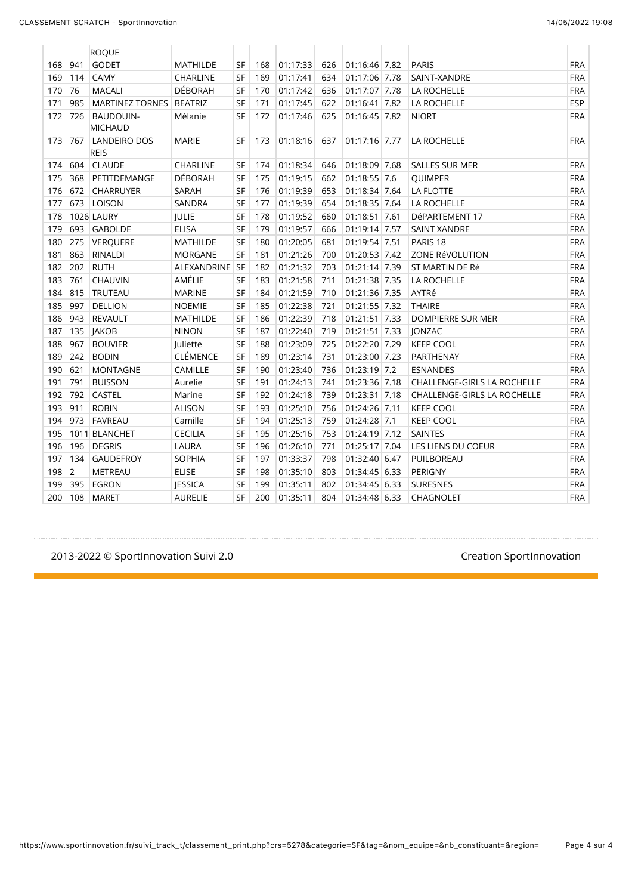|  |  | ROQUE |  |  |  |  |  |  |  |  |  |
|---|---|---|---|---|---|---|---|---|---|---|---|
| 168 | 941 | GODET | MATHILDE | SF | 168 | 01:17:33 | 626 | 01:16:46 | 7.82 | PARIS | FRA |
| 169 | 114 | CAMY | CHARLINE | SF | 169 | 01:17:41 | 634 | 01:17:06 | 7.78 | SAINT-XANDRE | FRA |
| 170 | 76 | MACALI | DÉBORAH | SF | 170 | 01:17:42 | 636 | 01:17:07 | 7.78 | LA ROCHELLE | FRA |
| 171 | 985 | MARTINEZ TORNES | BEATRIZ | SF | 171 | 01:17:45 | 622 | 01:16:41 | 7.82 | LA ROCHELLE | ESP |
| 172 | 726 | BAUDOUIN-MICHAUD | Mélanie | SF | 172 | 01:17:46 | 625 | 01:16:45 | 7.82 | NIORT | FRA |
| 173 | 767 | LANDEIRO DOS REIS | MARIE | SF | 173 | 01:18:16 | 637 | 01:17:16 | 7.77 | LA ROCHELLE | FRA |
| 174 | 604 | CLAUDE | CHARLINE | SF | 174 | 01:18:34 | 646 | 01:18:09 | 7.68 | SALLES SUR MER | FRA |
| 175 | 368 | PETITDEMANGE | DÉBORAH | SF | 175 | 01:19:15 | 662 | 01:18:55 | 7.6 | QUIMPER | FRA |
| 176 | 672 | CHARRUYER | SARAH | SF | 176 | 01:19:39 | 653 | 01:18:34 | 7.64 | LA FLOTTE | FRA |
| 177 | 673 | LOISON | SANDRA | SF | 177 | 01:19:39 | 654 | 01:18:35 | 7.64 | LA ROCHELLE | FRA |
| 178 | 1026 | LAURY | JULIE | SF | 178 | 01:19:52 | 660 | 01:18:51 | 7.61 | DéPARTEMENT 17 | FRA |
| 179 | 693 | GABOLDE | ELISA | SF | 179 | 01:19:57 | 666 | 01:19:14 | 7.57 | SAINT XANDRE | FRA |
| 180 | 275 | VERQUERE | MATHILDE | SF | 180 | 01:20:05 | 681 | 01:19:54 | 7.51 | PARIS 18 | FRA |
| 181 | 863 | RINALDI | MORGANE | SF | 181 | 01:21:26 | 700 | 01:20:53 | 7.42 | ZONE RéVOLUTION | FRA |
| 182 | 202 | RUTH | ALEXANDRINE | SF | 182 | 01:21:32 | 703 | 01:21:14 | 7.39 | ST MARTIN DE Ré | FRA |
| 183 | 761 | CHAUVIN | AMÉLIE | SF | 183 | 01:21:58 | 711 | 01:21:38 | 7.35 | LA ROCHELLE | FRA |
| 184 | 815 | TRUTEAU | MARINE | SF | 184 | 01:21:59 | 710 | 01:21:36 | 7.35 | AYTRé | FRA |
| 185 | 997 | DELLION | NOEMIE | SF | 185 | 01:22:38 | 721 | 01:21:55 | 7.32 | THAIRE | FRA |
| 186 | 943 | REVAULT | MATHILDE | SF | 186 | 01:22:39 | 718 | 01:21:51 | 7.33 | DOMPIERRE SUR MER | FRA |
| 187 | 135 | JAKOB | NINON | SF | 187 | 01:22:40 | 719 | 01:21:51 | 7.33 | JONZAC | FRA |
| 188 | 967 | BOUVIER | Juliette | SF | 188 | 01:23:09 | 725 | 01:22:20 | 7.29 | KEEP COOL | FRA |
| 189 | 242 | BODIN | CLÉMENCE | SF | 189 | 01:23:14 | 731 | 01:23:00 | 7.23 | PARTHENAY | FRA |
| 190 | 621 | MONTAGNE | CAMILLE | SF | 190 | 01:23:40 | 736 | 01:23:19 | 7.2 | ESNANDES | FRA |
| 191 | 791 | BUISSON | Aurelie | SF | 191 | 01:24:13 | 741 | 01:23:36 | 7.18 | CHALLENGE-GIRLS LA ROCHELLE | FRA |
| 192 | 792 | CASTEL | Marine | SF | 192 | 01:24:18 | 739 | 01:23:31 | 7.18 | CHALLENGE-GIRLS LA ROCHELLE | FRA |
| 193 | 911 | ROBIN | ALISON | SF | 193 | 01:25:10 | 756 | 01:24:26 | 7.11 | KEEP COOL | FRA |
| 194 | 973 | FAVREAU | Camille | SF | 194 | 01:25:13 | 759 | 01:24:28 | 7.1 | KEEP COOL | FRA |
| 195 | 1011 | BLANCHET | CECILIA | SF | 195 | 01:25:16 | 753 | 01:24:19 | 7.12 | SAINTES | FRA |
| 196 | 196 | DEGRIS | LAURA | SF | 196 | 01:26:10 | 771 | 01:25:17 | 7.04 | LES LIENS DU COEUR | FRA |
| 197 | 134 | GAUDEFROY | SOPHIA | SF | 197 | 01:33:37 | 798 | 01:32:40 | 6.47 | PUILBOREAU | FRA |
| 198 | 2 | METREAU | ELISE | SF | 198 | 01:35:10 | 803 | 01:34:45 | 6.33 | PERIGNY | FRA |
| 199 | 395 | EGRON | JESSICA | SF | 199 | 01:35:11 | 802 | 01:34:45 | 6.33 | SURESNES | FRA |
| 200 | 108 | MARET | AURELIE | SF | 200 | 01:35:11 | 804 | 01:34:48 | 6.33 | CHAGNOLET | FRA |

2013-2022 © SportInnovation Suivi 2.0 Creation SportInnovation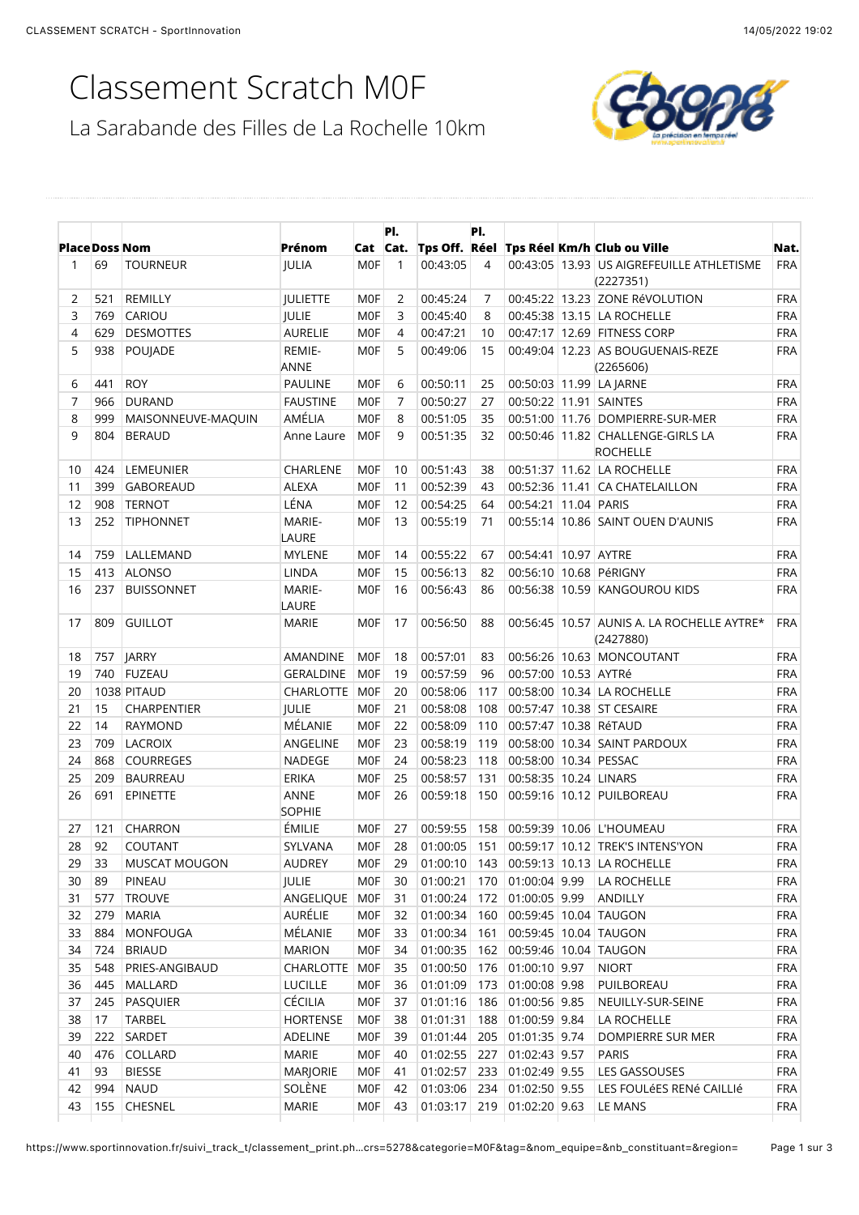# Classement Scratch M0F

## La Sarabande des Filles de La Rochelle 10km

| Place | Doss | Nom | Prénom | Cat | Pl. Cat. | Tps Off. | Pl. Réel | Tps Réel | Km/h | Club ou Ville | Nat. |
|---|---|---|---|---|---|---|---|---|---|---|---|
| 1 | 69 | TOURNEUR | JULIA | M0F | 1 | 00:43:05 | 4 | 00:43:05 | 13.93 | US AIGREFEUILLE ATHLETISME (2227351) | FRA |
| 2 | 521 | REMILLY | JULIETTE | M0F | 2 | 00:45:24 | 7 | 00:45:22 | 13.23 | ZONE RéVOLUTION | FRA |
| 3 | 769 | CARIOU | JULIE | M0F | 3 | 00:45:40 | 8 | 00:45:38 | 13.15 | LA ROCHELLE | FRA |
| 4 | 629 | DESMOTTES | AURELIE | M0F | 4 | 00:47:21 | 10 | 00:47:17 | 12.69 | FITNESS CORP | FRA |
| 5 | 938 | POUJADE | REMIE-ANNE | M0F | 5 | 00:49:06 | 15 | 00:49:04 | 12.23 | AS BOUGUENAIS-REZE (2265606) | FRA |
| 6 | 441 | ROY | PAULINE | M0F | 6 | 00:50:11 | 25 | 00:50:03 | 11.99 | LA JARNE | FRA |
| 7 | 966 | DURAND | FAUSTINE | M0F | 7 | 00:50:27 | 27 | 00:50:22 | 11.91 | SAINTES | FRA |
| 8 | 999 | MAISONNEUVE-MAQUIN | AMÉLIA | M0F | 8 | 00:51:05 | 35 | 00:51:00 | 11.76 | DOMPIERRE-SUR-MER | FRA |
| 9 | 804 | BERAUD | Anne Laure | M0F | 9 | 00:51:35 | 32 | 00:50:46 | 11.82 | CHALLENGE-GIRLS LA ROCHELLE | FRA |
| 10 | 424 | LEMEUNIER | CHARLENE | M0F | 10 | 00:51:43 | 38 | 00:51:37 | 11.62 | LA ROCHELLE | FRA |
| 11 | 399 | GABOREAUD | ALEXA | M0F | 11 | 00:52:39 | 43 | 00:52:36 | 11.41 | CA CHATELAILLON | FRA |
| 12 | 908 | TERNOT | LÉNA | M0F | 12 | 00:54:25 | 64 | 00:54:21 | 11.04 | PARIS | FRA |
| 13 | 252 | TIPHONNET | MARIE-LAURE | M0F | 13 | 00:55:19 | 71 | 00:55:14 | 10.86 | SAINT OUEN D'AUNIS | FRA |
| 14 | 759 | LALLEMAND | MYLENE | M0F | 14 | 00:55:22 | 67 | 00:54:41 | 10.97 | AYTRE | FRA |
| 15 | 413 | ALONSO | LINDA | M0F | 15 | 00:56:13 | 82 | 00:56:10 | 10.68 | PéRIGNY | FRA |
| 16 | 237 | BUISSONNET | MARIE-LAURE | M0F | 16 | 00:56:43 | 86 | 00:56:38 | 10.59 | KANGOUROU KIDS | FRA |
| 17 | 809 | GUILLOT | MARIE | M0F | 17 | 00:56:50 | 88 | 00:56:45 | 10.57 | AUNIS A. LA ROCHELLE AYTRE* (2427880) | FRA |
| 18 | 757 | JARRY | AMANDINE | M0F | 18 | 00:57:01 | 83 | 00:56:26 | 10.63 | MONCOUTANT | FRA |
| 19 | 740 | FUZEAU | GERALDINE | M0F | 19 | 00:57:59 | 96 | 00:57:00 | 10.53 | AYTRé | FRA |
| 20 | 1038 | PITAUD | CHARLOTTE | M0F | 20 | 00:58:06 | 117 | 00:58:00 | 10.34 | LA ROCHELLE | FRA |
| 21 | 15 | CHARPENTIER | JULIE | M0F | 21 | 00:58:08 | 108 | 00:57:47 | 10.38 | ST CESAIRE | FRA |
| 22 | 14 | RAYMOND | MÉLANIE | M0F | 22 | 00:58:09 | 110 | 00:57:47 | 10.38 | RéTAUD | FRA |
| 23 | 709 | LACROIX | ANGELINE | M0F | 23 | 00:58:19 | 119 | 00:58:00 | 10.34 | SAINT PARDOUX | FRA |
| 24 | 868 | COURREGES | NADEGE | M0F | 24 | 00:58:23 | 118 | 00:58:00 | 10.34 | PESSAC | FRA |
| 25 | 209 | BAURREAU | ERIKA | M0F | 25 | 00:58:57 | 131 | 00:58:35 | 10.24 | LINARS | FRA |
| 26 | 691 | EPINETTE | ANNE SOPHIE | M0F | 26 | 00:59:18 | 150 | 00:59:16 | 10.12 | PUILBOREAU | FRA |
| 27 | 121 | CHARRON | ÉMILIE | M0F | 27 | 00:59:55 | 158 | 00:59:39 | 10.06 | L'HOUMEAU | FRA |
| 28 | 92 | COUTANT | SYLVANA | M0F | 28 | 01:00:05 | 151 | 00:59:17 | 10.12 | TREK'S INTENS'YON | FRA |
| 29 | 33 | MUSCAT MOUGON | AUDREY | M0F | 29 | 01:00:10 | 143 | 00:59:13 | 10.13 | LA ROCHELLE | FRA |
| 30 | 89 | PINEAU | JULIE | M0F | 30 | 01:00:21 | 170 | 01:00:04 | 9.99 | LA ROCHELLE | FRA |
| 31 | 577 | TROUVE | ANGELIQUE | M0F | 31 | 01:00:24 | 172 | 01:00:05 | 9.99 | ANDILLY | FRA |
| 32 | 279 | MARIA | AURÉLIE | M0F | 32 | 01:00:34 | 160 | 00:59:45 | 10.04 | TAUGON | FRA |
| 33 | 884 | MONFOUGA | MÉLANIE | M0F | 33 | 01:00:34 | 161 | 00:59:45 | 10.04 | TAUGON | FRA |
| 34 | 724 | BRIAUD | MARION | M0F | 34 | 01:00:35 | 162 | 00:59:46 | 10.04 | TAUGON | FRA |
| 35 | 548 | PRIES-ANGIBAUD | CHARLOTTE | M0F | 35 | 01:00:50 | 176 | 01:00:10 | 9.97 | NIORT | FRA |
| 36 | 445 | MALLARD | LUCILLE | M0F | 36 | 01:01:09 | 173 | 01:00:08 | 9.98 | PUILBOREAU | FRA |
| 37 | 245 | PASQUIER | CÉCILIA | M0F | 37 | 01:01:16 | 186 | 01:00:56 | 9.85 | NEUILLY-SUR-SEINE | FRA |
| 38 | 17 | TARBEL | HORTENSE | M0F | 38 | 01:01:31 | 188 | 01:00:59 | 9.84 | LA ROCHELLE | FRA |
| 39 | 222 | SARDET | ADELINE | M0F | 39 | 01:01:44 | 205 | 01:01:35 | 9.74 | DOMPIERRE SUR MER | FRA |
| 40 | 476 | COLLARD | MARIE | M0F | 40 | 01:02:55 | 227 | 01:02:43 | 9.57 | PARIS | FRA |
| 41 | 93 | BIESSE | MARJORIE | M0F | 41 | 01:02:57 | 233 | 01:02:49 | 9.55 | LES GASSOUSES | FRA |
| 42 | 994 | NAUD | SOLÈNE | M0F | 42 | 01:03:06 | 234 | 01:02:50 | 9.55 | LES FOULéES RENé CAILLIé | FRA |
| 43 | 155 | CHESNEL | MARIE | M0F | 43 | 01:03:17 | 219 | 01:02:20 | 9.63 | LE MANS | FRA |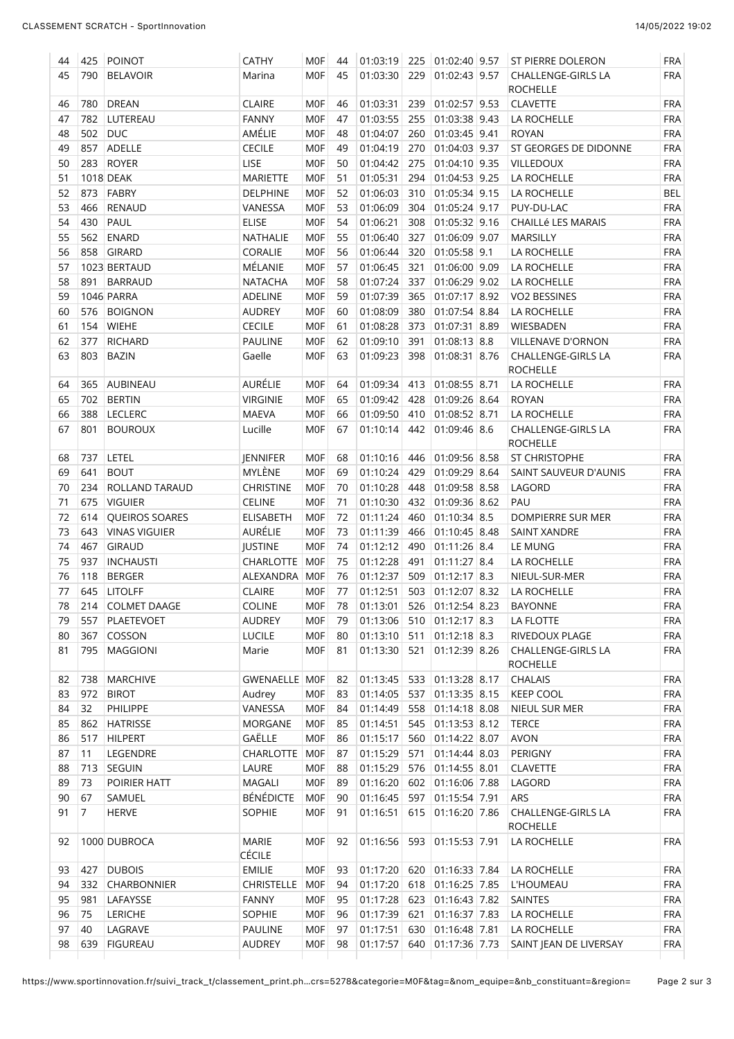| | | | | | | | | | | | |
|---|---|---|---|---|---|---|---|---|---|---|---|
| 44 | 425 | POINOT | CATHY | M0F | 44 | 01:03:19 | 225 | 01:02:40 | 9.57 | ST PIERRE DOLERON | FRA |
| 45 | 790 | BELAVOIR | Marina | M0F | 45 | 01:03:30 | 229 | 01:02:43 | 9.57 | CHALLENGE-GIRLS LA ROCHELLE | FRA |
| 46 | 780 | DREAN | CLAIRE | M0F | 46 | 01:03:31 | 239 | 01:02:57 | 9.53 | CLAVETTE | FRA |
| 47 | 782 | LUTEREAU | FANNY | M0F | 47 | 01:03:55 | 255 | 01:03:38 | 9.43 | LA ROCHELLE | FRA |
| 48 | 502 | DUC | AMÉLIE | M0F | 48 | 01:04:07 | 260 | 01:03:45 | 9.41 | ROYAN | FRA |
| 49 | 857 | ADELLE | CECILE | M0F | 49 | 01:04:19 | 270 | 01:04:03 | 9.37 | ST GEORGES DE DIDONNE | FRA |
| 50 | 283 | ROYER | LISE | M0F | 50 | 01:04:42 | 275 | 01:04:10 | 9.35 | VILLEDOUX | FRA |
| 51 | 1018 | DEAK | MARIETTE | M0F | 51 | 01:05:31 | 294 | 01:04:53 | 9.25 | LA ROCHELLE | FRA |
| 52 | 873 | FABRY | DELPHINE | M0F | 52 | 01:06:03 | 310 | 01:05:34 | 9.15 | LA ROCHELLE | BEL |
| 53 | 466 | RENAUD | VANESSA | M0F | 53 | 01:06:09 | 304 | 01:05:24 | 9.17 | PUY-DU-LAC | FRA |
| 54 | 430 | PAUL | ELISE | M0F | 54 | 01:06:21 | 308 | 01:05:32 | 9.16 | CHAILLé LES MARAIS | FRA |
| 55 | 562 | ENARD | NATHALIE | M0F | 55 | 01:06:40 | 327 | 01:06:09 | 9.07 | MARSILLY | FRA |
| 56 | 858 | GIRARD | CORALIE | M0F | 56 | 01:06:44 | 320 | 01:05:58 | 9.1 | LA ROCHELLE | FRA |
| 57 | 1023 | BERTAUD | MÉLANIE | M0F | 57 | 01:06:45 | 321 | 01:06:00 | 9.09 | LA ROCHELLE | FRA |
| 58 | 891 | BARRAUD | NATACHA | M0F | 58 | 01:07:24 | 337 | 01:06:29 | 9.02 | LA ROCHELLE | FRA |
| 59 | 1046 | PARRA | ADELINE | M0F | 59 | 01:07:39 | 365 | 01:07:17 | 8.92 | VO2 BESSINES | FRA |
| 60 | 576 | BOIGNON | AUDREY | M0F | 60 | 01:08:09 | 380 | 01:07:54 | 8.84 | LA ROCHELLE | FRA |
| 61 | 154 | WIEHE | CECILE | M0F | 61 | 01:08:28 | 373 | 01:07:31 | 8.89 | WIESBADEN | FRA |
| 62 | 377 | RICHARD | PAULINE | M0F | 62 | 01:09:10 | 391 | 01:08:13 | 8.8 | VILLENAVE D'ORNON | FRA |
| 63 | 803 | BAZIN | Gaelle | M0F | 63 | 01:09:23 | 398 | 01:08:31 | 8.76 | CHALLENGE-GIRLS LA ROCHELLE | FRA |
| 64 | 365 | AUBINEAU | AURÉLIE | M0F | 64 | 01:09:34 | 413 | 01:08:55 | 8.71 | LA ROCHELLE | FRA |
| 65 | 702 | BERTIN | VIRGINIE | M0F | 65 | 01:09:42 | 428 | 01:09:26 | 8.64 | ROYAN | FRA |
| 66 | 388 | LECLERC | MAEVA | M0F | 66 | 01:09:50 | 410 | 01:08:52 | 8.71 | LA ROCHELLE | FRA |
| 67 | 801 | BOUROUX | Lucille | M0F | 67 | 01:10:14 | 442 | 01:09:46 | 8.6 | CHALLENGE-GIRLS LA ROCHELLE | FRA |
| 68 | 737 | LETEL | JENNIFER | M0F | 68 | 01:10:16 | 446 | 01:09:56 | 8.58 | ST CHRISTOPHE | FRA |
| 69 | 641 | BOUT | MYLÈNE | M0F | 69 | 01:10:24 | 429 | 01:09:29 | 8.64 | SAINT SAUVEUR D'AUNIS | FRA |
| 70 | 234 | ROLLAND TARAUD | CHRISTINE | M0F | 70 | 01:10:28 | 448 | 01:09:58 | 8.58 | LAGORD | FRA |
| 71 | 675 | VIGUIER | CELINE | M0F | 71 | 01:10:30 | 432 | 01:09:36 | 8.62 | PAU | FRA |
| 72 | 614 | QUEIROS SOARES | ELISABETH | M0F | 72 | 01:11:24 | 460 | 01:10:34 | 8.5 | DOMPIERRE SUR MER | FRA |
| 73 | 643 | VINAS VIGUIER | AURÉLIE | M0F | 73 | 01:11:39 | 466 | 01:10:45 | 8.48 | SAINT XANDRE | FRA |
| 74 | 467 | GIRAUD | JUSTINE | M0F | 74 | 01:12:12 | 490 | 01:11:26 | 8.4 | LE MUNG | FRA |
| 75 | 937 | INCHAUSTI | CHARLOTTE | M0F | 75 | 01:12:28 | 491 | 01:11:27 | 8.4 | LA ROCHELLE | FRA |
| 76 | 118 | BERGER | ALEXANDRA | M0F | 76 | 01:12:37 | 509 | 01:12:17 | 8.3 | NIEUL-SUR-MER | FRA |
| 77 | 645 | LITOLFF | CLAIRE | M0F | 77 | 01:12:51 | 503 | 01:12:07 | 8.32 | LA ROCHELLE | FRA |
| 78 | 214 | COLMET DAAGE | COLINE | M0F | 78 | 01:13:01 | 526 | 01:12:54 | 8.23 | BAYONNE | FRA |
| 79 | 557 | PLAETEVOET | AUDREY | M0F | 79 | 01:13:06 | 510 | 01:12:17 | 8.3 | LA FLOTTE | FRA |
| 80 | 367 | COSSON | LUCILE | M0F | 80 | 01:13:10 | 511 | 01:12:18 | 8.3 | RIVEDOUX PLAGE | FRA |
| 81 | 795 | MAGGIONI | Marie | M0F | 81 | 01:13:30 | 521 | 01:12:39 | 8.26 | CHALLENGE-GIRLS LA ROCHELLE | FRA |
| 82 | 738 | MARCHIVE | GWENAELLE | M0F | 82 | 01:13:45 | 533 | 01:13:28 | 8.17 | CHALAIS | FRA |
| 83 | 972 | BIROT | Audrey | M0F | 83 | 01:14:05 | 537 | 01:13:35 | 8.15 | KEEP COOL | FRA |
| 84 | 32 | PHILIPPE | VANESSA | M0F | 84 | 01:14:49 | 558 | 01:14:18 | 8.08 | NIEUL SUR MER | FRA |
| 85 | 862 | HATRISSE | MORGANE | M0F | 85 | 01:14:51 | 545 | 01:13:53 | 8.12 | TERCE | FRA |
| 86 | 517 | HILPERT | GAËLLE | M0F | 86 | 01:15:17 | 560 | 01:14:22 | 8.07 | AVON | FRA |
| 87 | 11 | LEGENDRE | CHARLOTTE | M0F | 87 | 01:15:29 | 571 | 01:14:44 | 8.03 | PERIGNY | FRA |
| 88 | 713 | SEGUIN | LAURE | M0F | 88 | 01:15:29 | 576 | 01:14:55 | 8.01 | CLAVETTE | FRA |
| 89 | 73 | POIRIER HATT | MAGALI | M0F | 89 | 01:16:20 | 602 | 01:16:06 | 7.88 | LAGORD | FRA |
| 90 | 67 | SAMUEL | BÉNÉDICTE | M0F | 90 | 01:16:45 | 597 | 01:15:54 | 7.91 | ARS | FRA |
| 91 | 7 | HERVE | SOPHIE | M0F | 91 | 01:16:51 | 615 | 01:16:20 | 7.86 | CHALLENGE-GIRLS LA ROCHELLE | FRA |
| 92 | 1000 | DUBROCA | MARIE CÉCILE | M0F | 92 | 01:16:56 | 593 | 01:15:53 | 7.91 | LA ROCHELLE | FRA |
| 93 | 427 | DUBOIS | EMILIE | M0F | 93 | 01:17:20 | 620 | 01:16:33 | 7.84 | LA ROCHELLE | FRA |
| 94 | 332 | CHARBONNIER | CHRISTELLE | M0F | 94 | 01:17:20 | 618 | 01:16:25 | 7.85 | L'HOUMEAU | FRA |
| 95 | 981 | LAFAYSSE | FANNY | M0F | 95 | 01:17:28 | 623 | 01:16:43 | 7.82 | SAINTES | FRA |
| 96 | 75 | LERICHE | SOPHIE | M0F | 96 | 01:17:39 | 621 | 01:16:37 | 7.83 | LA ROCHELLE | FRA |
| 97 | 40 | LAGRAVE | PAULINE | M0F | 97 | 01:17:51 | 630 | 01:16:48 | 7.81 | LA ROCHELLE | FRA |
| 98 | 639 | FIGUREAU | AUDREY | M0F | 98 | 01:17:57 | 640 | 01:17:36 | 7.73 | SAINT JEAN DE LIVERSAY | FRA |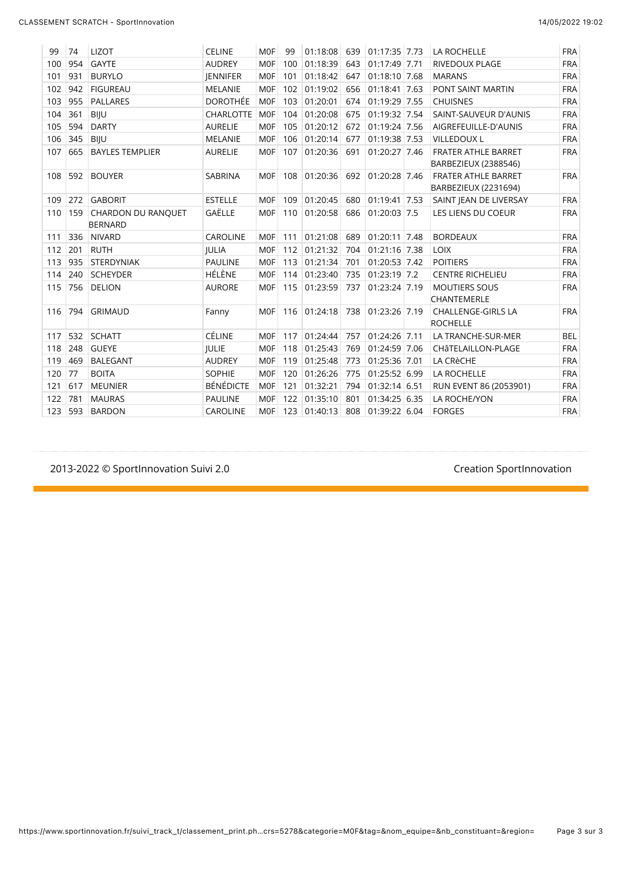| | | | | | | | | | | | |
|---|---|---|---|---|---|---|---|---|---|---|---|
| 99 | 74 | LIZOT | CELINE | M0F | 99 | 01:18:08 | 639 | 01:17:35 | 7.73 | LA ROCHELLE | FRA |
| 100 | 954 | GAYTE | AUDREY | M0F | 100 | 01:18:39 | 643 | 01:17:49 | 7.71 | RIVEDOUX PLAGE | FRA |
| 101 | 931 | BURYLO | JENNIFER | M0F | 101 | 01:18:42 | 647 | 01:18:10 | 7.68 | MARANS | FRA |
| 102 | 942 | FIGUREAU | MELANIE | M0F | 102 | 01:19:02 | 656 | 01:18:41 | 7.63 | PONT SAINT MARTIN | FRA |
| 103 | 955 | PALLARES | DOROTHÉE | M0F | 103 | 01:20:01 | 674 | 01:19:29 | 7.55 | CHUISNES | FRA |
| 104 | 361 | BIJU | CHARLOTTE | M0F | 104 | 01:20:08 | 675 | 01:19:32 | 7.54 | SAINT-SAUVEUR D'AUNIS | FRA |
| 105 | 594 | DARTY | AURELIE | M0F | 105 | 01:20:12 | 672 | 01:19:24 | 7.56 | AIGREFEUILLE-D'AUNIS | FRA |
| 106 | 345 | BIJU | MELANIE | M0F | 106 | 01:20:14 | 677 | 01:19:38 | 7.53 | VILLEDOUX L | FRA |
| 107 | 665 | BAYLES TEMPLIER | AURELIE | M0F | 107 | 01:20:36 | 691 | 01:20:27 | 7.46 | FRATER ATHLE BARRET BARBEZIEUX (2388546) | FRA |
| 108 | 592 | BOUYER | SABRINA | M0F | 108 | 01:20:36 | 692 | 01:20:28 | 7.46 | FRATER ATHLE BARRET BARBEZIEUX (2231694) | FRA |
| 109 | 272 | GABORIT | ESTELLE | M0F | 109 | 01:20:45 | 680 | 01:19:41 | 7.53 | SAINT JEAN DE LIVERSAY | FRA |
| 110 | 159 | CHARDON DU RANQUET BERNARD | GAËLLE | M0F | 110 | 01:20:58 | 686 | 01:20:03 | 7.5 | LES LIENS DU COEUR | FRA |
| 111 | 336 | NIVARD | CAROLINE | M0F | 111 | 01:21:08 | 689 | 01:20:11 | 7.48 | BORDEAUX | FRA |
| 112 | 201 | RUTH | JULIA | M0F | 112 | 01:21:32 | 704 | 01:21:16 | 7.38 | LOIX | FRA |
| 113 | 935 | STERDYNIAK | PAULINE | M0F | 113 | 01:21:34 | 701 | 01:20:53 | 7.42 | POITIERS | FRA |
| 114 | 240 | SCHEYDER | HÉLÈNE | M0F | 114 | 01:23:40 | 735 | 01:23:19 | 7.2 | CENTRE RICHELIEU | FRA |
| 115 | 756 | DELION | AURORE | M0F | 115 | 01:23:59 | 737 | 01:23:24 | 7.19 | MOUTIERS SOUS CHANTEMERLE | FRA |
| 116 | 794 | GRIMAUD | Fanny | M0F | 116 | 01:24:18 | 738 | 01:23:26 | 7.19 | CHALLENGE-GIRLS LA ROCHELLE | FRA |
| 117 | 532 | SCHATT | CÉLINE | M0F | 117 | 01:24:44 | 757 | 01:24:26 | 7.11 | LA TRANCHE-SUR-MER | BEL |
| 118 | 248 | GUEYE | JULIE | M0F | 118 | 01:25:43 | 769 | 01:24:59 | 7.06 | CHâTELAILLON-PLAGE | FRA |
| 119 | 469 | BALEGANT | AUDREY | M0F | 119 | 01:25:48 | 773 | 01:25:36 | 7.01 | LA CRèCHE | FRA |
| 120 | 77 | BOITA | SOPHIE | M0F | 120 | 01:26:26 | 775 | 01:25:52 | 6.99 | LA ROCHELLE | FRA |
| 121 | 617 | MEUNIER | BÉNÉDICTE | M0F | 121 | 01:32:21 | 794 | 01:32:14 | 6.51 | RUN EVENT 86 (2053901) | FRA |
| 122 | 781 | MAURAS | PAULINE | M0F | 122 | 01:35:10 | 801 | 01:34:25 | 6.35 | LA ROCHE/YON | FRA |
| 123 | 593 | BARDON | CAROLINE | M0F | 123 | 01:40:13 | 808 | 01:39:22 | 6.04 | FORGES | FRA |

2013-2022 © SportInnovation Suivi 2.0 — Creation SportInnovation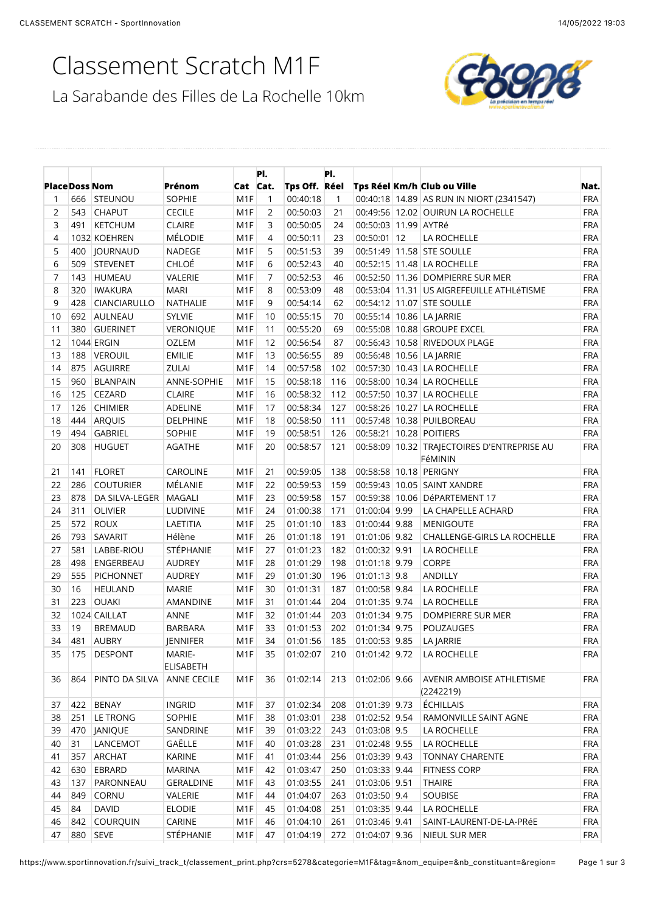# Classement Scratch M1F

## La Sarabande des Filles de La Rochelle 10km

| Place | Doss | Nom | Prénom | Cat | Pl. Cat. | Tps Off. | Pl. Réel | Tps Réel | Km/h | Club ou Ville | Nat. |
|---|---|---|---|---|---|---|---|---|---|---|---|
| 1 | 666 | STEUNOU | SOPHIE | M1F | 1 | 00:40:18 | 1 | 00:40:18 | 14.89 | AS RUN IN NIORT (2341547) | FRA |
| 2 | 543 | CHAPUT | CECILE | M1F | 2 | 00:50:03 | 21 | 00:49:56 | 12.02 | OUIRUN LA ROCHELLE | FRA |
| 3 | 491 | KETCHUM | CLAIRE | M1F | 3 | 00:50:05 | 24 | 00:50:03 | 11.99 | AYTRé | FRA |
| 4 | 1032 | KOEHREN | MÉLODIE | M1F | 4 | 00:50:11 | 23 | 00:50:01 | 12 | LA ROCHELLE | FRA |
| 5 | 400 | JOURNAUD | NADEGE | M1F | 5 | 00:51:53 | 39 | 00:51:49 | 11.58 | STE SOULLE | FRA |
| 6 | 509 | STEVENET | CHLOÉ | M1F | 6 | 00:52:43 | 40 | 00:52:15 | 11.48 | LA ROCHELLE | FRA |
| 7 | 143 | HUMEAU | VALERIE | M1F | 7 | 00:52:53 | 46 | 00:52:50 | 11.36 | DOMPIERRE SUR MER | FRA |
| 8 | 320 | IWAKURA | MARI | M1F | 8 | 00:53:09 | 48 | 00:53:04 | 11.31 | US AIGREFEUILLE ATHLéTISME | FRA |
| 9 | 428 | CIANCIARULLO | NATHALIE | M1F | 9 | 00:54:14 | 62 | 00:54:12 | 11.07 | STE SOULLE | FRA |
| 10 | 692 | AULNEAU | SYLVIE | M1F | 10 | 00:55:15 | 70 | 00:55:14 | 10.86 | LA JARRIE | FRA |
| 11 | 380 | GUERINET | VERONIQUE | M1F | 11 | 00:55:20 | 69 | 00:55:08 | 10.88 | GROUPE EXCEL | FRA |
| 12 | 1044 | ERGIN | OZLEM | M1F | 12 | 00:56:54 | 87 | 00:56:43 | 10.58 | RIVEDOUX PLAGE | FRA |
| 13 | 188 | VEROUIL | EMILIE | M1F | 13 | 00:56:55 | 89 | 00:56:48 | 10.56 | LA JARRIE | FRA |
| 14 | 875 | AGUIRRE | ZULAI | M1F | 14 | 00:57:58 | 102 | 00:57:30 | 10.43 | LA ROCHELLE | FRA |
| 15 | 960 | BLANPAIN | ANNE-SOPHIE | M1F | 15 | 00:58:18 | 116 | 00:58:00 | 10.34 | LA ROCHELLE | FRA |
| 16 | 125 | CEZARD | CLAIRE | M1F | 16 | 00:58:32 | 112 | 00:57:50 | 10.37 | LA ROCHELLE | FRA |
| 17 | 126 | CHIMIER | ADELINE | M1F | 17 | 00:58:34 | 127 | 00:58:26 | 10.27 | LA ROCHELLE | FRA |
| 18 | 444 | ARQUIS | DELPHINE | M1F | 18 | 00:58:50 | 111 | 00:57:48 | 10.38 | PUILBOREAU | FRA |
| 19 | 494 | GABRIEL | SOPHIE | M1F | 19 | 00:58:51 | 126 | 00:58:21 | 10.28 | POITIERS | FRA |
| 20 | 308 | HUGUET | AGATHE | M1F | 20 | 00:58:57 | 121 | 00:58:09 | 10.32 | TRAJECTOIRES D'ENTREPRISE AU FéMININ | FRA |
| 21 | 141 | FLORET | CAROLINE | M1F | 21 | 00:59:05 | 138 | 00:58:58 | 10.18 | PERIGNY | FRA |
| 22 | 286 | COUTURIER | MÉLANIE | M1F | 22 | 00:59:53 | 159 | 00:59:43 | 10.05 | SAINT XANDRE | FRA |
| 23 | 878 | DA SILVA-LEGER | MAGALI | M1F | 23 | 00:59:58 | 157 | 00:59:38 | 10.06 | DéPARTEMENT 17 | FRA |
| 24 | 311 | OLIVIER | LUDIVINE | M1F | 24 | 01:00:38 | 171 | 01:00:04 | 9.99 | LA CHAPELLE ACHARD | FRA |
| 25 | 572 | ROUX | LAETITIA | M1F | 25 | 01:01:10 | 183 | 01:00:44 | 9.88 | MENIGOUTE | FRA |
| 26 | 793 | SAVARIT | Hélène | M1F | 26 | 01:01:18 | 191 | 01:01:06 | 9.82 | CHALLENGE-GIRLS LA ROCHELLE | FRA |
| 27 | 581 | LABBE-RIOU | STÉPHANIE | M1F | 27 | 01:01:23 | 182 | 01:00:32 | 9.91 | LA ROCHELLE | FRA |
| 28 | 498 | ENGERBEAU | AUDREY | M1F | 28 | 01:01:29 | 198 | 01:01:18 | 9.79 | CORPE | FRA |
| 29 | 555 | PICHONNET | AUDREY | M1F | 29 | 01:01:30 | 196 | 01:01:13 | 9.8 | ANDILLY | FRA |
| 30 | 16 | HEULAND | MARIE | M1F | 30 | 01:01:31 | 187 | 01:00:58 | 9.84 | LA ROCHELLE | FRA |
| 31 | 223 | OUAKI | AMANDINE | M1F | 31 | 01:01:44 | 204 | 01:01:35 | 9.74 | LA ROCHELLE | FRA |
| 32 | 1024 | CAILLAT | ANNE | M1F | 32 | 01:01:44 | 203 | 01:01:34 | 9.75 | DOMPIERRE SUR MER | FRA |
| 33 | 19 | BREMAUD | BARBARA | M1F | 33 | 01:01:53 | 202 | 01:01:34 | 9.75 | POUZAUGES | FRA |
| 34 | 481 | AUBRY | JENNIFER | M1F | 34 | 01:01:56 | 185 | 01:00:53 | 9.85 | LA JARRIE | FRA |
| 35 | 175 | DESPONT | MARIE-ELISABETH | M1F | 35 | 01:02:07 | 210 | 01:01:42 | 9.72 | LA ROCHELLE | FRA |
| 36 | 864 | PINTO DA SILVA | ANNE CECILE | M1F | 36 | 01:02:14 | 213 | 01:02:06 | 9.66 | AVENIR AMBOISE ATHLETISME (2242219) | FRA |
| 37 | 422 | BENAY | INGRID | M1F | 37 | 01:02:34 | 208 | 01:01:39 | 9.73 | ÉCHILLAIS | FRA |
| 38 | 251 | LE TRONG | SOPHIE | M1F | 38 | 01:03:01 | 238 | 01:02:52 | 9.54 | RAMONVILLE SAINT AGNE | FRA |
| 39 | 470 | JANIQUE | SANDRINE | M1F | 39 | 01:03:22 | 243 | 01:03:08 | 9.5 | LA ROCHELLE | FRA |
| 40 | 31 | LANCEMOT | GAËLLE | M1F | 40 | 01:03:28 | 231 | 01:02:48 | 9.55 | LA ROCHELLE | FRA |
| 41 | 357 | ARCHAT | KARINE | M1F | 41 | 01:03:44 | 256 | 01:03:39 | 9.43 | TONNAY CHARENTE | FRA |
| 42 | 630 | EBRARD | MARINA | M1F | 42 | 01:03:47 | 250 | 01:03:33 | 9.44 | FITNESS CORP | FRA |
| 43 | 137 | PARONNEAU | GERALDINE | M1F | 43 | 01:03:55 | 241 | 01:03:06 | 9.51 | THAIRE | FRA |
| 44 | 849 | CORNU | VALERIE | M1F | 44 | 01:04:07 | 263 | 01:03:50 | 9.4 | SOUBISE | FRA |
| 45 | 84 | DAVID | ELODIE | M1F | 45 | 01:04:08 | 251 | 01:03:35 | 9.44 | LA ROCHELLE | FRA |
| 46 | 842 | COURQUIN | CARINE | M1F | 46 | 01:04:10 | 261 | 01:03:46 | 9.41 | SAINT-LAURENT-DE-LA-PRéE | FRA |
| 47 | 880 | SEVE | STÉPHANIE | M1F | 47 | 01:04:19 | 272 | 01:04:07 | 9.36 | NIEUL SUR MER | FRA |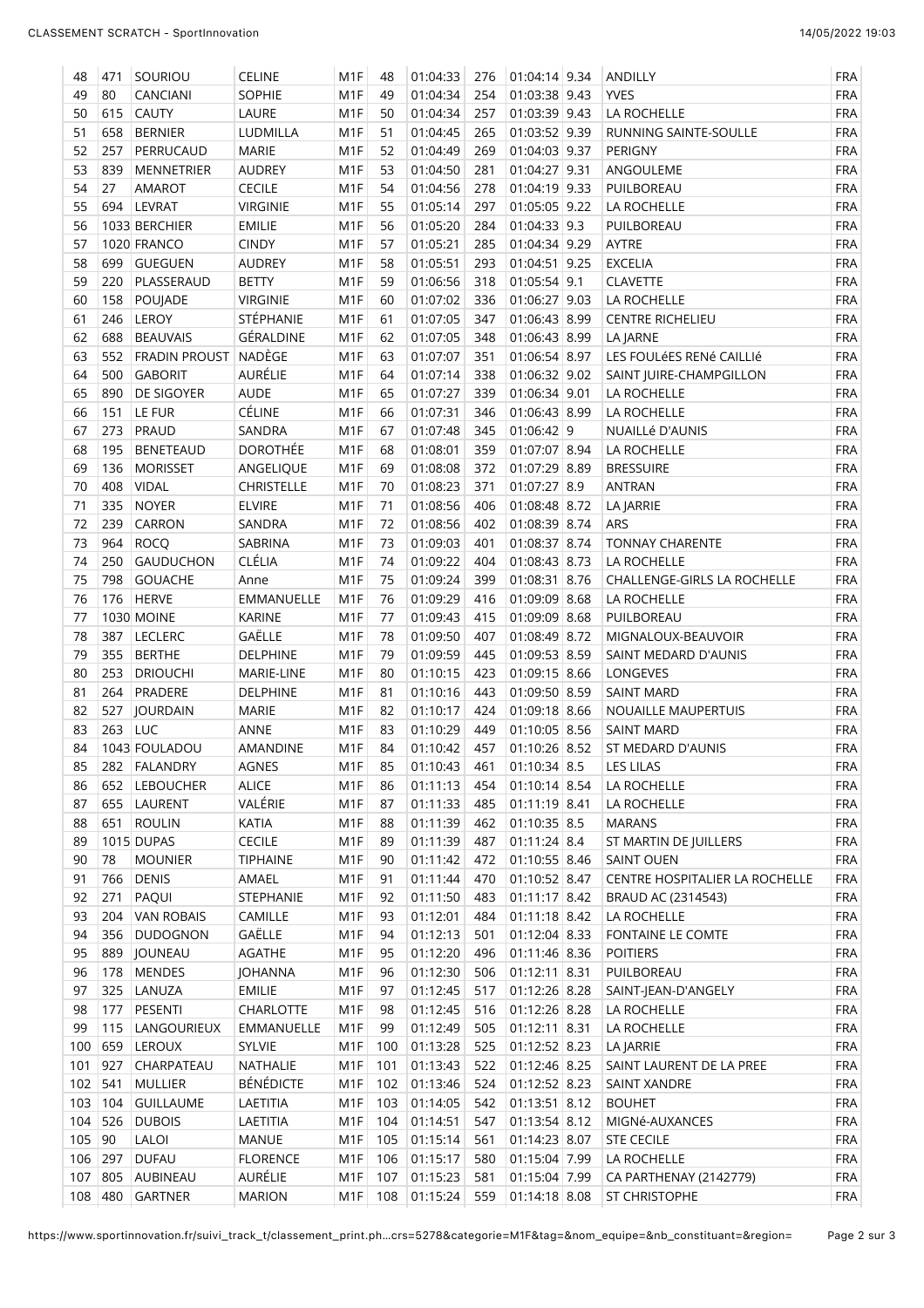| | | | | | | | | | | | | |
|---|---|---|---|---|---|---|---|---|---|---|---|---|
| 48 | 471 | SOURIOU | CELINE | M1F | 48 | 01:04:33 | 276 | 01:04:14 | 9.34 | ANDILLY | FRA |
| 49 | 80 | CANCIANI | SOPHIE | M1F | 49 | 01:04:34 | 254 | 01:03:38 | 9.43 | YVES | FRA |
| 50 | 615 | CAUTY | LAURE | M1F | 50 | 01:04:34 | 257 | 01:03:39 | 9.43 | LA ROCHELLE | FRA |
| 51 | 658 | BERNIER | LUDMILLA | M1F | 51 | 01:04:45 | 265 | 01:03:52 | 9.39 | RUNNING SAINTE-SOULLE | FRA |
| 52 | 257 | PERRUCAUD | MARIE | M1F | 52 | 01:04:49 | 269 | 01:04:03 | 9.37 | PERIGNY | FRA |
| 53 | 839 | MENNETRIER | AUDREY | M1F | 53 | 01:04:50 | 281 | 01:04:27 | 9.31 | ANGOULEME | FRA |
| 54 | 27 | AMAROT | CECILE | M1F | 54 | 01:04:56 | 278 | 01:04:19 | 9.33 | PUILBOREAU | FRA |
| 55 | 694 | LEVRAT | VIRGINIE | M1F | 55 | 01:05:14 | 297 | 01:05:05 | 9.22 | LA ROCHELLE | FRA |
| 56 | 1033 | BERCHIER | EMILIE | M1F | 56 | 01:05:20 | 284 | 01:04:33 | 9.3 | PUILBOREAU | FRA |
| 57 | 1020 | FRANCO | CINDY | M1F | 57 | 01:05:21 | 285 | 01:04:34 | 9.29 | AYTRE | FRA |
| 58 | 699 | GUEGUEN | AUDREY | M1F | 58 | 01:05:51 | 293 | 01:04:51 | 9.25 | EXCELIA | FRA |
| 59 | 220 | PLASSERAUD | BETTY | M1F | 59 | 01:06:56 | 318 | 01:05:54 | 9.1 | CLAVETTE | FRA |
| 60 | 158 | POUJADE | VIRGINIE | M1F | 60 | 01:07:02 | 336 | 01:06:27 | 9.03 | LA ROCHELLE | FRA |
| 61 | 246 | LEROY | STÉPHANIE | M1F | 61 | 01:07:05 | 347 | 01:06:43 | 8.99 | CENTRE RICHELIEU | FRA |
| 62 | 688 | BEAUVAIS | GÉRALDINE | M1F | 62 | 01:07:05 | 348 | 01:06:43 | 8.99 | LA JARNE | FRA |
| 63 | 552 | FRADIN PROUST | NADÈGE | M1F | 63 | 01:07:07 | 351 | 01:06:54 | 8.97 | LES FOULéES RENé CAILLIé | FRA |
| 64 | 500 | GABORIT | AURÉLIE | M1F | 64 | 01:07:14 | 338 | 01:06:32 | 9.02 | SAINT JUIRE-CHAMPGILLON | FRA |
| 65 | 890 | DE SIGOYER | AUDE | M1F | 65 | 01:07:27 | 339 | 01:06:34 | 9.01 | LA ROCHELLE | FRA |
| 66 | 151 | LE FUR | CÉLINE | M1F | 66 | 01:07:31 | 346 | 01:06:43 | 8.99 | LA ROCHELLE | FRA |
| 67 | 273 | PRAUD | SANDRA | M1F | 67 | 01:07:48 | 345 | 01:06:42 | 9 | NUAILLé D'AUNIS | FRA |
| 68 | 195 | BENETEAUD | DOROTHÉE | M1F | 68 | 01:08:01 | 359 | 01:07:07 | 8.94 | LA ROCHELLE | FRA |
| 69 | 136 | MORISSET | ANGELIQUE | M1F | 69 | 01:08:08 | 372 | 01:07:29 | 8.89 | BRESSUIRE | FRA |
| 70 | 408 | VIDAL | CHRISTELLE | M1F | 70 | 01:08:23 | 371 | 01:07:27 | 8.9 | ANTRAN | FRA |
| 71 | 335 | NOYER | ELVIRE | M1F | 71 | 01:08:56 | 406 | 01:08:48 | 8.72 | LA JARRIE | FRA |
| 72 | 239 | CARRON | SANDRA | M1F | 72 | 01:08:56 | 402 | 01:08:39 | 8.74 | ARS | FRA |
| 73 | 964 | ROCQ | SABRINA | M1F | 73 | 01:09:03 | 401 | 01:08:37 | 8.74 | TONNAY CHARENTE | FRA |
| 74 | 250 | GAUDUCHON | CLÉLIA | M1F | 74 | 01:09:22 | 404 | 01:08:43 | 8.73 | LA ROCHELLE | FRA |
| 75 | 798 | GOUACHE | Anne | M1F | 75 | 01:09:24 | 399 | 01:08:31 | 8.76 | CHALLENGE-GIRLS LA ROCHELLE | FRA |
| 76 | 176 | HERVE | EMMANUELLE | M1F | 76 | 01:09:29 | 416 | 01:09:09 | 8.68 | LA ROCHELLE | FRA |
| 77 | 1030 | MOINE | KARINE | M1F | 77 | 01:09:43 | 415 | 01:09:09 | 8.68 | PUILBOREAU | FRA |
| 78 | 387 | LECLERC | GAËLLE | M1F | 78 | 01:09:50 | 407 | 01:08:49 | 8.72 | MIGNALOUX-BEAUVOIR | FRA |
| 79 | 355 | BERTHE | DELPHINE | M1F | 79 | 01:09:59 | 445 | 01:09:53 | 8.59 | SAINT MEDARD D'AUNIS | FRA |
| 80 | 253 | DRIOUCHI | MARIE-LINE | M1F | 80 | 01:10:15 | 423 | 01:09:15 | 8.66 | LONGEVES | FRA |
| 81 | 264 | PRADERE | DELPHINE | M1F | 81 | 01:10:16 | 443 | 01:09:50 | 8.59 | SAINT MARD | FRA |
| 82 | 527 | JOURDAIN | MARIE | M1F | 82 | 01:10:17 | 424 | 01:09:18 | 8.66 | NOUAILLE MAUPERTUIS | FRA |
| 83 | 263 | LUC | ANNE | M1F | 83 | 01:10:29 | 449 | 01:10:05 | 8.56 | SAINT MARD | FRA |
| 84 | 1043 | FOULADOU | AMANDINE | M1F | 84 | 01:10:42 | 457 | 01:10:26 | 8.52 | ST MEDARD D'AUNIS | FRA |
| 85 | 282 | FALANDRY | AGNES | M1F | 85 | 01:10:43 | 461 | 01:10:34 | 8.5 | LES LILAS | FRA |
| 86 | 652 | LEBOUCHER | ALICE | M1F | 86 | 01:11:13 | 454 | 01:10:14 | 8.54 | LA ROCHELLE | FRA |
| 87 | 655 | LAURENT | VALÉRIE | M1F | 87 | 01:11:33 | 485 | 01:11:19 | 8.41 | LA ROCHELLE | FRA |
| 88 | 651 | ROULIN | KATIA | M1F | 88 | 01:11:39 | 462 | 01:10:35 | 8.5 | MARANS | FRA |
| 89 | 1015 | DUPAS | CECILE | M1F | 89 | 01:11:39 | 487 | 01:11:24 | 8.4 | ST MARTIN DE JUILLERS | FRA |
| 90 | 78 | MOUNIER | TIPHAINE | M1F | 90 | 01:11:42 | 472 | 01:10:55 | 8.46 | SAINT OUEN | FRA |
| 91 | 766 | DENIS | AMAEL | M1F | 91 | 01:11:44 | 470 | 01:10:52 | 8.47 | CENTRE HOSPITALIER LA ROCHELLE | FRA |
| 92 | 271 | PAQUI | STEPHANIE | M1F | 92 | 01:11:50 | 483 | 01:11:17 | 8.42 | BRAUD AC (2314543) | FRA |
| 93 | 204 | VAN ROBAIS | CAMILLE | M1F | 93 | 01:12:01 | 484 | 01:11:18 | 8.42 | LA ROCHELLE | FRA |
| 94 | 356 | DUDOGNON | GAËLLE | M1F | 94 | 01:12:13 | 501 | 01:12:04 | 8.33 | FONTAINE LE COMTE | FRA |
| 95 | 889 | JOUNEAU | AGATHE | M1F | 95 | 01:12:20 | 496 | 01:11:46 | 8.36 | POITIERS | FRA |
| 96 | 178 | MENDES | JOHANNA | M1F | 96 | 01:12:30 | 506 | 01:12:11 | 8.31 | PUILBOREAU | FRA |
| 97 | 325 | LANUZA | EMILIE | M1F | 97 | 01:12:45 | 517 | 01:12:26 | 8.28 | SAINT-JEAN-D'ANGELY | FRA |
| 98 | 177 | PESENTI | CHARLOTTE | M1F | 98 | 01:12:45 | 516 | 01:12:26 | 8.28 | LA ROCHELLE | FRA |
| 99 | 115 | LANGOURIEUX | EMMANUELLE | M1F | 99 | 01:12:49 | 505 | 01:12:11 | 8.31 | LA ROCHELLE | FRA |
| 100 | 659 | LEROUX | SYLVIE | M1F | 100 | 01:13:28 | 525 | 01:12:52 | 8.23 | LA JARRIE | FRA |
| 101 | 927 | CHARPATEAU | NATHALIE | M1F | 101 | 01:13:43 | 522 | 01:12:46 | 8.25 | SAINT LAURENT DE LA PREE | FRA |
| 102 | 541 | MULLIER | BÉNÉDICTE | M1F | 102 | 01:13:46 | 524 | 01:12:52 | 8.23 | SAINT XANDRE | FRA |
| 103 | 104 | GUILLAUME | LAETITIA | M1F | 103 | 01:14:05 | 542 | 01:13:51 | 8.12 | BOUHET | FRA |
| 104 | 526 | DUBOIS | LAETITIA | M1F | 104 | 01:14:51 | 547 | 01:13:54 | 8.12 | MIGNé-AUXANCES | FRA |
| 105 | 90 | LALOI | MANUE | M1F | 105 | 01:15:14 | 561 | 01:14:23 | 8.07 | STE CECILE | FRA |
| 106 | 297 | DUFAU | FLORENCE | M1F | 106 | 01:15:17 | 580 | 01:15:04 | 7.99 | LA ROCHELLE | FRA |
| 107 | 805 | AUBINEAU | AURÉLIE | M1F | 107 | 01:15:23 | 581 | 01:15:04 | 7.99 | CA PARTHENAY (2142779) | FRA |
| 108 | 480 | GARTNER | MARION | M1F | 108 | 01:15:24 | 559 | 01:14:18 | 8.08 | ST CHRISTOPHE | FRA |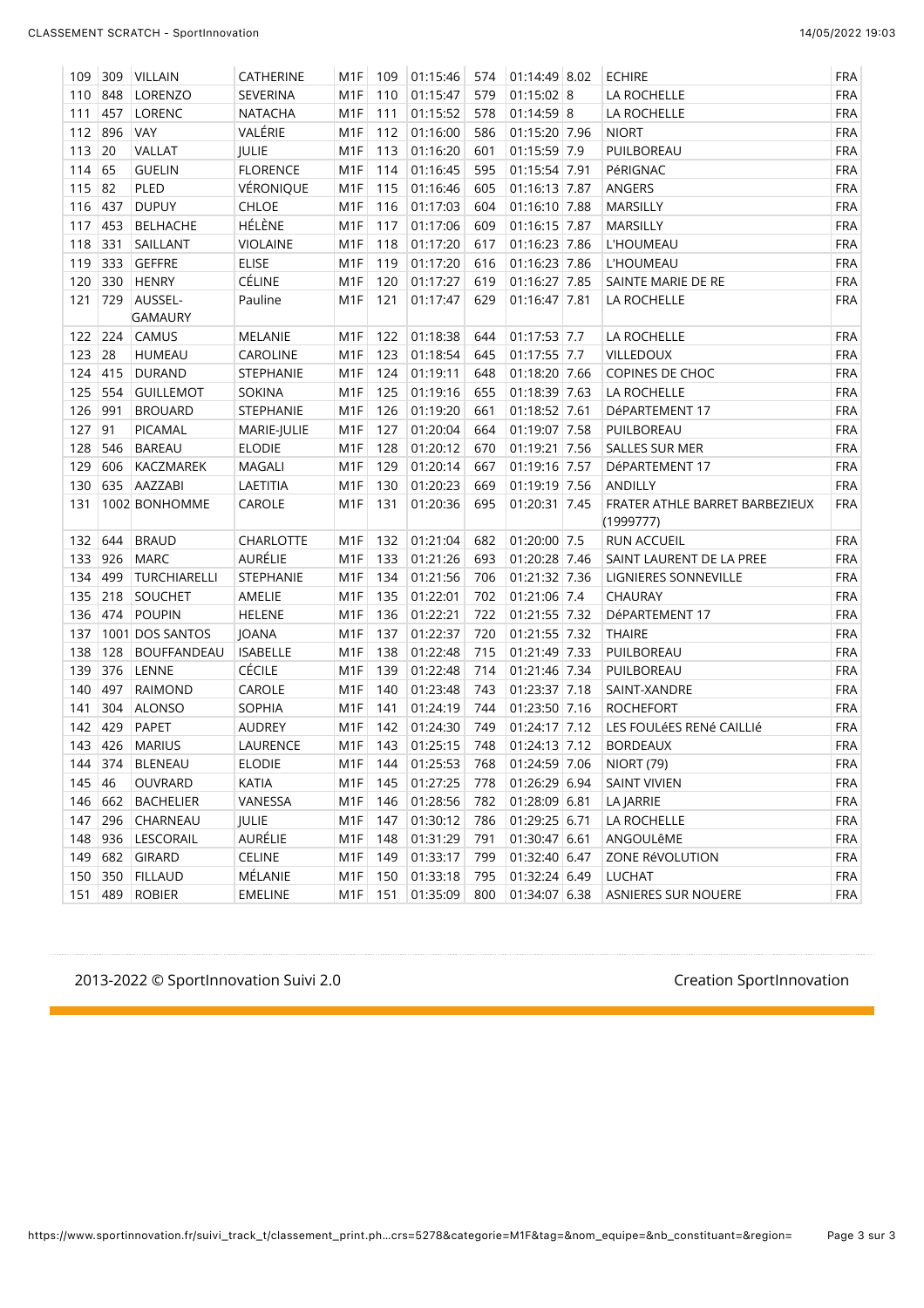| 109 | 309 | VILLAIN | CATHERINE | M1F | 109 | 01:15:46 | 574 | 01:14:49 | 8.02 | ECHIRE | FRA |
|---|---|---|---|---|---|---|---|---|---|---|---|
| 110 | 848 | LORENZO | SEVERINA | M1F | 110 | 01:15:47 | 579 | 01:15:02 | 8 | LA ROCHELLE | FRA |
| 111 | 457 | LORENC | NATACHA | M1F | 111 | 01:15:52 | 578 | 01:14:59 | 8 | LA ROCHELLE | FRA |
| 112 | 896 | VAY | VALÉRIE | M1F | 112 | 01:16:00 | 586 | 01:15:20 | 7.96 | NIORT | FRA |
| 113 | 20 | VALLAT | JULIE | M1F | 113 | 01:16:20 | 601 | 01:15:59 | 7.9 | PUILBOREAU | FRA |
| 114 | 65 | GUELIN | FLORENCE | M1F | 114 | 01:16:45 | 595 | 01:15:54 | 7.91 | PéRIGNAC | FRA |
| 115 | 82 | PLED | VÉRONIQUE | M1F | 115 | 01:16:46 | 605 | 01:16:13 | 7.87 | ANGERS | FRA |
| 116 | 437 | DUPUY | CHLOE | M1F | 116 | 01:17:03 | 604 | 01:16:10 | 7.88 | MARSILLY | FRA |
| 117 | 453 | BELHACHE | HÉLÈNE | M1F | 117 | 01:17:06 | 609 | 01:16:15 | 7.87 | MARSILLY | FRA |
| 118 | 331 | SAILLANT | VIOLAINE | M1F | 118 | 01:17:20 | 617 | 01:16:23 | 7.86 | L'HOUMEAU | FRA |
| 119 | 333 | GEFFRE | ELISE | M1F | 119 | 01:17:20 | 616 | 01:16:23 | 7.86 | L'HOUMEAU | FRA |
| 120 | 330 | HENRY | CÉLINE | M1F | 120 | 01:17:27 | 619 | 01:16:27 | 7.85 | SAINTE MARIE DE RE | FRA |
| 121 | 729 | AUSSEL-GAMAURY | Pauline | M1F | 121 | 01:17:47 | 629 | 01:16:47 | 7.81 | LA ROCHELLE | FRA |
| 122 | 224 | CAMUS | MELANIE | M1F | 122 | 01:18:38 | 644 | 01:17:53 | 7.7 | LA ROCHELLE | FRA |
| 123 | 28 | HUMEAU | CAROLINE | M1F | 123 | 01:18:54 | 645 | 01:17:55 | 7.7 | VILLEDOUX | FRA |
| 124 | 415 | DURAND | STEPHANIE | M1F | 124 | 01:19:11 | 648 | 01:18:20 | 7.66 | COPINES DE CHOC | FRA |
| 125 | 554 | GUILLEMOT | SOKINA | M1F | 125 | 01:19:16 | 655 | 01:18:39 | 7.63 | LA ROCHELLE | FRA |
| 126 | 991 | BROUARD | STEPHANIE | M1F | 126 | 01:19:20 | 661 | 01:18:52 | 7.61 | DéPARTEMENT 17 | FRA |
| 127 | 91 | PICAMAL | MARIE-JULIE | M1F | 127 | 01:20:04 | 664 | 01:19:07 | 7.58 | PUILBOREAU | FRA |
| 128 | 546 | BAREAU | ELODIE | M1F | 128 | 01:20:12 | 670 | 01:19:21 | 7.56 | SALLES SUR MER | FRA |
| 129 | 606 | KACZMAREK | MAGALI | M1F | 129 | 01:20:14 | 667 | 01:19:16 | 7.57 | DéPARTEMENT 17 | FRA |
| 130 | 635 | AAZZABI | LAETITIA | M1F | 130 | 01:20:23 | 669 | 01:19:19 | 7.56 | ANDILLY | FRA |
| 131 | 1002 | BONHOMME | CAROLE | M1F | 131 | 01:20:36 | 695 | 01:20:31 | 7.45 | FRATER ATHLE BARRET BARBEZIEUX (1999777) | FRA |
| 132 | 644 | BRAUD | CHARLOTTE | M1F | 132 | 01:21:04 | 682 | 01:20:00 | 7.5 | RUN ACCUEIL | FRA |
| 133 | 926 | MARC | AURÉLIE | M1F | 133 | 01:21:26 | 693 | 01:20:28 | 7.46 | SAINT LAURENT DE LA PREE | FRA |
| 134 | 499 | TURCHIARELLI | STEPHANIE | M1F | 134 | 01:21:56 | 706 | 01:21:32 | 7.36 | LIGNIERES SONNEVILLE | FRA |
| 135 | 218 | SOUCHET | AMELIE | M1F | 135 | 01:22:01 | 702 | 01:21:06 | 7.4 | CHAURAY | FRA |
| 136 | 474 | POUPIN | HELENE | M1F | 136 | 01:22:21 | 722 | 01:21:55 | 7.32 | DéPARTEMENT 17 | FRA |
| 137 | 1001 | DOS SANTOS | JOANA | M1F | 137 | 01:22:37 | 720 | 01:21:55 | 7.32 | THAIRE | FRA |
| 138 | 128 | BOUFFANDEAU | ISABELLE | M1F | 138 | 01:22:48 | 715 | 01:21:49 | 7.33 | PUILBOREAU | FRA |
| 139 | 376 | LENNE | CÉCILE | M1F | 139 | 01:22:48 | 714 | 01:21:46 | 7.34 | PUILBOREAU | FRA |
| 140 | 497 | RAIMOND | CAROLE | M1F | 140 | 01:23:48 | 743 | 01:23:37 | 7.18 | SAINT-XANDRE | FRA |
| 141 | 304 | ALONSO | SOPHIA | M1F | 141 | 01:24:19 | 744 | 01:23:50 | 7.16 | ROCHEFORT | FRA |
| 142 | 429 | PAPET | AUDREY | M1F | 142 | 01:24:30 | 749 | 01:24:17 | 7.12 | LES FOULéES RENé CAILLIé | FRA |
| 143 | 426 | MARIUS | LAURENCE | M1F | 143 | 01:25:15 | 748 | 01:24:13 | 7.12 | BORDEAUX | FRA |
| 144 | 374 | BLENEAU | ELODIE | M1F | 144 | 01:25:53 | 768 | 01:24:59 | 7.06 | NIORT (79) | FRA |
| 145 | 46 | OUVRARD | KATIA | M1F | 145 | 01:27:25 | 778 | 01:26:29 | 6.94 | SAINT VIVIEN | FRA |
| 146 | 662 | BACHELIER | VANESSA | M1F | 146 | 01:28:56 | 782 | 01:28:09 | 6.81 | LA JARRIE | FRA |
| 147 | 296 | CHARNEAU | JULIE | M1F | 147 | 01:30:12 | 786 | 01:29:25 | 6.71 | LA ROCHELLE | FRA |
| 148 | 936 | LESCORAIL | AURÉLIE | M1F | 148 | 01:31:29 | 791 | 01:30:47 | 6.61 | ANGOULêME | FRA |
| 149 | 682 | GIRARD | CELINE | M1F | 149 | 01:33:17 | 799 | 01:32:40 | 6.47 | ZONE RéVOLUTION | FRA |
| 150 | 350 | FILLAUD | MÉLANIE | M1F | 150 | 01:33:18 | 795 | 01:32:24 | 6.49 | LUCHAT | FRA |
| 151 | 489 | ROBIER | EMELINE | M1F | 151 | 01:35:09 | 800 | 01:34:07 | 6.38 | ASNIERES SUR NOUERE | FRA |

2013-2022 © SportInnovation Suivi 2.0

Creation SportInnovation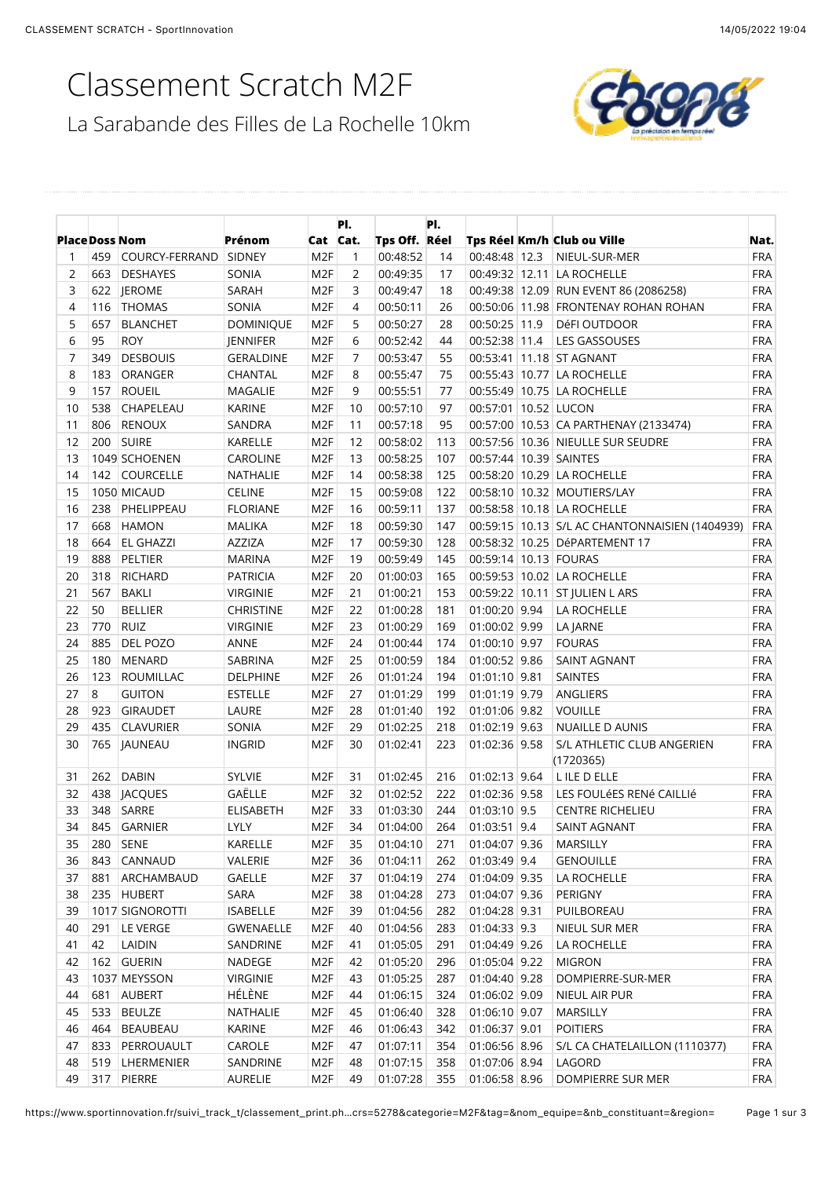# Classement Scratch M2F

## La Sarabande des Filles de La Rochelle 10km

| Place | Doss | Nom | Prénom | Cat | Pl. Cat. | Tps Off. | Pl. Réel | Tps Réel | Km/h | Club ou Ville | Nat. |
|---|---|---|---|---|---|---|---|---|---|---|---|
| 1 | 459 | COURCY-FERRAND | SIDNEY | M2F | 1 | 00:48:52 | 14 | 00:48:48 | 12.3 | NIEUL-SUR-MER | FRA |
| 2 | 663 | DESHAYES | SONIA | M2F | 2 | 00:49:35 | 17 | 00:49:32 | 12.11 | LA ROCHELLE | FRA |
| 3 | 622 | JEROME | SARAH | M2F | 3 | 00:49:47 | 18 | 00:49:38 | 12.09 | RUN EVENT 86 (2086258) | FRA |
| 4 | 116 | THOMAS | SONIA | M2F | 4 | 00:50:11 | 26 | 00:50:06 | 11.98 | FRONTENAY ROHAN ROHAN | FRA |
| 5 | 657 | BLANCHET | DOMINIQUE | M2F | 5 | 00:50:27 | 28 | 00:50:25 | 11.9 | DéFI OUTDOOR | FRA |
| 6 | 95 | ROY | JENNIFER | M2F | 6 | 00:52:42 | 44 | 00:52:38 | 11.4 | LES GASSOUSES | FRA |
| 7 | 349 | DESBOUIS | GERALDINE | M2F | 7 | 00:53:47 | 55 | 00:53:41 | 11.18 | ST AGNANT | FRA |
| 8 | 183 | ORANGER | CHANTAL | M2F | 8 | 00:55:47 | 75 | 00:55:43 | 10.77 | LA ROCHELLE | FRA |
| 9 | 157 | ROUEIL | MAGALIE | M2F | 9 | 00:55:51 | 77 | 00:55:49 | 10.75 | LA ROCHELLE | FRA |
| 10 | 538 | CHAPELEAU | KARINE | M2F | 10 | 00:57:10 | 97 | 00:57:01 | 10.52 | LUCON | FRA |
| 11 | 806 | RENOUX | SANDRA | M2F | 11 | 00:57:18 | 95 | 00:57:00 | 10.53 | CA PARTHENAY (2133474) | FRA |
| 12 | 200 | SUIRE | KARELLE | M2F | 12 | 00:58:02 | 113 | 00:57:56 | 10.36 | NIEULLE SUR SEUDRE | FRA |
| 13 | 1049 | SCHOENEN | CAROLINE | M2F | 13 | 00:58:25 | 107 | 00:57:44 | 10.39 | SAINTES | FRA |
| 14 | 142 | COURCELLE | NATHALIE | M2F | 14 | 00:58:38 | 125 | 00:58:20 | 10.29 | LA ROCHELLE | FRA |
| 15 | 1050 | MICAUD | CELINE | M2F | 15 | 00:59:08 | 122 | 00:58:10 | 10.32 | MOUTIERS/LAY | FRA |
| 16 | 238 | PHELIPPEAU | FLORIANE | M2F | 16 | 00:59:11 | 137 | 00:58:58 | 10.18 | LA ROCHELLE | FRA |
| 17 | 668 | HAMON | MALIKA | M2F | 18 | 00:59:30 | 147 | 00:59:15 | 10.13 | S/L AC CHANTONNAISIEN (1404939) | FRA |
| 18 | 664 | EL GHAZZI | AZZIZA | M2F | 17 | 00:59:30 | 128 | 00:58:32 | 10.25 | DéPARTEMENT 17 | FRA |
| 19 | 888 | PELTIER | MARINA | M2F | 19 | 00:59:49 | 145 | 00:59:14 | 10.13 | FOURAS | FRA |
| 20 | 318 | RICHARD | PATRICIA | M2F | 20 | 01:00:03 | 165 | 00:59:53 | 10.02 | LA ROCHELLE | FRA |
| 21 | 567 | BAKLI | VIRGINIE | M2F | 21 | 01:00:21 | 153 | 00:59:22 | 10.11 | ST JULIEN L ARS | FRA |
| 22 | 50 | BELLIER | CHRISTINE | M2F | 22 | 01:00:28 | 181 | 01:00:20 | 9.94 | LA ROCHELLE | FRA |
| 23 | 770 | RUIZ | VIRGINIE | M2F | 23 | 01:00:29 | 169 | 01:00:02 | 9.99 | LA JARNE | FRA |
| 24 | 885 | DEL POZO | ANNE | M2F | 24 | 01:00:44 | 174 | 01:00:10 | 9.97 | FOURAS | FRA |
| 25 | 180 | MENARD | SABRINA | M2F | 25 | 01:00:59 | 184 | 01:00:52 | 9.86 | SAINT AGNANT | FRA |
| 26 | 123 | ROUMILLAC | DELPHINE | M2F | 26 | 01:01:24 | 194 | 01:01:10 | 9.81 | SAINTES | FRA |
| 27 | 8 | GUITON | ESTELLE | M2F | 27 | 01:01:29 | 199 | 01:01:19 | 9.79 | ANGLIERS | FRA |
| 28 | 923 | GIRAUDET | LAURE | M2F | 28 | 01:01:40 | 192 | 01:01:06 | 9.82 | VOUILLE | FRA |
| 29 | 435 | CLAVURIER | SONIA | M2F | 29 | 01:02:25 | 218 | 01:02:19 | 9.63 | NUAILLE D AUNIS | FRA |
| 30 | 765 | JAUNEAU | INGRID | M2F | 30 | 01:02:41 | 223 | 01:02:36 | 9.58 | S/L ATHLETIC CLUB ANGERIEN (1720365) | FRA |
| 31 | 262 | DABIN | SYLVIE | M2F | 31 | 01:02:45 | 216 | 01:02:13 | 9.64 | L ILE D ELLE | FRA |
| 32 | 438 | JACQUES | GAËLLE | M2F | 32 | 01:02:52 | 222 | 01:02:36 | 9.58 | LES FOULéES RENé CAILLIé | FRA |
| 33 | 348 | SARRE | ELISABETH | M2F | 33 | 01:03:30 | 244 | 01:03:10 | 9.5 | CENTRE RICHELIEU | FRA |
| 34 | 845 | GARNIER | LYLY | M2F | 34 | 01:04:00 | 264 | 01:03:51 | 9.4 | SAINT AGNANT | FRA |
| 35 | 280 | SENE | KARELLE | M2F | 35 | 01:04:10 | 271 | 01:04:07 | 9.36 | MARSILLY | FRA |
| 36 | 843 | CANNAUD | VALERIE | M2F | 36 | 01:04:11 | 262 | 01:03:49 | 9.4 | GENOUILLE | FRA |
| 37 | 881 | ARCHAMBAUD | GAELLE | M2F | 37 | 01:04:19 | 274 | 01:04:09 | 9.35 | LA ROCHELLE | FRA |
| 38 | 235 | HUBERT | SARA | M2F | 38 | 01:04:28 | 273 | 01:04:07 | 9.36 | PERIGNY | FRA |
| 39 | 1017 | SIGNOROTTI | ISABELLE | M2F | 39 | 01:04:56 | 282 | 01:04:28 | 9.31 | PUILBOREAU | FRA |
| 40 | 291 | LE VERGE | GWENAELLE | M2F | 40 | 01:04:56 | 283 | 01:04:33 | 9.3 | NIEUL SUR MER | FRA |
| 41 | 42 | LAIDIN | SANDRINE | M2F | 41 | 01:05:05 | 291 | 01:04:49 | 9.26 | LA ROCHELLE | FRA |
| 42 | 162 | GUERIN | NADEGE | M2F | 42 | 01:05:20 | 296 | 01:05:04 | 9.22 | MIGRON | FRA |
| 43 | 1037 | MEYSSON | VIRGINIE | M2F | 43 | 01:05:25 | 287 | 01:04:40 | 9.28 | DOMPIERRE-SUR-MER | FRA |
| 44 | 681 | AUBERT | HÉLÈNE | M2F | 44 | 01:06:15 | 324 | 01:06:02 | 9.09 | NIEUL AIR PUR | FRA |
| 45 | 533 | BEULZE | NATHALIE | M2F | 45 | 01:06:40 | 328 | 01:06:10 | 9.07 | MARSILLY | FRA |
| 46 | 464 | BEAUBEAU | KARINE | M2F | 46 | 01:06:43 | 342 | 01:06:37 | 9.01 | POITIERS | FRA |
| 47 | 833 | PERROUAULT | CAROLE | M2F | 47 | 01:07:11 | 354 | 01:06:56 | 8.96 | S/L CA CHATELAILLON (1110377) | FRA |
| 48 | 519 | LHERMENIER | SANDRINE | M2F | 48 | 01:07:15 | 358 | 01:07:06 | 8.94 | LAGORD | FRA |
| 49 | 317 | PIERRE | AURELIE | M2F | 49 | 01:07:28 | 355 | 01:06:58 | 8.96 | DOMPIERRE SUR MER | FRA |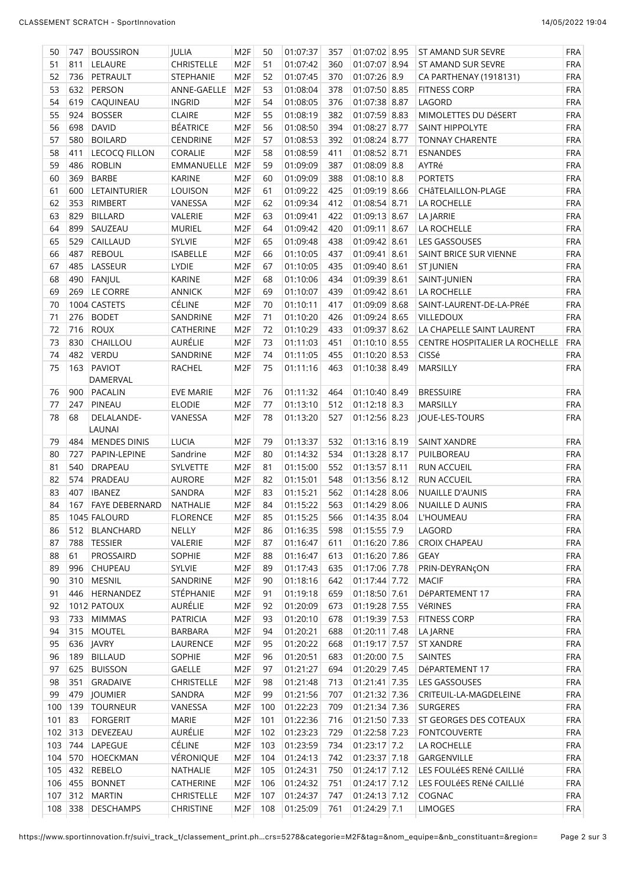| | | | | | | | | | | | |
|---|---|---|---|---|---|---|---|---|---|---|---|
| 50 | 747 | BOUSSIRON | JULIA | M2F | 50 | 01:07:37 | 357 | 01:07:02 | 8.95 | ST AMAND SUR SEVRE | FRA |
| 51 | 811 | LELAURE | CHRISTELLE | M2F | 51 | 01:07:42 | 360 | 01:07:07 | 8.94 | ST AMAND SUR SEVRE | FRA |
| 52 | 736 | PETRAULT | STEPHANIE | M2F | 52 | 01:07:45 | 370 | 01:07:26 | 8.9 | CA PARTHENAY (1918131) | FRA |
| 53 | 632 | PERSON | ANNE-GAELLE | M2F | 53 | 01:08:04 | 378 | 01:07:50 | 8.85 | FITNESS CORP | FRA |
| 54 | 619 | CAQUINEAU | INGRID | M2F | 54 | 01:08:05 | 376 | 01:07:38 | 8.87 | LAGORD | FRA |
| 55 | 924 | BOSSER | CLAIRE | M2F | 55 | 01:08:19 | 382 | 01:07:59 | 8.83 | MIMOLETTES DU DéSERT | FRA |
| 56 | 698 | DAVID | BÉATRICE | M2F | 56 | 01:08:50 | 394 | 01:08:27 | 8.77 | SAINT HIPPOLYTE | FRA |
| 57 | 580 | BOILARD | CENDRINE | M2F | 57 | 01:08:53 | 392 | 01:08:24 | 8.77 | TONNAY CHARENTE | FRA |
| 58 | 411 | LECOCQ FILLON | CORALIE | M2F | 58 | 01:08:59 | 411 | 01:08:52 | 8.71 | ESNANDES | FRA |
| 59 | 486 | ROBLIN | EMMANUELLE | M2F | 59 | 01:09:09 | 387 | 01:08:09 | 8.8 | AYTRé | FRA |
| 60 | 369 | BARBE | KARINE | M2F | 60 | 01:09:09 | 388 | 01:08:10 | 8.8 | PORTETS | FRA |
| 61 | 600 | LETAINTURIER | LOUISON | M2F | 61 | 01:09:22 | 425 | 01:09:19 | 8.66 | CHâTELAILLON-PLAGE | FRA |
| 62 | 353 | RIMBERT | VANESSA | M2F | 62 | 01:09:34 | 412 | 01:08:54 | 8.71 | LA ROCHELLE | FRA |
| 63 | 829 | BILLARD | VALERIE | M2F | 63 | 01:09:41 | 422 | 01:09:13 | 8.67 | LA JARRIE | FRA |
| 64 | 899 | SAUZEAU | MURIEL | M2F | 64 | 01:09:42 | 420 | 01:09:11 | 8.67 | LA ROCHELLE | FRA |
| 65 | 529 | CAILLAUD | SYLVIE | M2F | 65 | 01:09:48 | 438 | 01:09:42 | 8.61 | LES GASSOUSES | FRA |
| 66 | 487 | REBOUL | ISABELLE | M2F | 66 | 01:10:05 | 437 | 01:09:41 | 8.61 | SAINT BRICE SUR VIENNE | FRA |
| 67 | 485 | LASSEUR | LYDIE | M2F | 67 | 01:10:05 | 435 | 01:09:40 | 8.61 | ST JUNIEN | FRA |
| 68 | 490 | FANJUL | KARINE | M2F | 68 | 01:10:06 | 434 | 01:09:39 | 8.61 | SAINT-JUNIEN | FRA |
| 69 | 269 | LE CORRE | ANNICK | M2F | 69 | 01:10:07 | 439 | 01:09:42 | 8.61 | LA ROCHELLE | FRA |
| 70 | 1004 | CASTETS | CÉLINE | M2F | 70 | 01:10:11 | 417 | 01:09:09 | 8.68 | SAINT-LAURENT-DE-LA-PRéE | FRA |
| 71 | 276 | BODET | SANDRINE | M2F | 71 | 01:10:20 | 426 | 01:09:24 | 8.65 | VILLEDOUX | FRA |
| 72 | 716 | ROUX | CATHERINE | M2F | 72 | 01:10:29 | 433 | 01:09:37 | 8.62 | LA CHAPELLE SAINT LAURENT | FRA |
| 73 | 830 | CHAILLOU | AURÉLIE | M2F | 73 | 01:11:03 | 451 | 01:10:10 | 8.55 | CENTRE HOSPITALIER LA ROCHELLE | FRA |
| 74 | 482 | VERDU | SANDRINE | M2F | 74 | 01:11:05 | 455 | 01:10:20 | 8.53 | CISSé | FRA |
| 75 | 163 | PAVIOT DAMERVAL | RACHEL | M2F | 75 | 01:11:16 | 463 | 01:10:38 | 8.49 | MARSILLY | FRA |
| 76 | 900 | PACALIN | EVE MARIE | M2F | 76 | 01:11:32 | 464 | 01:10:40 | 8.49 | BRESSUIRE | FRA |
| 77 | 247 | PINEAU | ELODIE | M2F | 77 | 01:13:10 | 512 | 01:12:18 | 8.3 | MARSILLY | FRA |
| 78 | 68 | DELALANDE-LAUNAI | VANESSA | M2F | 78 | 01:13:20 | 527 | 01:12:56 | 8.23 | JOUE-LES-TOURS | FRA |
| 79 | 484 | MENDES DINIS | LUCIA | M2F | 79 | 01:13:37 | 532 | 01:13:16 | 8.19 | SAINT XANDRE | FRA |
| 80 | 727 | PAPIN-LEPINE | Sandrine | M2F | 80 | 01:14:32 | 534 | 01:13:28 | 8.17 | PUILBOREAU | FRA |
| 81 | 540 | DRAPEAU | SYLVETTE | M2F | 81 | 01:15:00 | 552 | 01:13:57 | 8.11 | RUN ACCUEIL | FRA |
| 82 | 574 | PRADEAU | AURORE | M2F | 82 | 01:15:01 | 548 | 01:13:56 | 8.12 | RUN ACCUEIL | FRA |
| 83 | 407 | IBANEZ | SANDRA | M2F | 83 | 01:15:21 | 562 | 01:14:28 | 8.06 | NUAILLE D'AUNIS | FRA |
| 84 | 167 | FAYE DEBERNARD | NATHALIE | M2F | 84 | 01:15:22 | 563 | 01:14:29 | 8.06 | NUAILLE D AUNIS | FRA |
| 85 | 1045 | FALOURD | FLORENCE | M2F | 85 | 01:15:25 | 566 | 01:14:35 | 8.04 | L'HOUMEAU | FRA |
| 86 | 512 | BLANCHARD | NELLY | M2F | 86 | 01:16:35 | 598 | 01:15:55 | 7.9 | LAGORD | FRA |
| 87 | 788 | TESSIER | VALERIE | M2F | 87 | 01:16:47 | 611 | 01:16:20 | 7.86 | CROIX CHAPEAU | FRA |
| 88 | 61 | PROSSAIRD | SOPHIE | M2F | 88 | 01:16:47 | 613 | 01:16:20 | 7.86 | GEAY | FRA |
| 89 | 996 | CHUPEAU | SYLVIE | M2F | 89 | 01:17:43 | 635 | 01:17:06 | 7.78 | PRIN-DEYRANçON | FRA |
| 90 | 310 | MESNIL | SANDRINE | M2F | 90 | 01:18:16 | 642 | 01:17:44 | 7.72 | MACIF | FRA |
| 91 | 446 | HERNANDEZ | STÉPHANIE | M2F | 91 | 01:19:18 | 659 | 01:18:50 | 7.61 | DéPARTEMENT 17 | FRA |
| 92 | 1012 | PATOUX | AURÉLIE | M2F | 92 | 01:20:09 | 673 | 01:19:28 | 7.55 | VéRINES | FRA |
| 93 | 733 | MIMMAS | PATRICIA | M2F | 93 | 01:20:10 | 678 | 01:19:39 | 7.53 | FITNESS CORP | FRA |
| 94 | 315 | MOUTEL | BARBARA | M2F | 94 | 01:20:21 | 688 | 01:20:11 | 7.48 | LA JARNE | FRA |
| 95 | 636 | JAVRY | LAURENCE | M2F | 95 | 01:20:22 | 668 | 01:19:17 | 7.57 | ST XANDRE | FRA |
| 96 | 189 | BILLAUD | SOPHIE | M2F | 96 | 01:20:51 | 683 | 01:20:00 | 7.5 | SAINTES | FRA |
| 97 | 625 | BUISSON | GAELLE | M2F | 97 | 01:21:27 | 694 | 01:20:29 | 7.45 | DéPARTEMENT 17 | FRA |
| 98 | 351 | GRADAIVE | CHRISTELLE | M2F | 98 | 01:21:48 | 713 | 01:21:41 | 7.35 | LES GASSOUSES | FRA |
| 99 | 479 | JOUMIER | SANDRA | M2F | 99 | 01:21:56 | 707 | 01:21:32 | 7.36 | CRITEUIL-LA-MAGDELEINE | FRA |
| 100 | 139 | TOURNEUR | VANESSA | M2F | 100 | 01:22:23 | 709 | 01:21:34 | 7.36 | SURGERES | FRA |
| 101 | 83 | FORGERIT | MARIE | M2F | 101 | 01:22:36 | 716 | 01:21:50 | 7.33 | ST GEORGES DES COTEAUX | FRA |
| 102 | 313 | DEVEZEAU | AURÉLIE | M2F | 102 | 01:23:23 | 729 | 01:22:58 | 7.23 | FONTCOUVERTE | FRA |
| 103 | 744 | LAPEGUE | CÉLINE | M2F | 103 | 01:23:59 | 734 | 01:23:17 | 7.2 | LA ROCHELLE | FRA |
| 104 | 570 | HOECKMAN | VÉRONIQUE | M2F | 104 | 01:24:13 | 742 | 01:23:37 | 7.18 | GARGENVILLE | FRA |
| 105 | 432 | REBELO | NATHALIE | M2F | 105 | 01:24:31 | 750 | 01:24:17 | 7.12 | LES FOULéES RENé CAILLIé | FRA |
| 106 | 455 | BONNET | CATHERINE | M2F | 106 | 01:24:32 | 751 | 01:24:17 | 7.12 | LES FOULéES RENé CAILLIé | FRA |
| 107 | 312 | MARTIN | CHRISTELLE | M2F | 107 | 01:24:37 | 747 | 01:24:13 | 7.12 | COGNAC | FRA |
| 108 | 338 | DESCHAMPS | CHRISTINE | M2F | 108 | 01:25:09 | 761 | 01:24:29 | 7.1 | LIMOGES | FRA |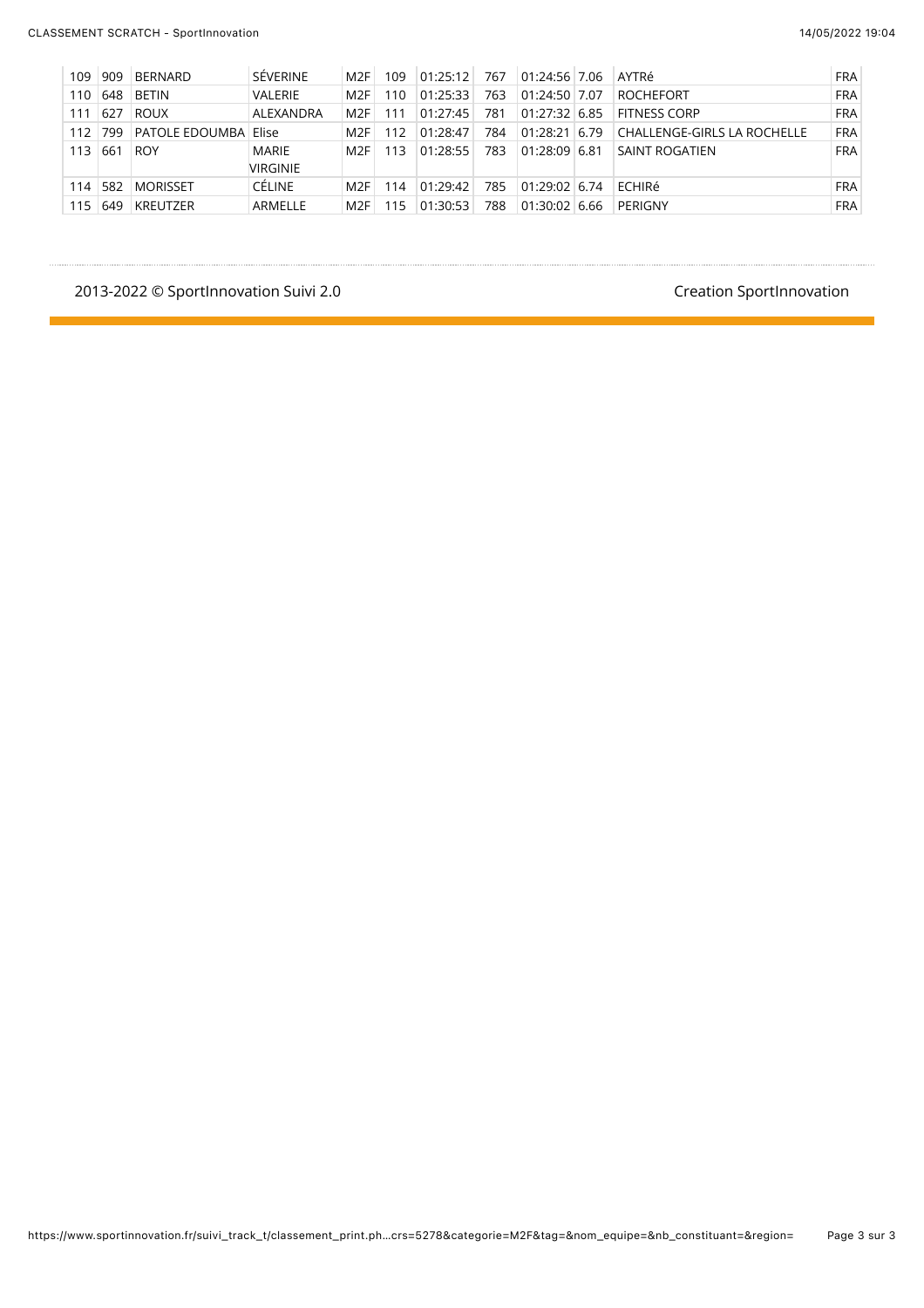| | | | | | | | | | | | |
|---|---|---|---|---|---|---|---|---|---|---|---|
| 109 | 909 | BERNARD | SÉVERINE | M2F | 109 | 01:25:12 | 767 | 01:24:56 | 7.06 | AYTRé | FRA |
| 110 | 648 | BETIN | VALERIE | M2F | 110 | 01:25:33 | 763 | 01:24:50 | 7.07 | ROCHEFORT | FRA |
| 111 | 627 | ROUX | ALEXANDRA | M2F | 111 | 01:27:45 | 781 | 01:27:32 | 6.85 | FITNESS CORP | FRA |
| 112 | 799 | PATOLE EDOUMBA | Elise | M2F | 112 | 01:28:47 | 784 | 01:28:21 | 6.79 | CHALLENGE-GIRLS LA ROCHELLE | FRA |
| 113 | 661 | ROY | MARIE VIRGINIE | M2F | 113 | 01:28:55 | 783 | 01:28:09 | 6.81 | SAINT ROGATIEN | FRA |
| 114 | 582 | MORISSET | CÉLINE | M2F | 114 | 01:29:42 | 785 | 01:29:02 | 6.74 | ECHIRé | FRA |
| 115 | 649 | KREUTZER | ARMELLE | M2F | 115 | 01:30:53 | 788 | 01:30:02 | 6.66 | PERIGNY | FRA |

2013-2022 © SportInnovation Suivi 2.0

Creation SportInnovation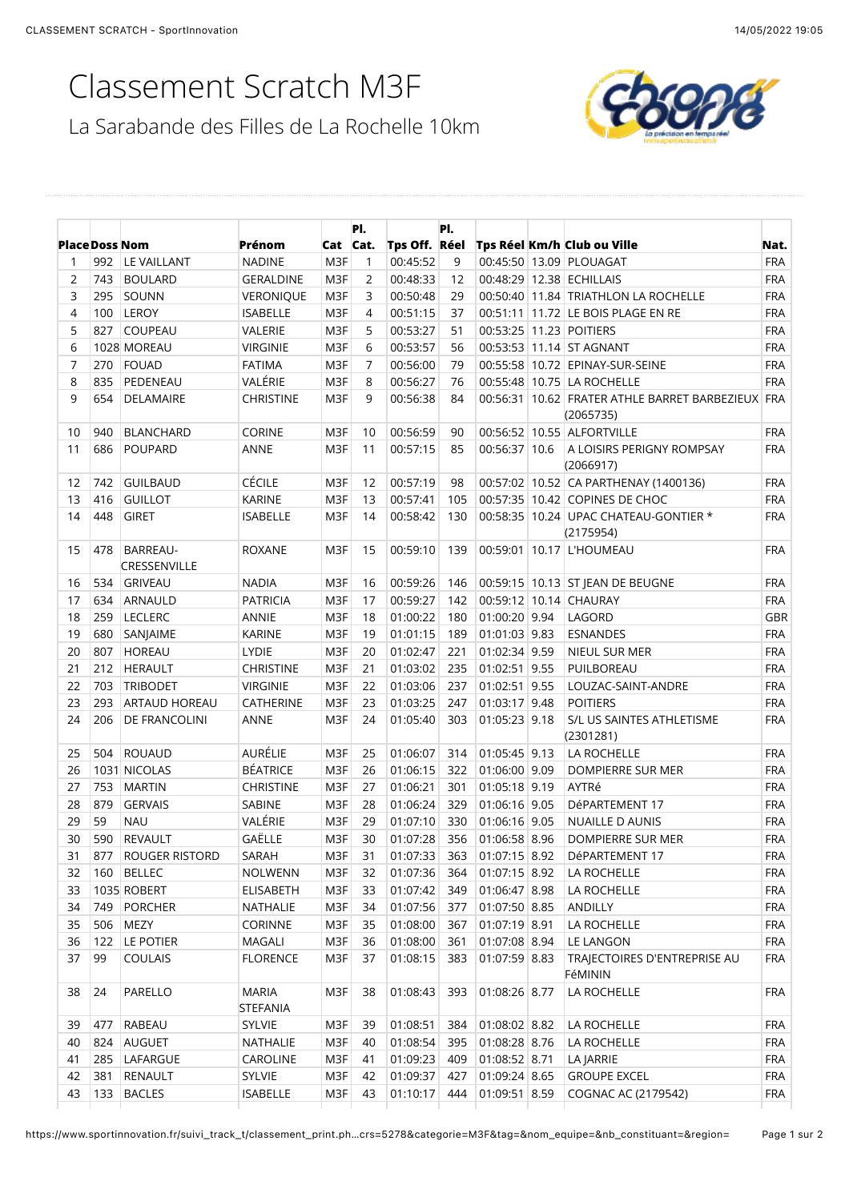# Classement Scratch M3F

## La Sarabande des Filles de La Rochelle 10km

| Place | Doss | Nom | Prénom | Cat | Pl. Cat. | Tps Off. | Pl. Réel | Tps Réel | Km/h | Club ou Ville | Nat. |
|---|---|---|---|---|---|---|---|---|---|---|---|
| 1 | 992 | LE VAILLANT | NADINE | M3F | 1 | 00:45:52 | 9 | 00:45:50 | 13.09 | PLOUAGAT | FRA |
| 2 | 743 | BOULARD | GERALDINE | M3F | 2 | 00:48:33 | 12 | 00:48:29 | 12.38 | ECHILLAIS | FRA |
| 3 | 295 | SOUNN | VERONIQUE | M3F | 3 | 00:50:48 | 29 | 00:50:40 | 11.84 | TRIATHLON LA ROCHELLE | FRA |
| 4 | 100 | LEROY | ISABELLE | M3F | 4 | 00:51:15 | 37 | 00:51:11 | 11.72 | LE BOIS PLAGE EN RE | FRA |
| 5 | 827 | COUPEAU | VALERIE | M3F | 5 | 00:53:27 | 51 | 00:53:25 | 11.23 | POITIERS | FRA |
| 6 | 1028 | MOREAU | VIRGINIE | M3F | 6 | 00:53:57 | 56 | 00:53:53 | 11.14 | ST AGNANT | FRA |
| 7 | 270 | FOUAD | FATIMA | M3F | 7 | 00:56:00 | 79 | 00:55:58 | 10.72 | EPINAY-SUR-SEINE | FRA |
| 8 | 835 | PEDENEAU | VALÉRIE | M3F | 8 | 00:56:27 | 76 | 00:55:48 | 10.75 | LA ROCHELLE | FRA |
| 9 | 654 | DELAMAIRE | CHRISTINE | M3F | 9 | 00:56:38 | 84 | 00:56:31 | 10.62 | FRATER ATHLE BARRET BARBEZIEUX (2065735) | FRA |
| 10 | 940 | BLANCHARD | CORINE | M3F | 10 | 00:56:59 | 90 | 00:56:52 | 10.55 | ALFORTVILLE | FRA |
| 11 | 686 | POUPARD | ANNE | M3F | 11 | 00:57:15 | 85 | 00:56:37 | 10.6 | A LOISIRS PERIGNY ROMPSAY (2066917) | FRA |
| 12 | 742 | GUILBAUD | CÉCILE | M3F | 12 | 00:57:19 | 98 | 00:57:02 | 10.52 | CA PARTHENAY (1400136) | FRA |
| 13 | 416 | GUILLOT | KARINE | M3F | 13 | 00:57:41 | 105 | 00:57:35 | 10.42 | COPINES DE CHOC | FRA |
| 14 | 448 | GIRET | ISABELLE | M3F | 14 | 00:58:42 | 130 | 00:58:35 | 10.24 | UPAC CHATEAU-GONTIER * (2175954) | FRA |
| 15 | 478 | BARREAU-CRESSENVILLE | ROXANE | M3F | 15 | 00:59:10 | 139 | 00:59:01 | 10.17 | L'HOUMEAU | FRA |
| 16 | 534 | GRIVEAU | NADIA | M3F | 16 | 00:59:26 | 146 | 00:59:15 | 10.13 | ST JEAN DE BEUGNE | FRA |
| 17 | 634 | ARNAULD | PATRICIA | M3F | 17 | 00:59:27 | 142 | 00:59:12 | 10.14 | CHAURAY | FRA |
| 18 | 259 | LECLERC | ANNIE | M3F | 18 | 01:00:22 | 180 | 01:00:20 | 9.94 | LAGORD | GBR |
| 19 | 680 | SANJAIME | KARINE | M3F | 19 | 01:01:15 | 189 | 01:01:03 | 9.83 | ESNANDES | FRA |
| 20 | 807 | HOREAU | LYDIE | M3F | 20 | 01:02:47 | 221 | 01:02:34 | 9.59 | NIEUL SUR MER | FRA |
| 21 | 212 | HERAULT | CHRISTINE | M3F | 21 | 01:03:02 | 235 | 01:02:51 | 9.55 | PUILBOREAU | FRA |
| 22 | 703 | TRIBODET | VIRGINIE | M3F | 22 | 01:03:06 | 237 | 01:02:51 | 9.55 | LOUZAC-SAINT-ANDRE | FRA |
| 23 | 293 | ARTAUD HOREAU | CATHERINE | M3F | 23 | 01:03:25 | 247 | 01:03:17 | 9.48 | POITIERS | FRA |
| 24 | 206 | DE FRANCOLINI | ANNE | M3F | 24 | 01:05:40 | 303 | 01:05:23 | 9.18 | S/L US SAINTES ATHLETISME (2301281) | FRA |
| 25 | 504 | ROUAUD | AURÉLIE | M3F | 25 | 01:06:07 | 314 | 01:05:45 | 9.13 | LA ROCHELLE | FRA |
| 26 | 1031 | NICOLAS | BÉATRICE | M3F | 26 | 01:06:15 | 322 | 01:06:00 | 9.09 | DOMPIERRE SUR MER | FRA |
| 27 | 753 | MARTIN | CHRISTINE | M3F | 27 | 01:06:21 | 301 | 01:05:18 | 9.19 | AYTRé | FRA |
| 28 | 879 | GERVAIS | SABINE | M3F | 28 | 01:06:24 | 329 | 01:06:16 | 9.05 | DéPARTEMENT 17 | FRA |
| 29 | 59 | NAU | VALÉRIE | M3F | 29 | 01:07:10 | 330 | 01:06:16 | 9.05 | NUAILLE D AUNIS | FRA |
| 30 | 590 | REVAULT | GAËLLE | M3F | 30 | 01:07:28 | 356 | 01:06:58 | 8.96 | DOMPIERRE SUR MER | FRA |
| 31 | 877 | ROUGER RISTORD | SARAH | M3F | 31 | 01:07:33 | 363 | 01:07:15 | 8.92 | DéPARTEMENT 17 | FRA |
| 32 | 160 | BELLEC | NOLWENN | M3F | 32 | 01:07:36 | 364 | 01:07:15 | 8.92 | LA ROCHELLE | FRA |
| 33 | 1035 | ROBERT | ELISABETH | M3F | 33 | 01:07:42 | 349 | 01:06:47 | 8.98 | LA ROCHELLE | FRA |
| 34 | 749 | PORCHER | NATHALIE | M3F | 34 | 01:07:56 | 377 | 01:07:50 | 8.85 | ANDILLY | FRA |
| 35 | 506 | MEZY | CORINNE | M3F | 35 | 01:08:00 | 367 | 01:07:19 | 8.91 | LA ROCHELLE | FRA |
| 36 | 122 | LE POTIER | MAGALI | M3F | 36 | 01:08:00 | 361 | 01:07:08 | 8.94 | LE LANGON | FRA |
| 37 | 99 | COULAIS | FLORENCE | M3F | 37 | 01:08:15 | 383 | 01:07:59 | 8.83 | TRAJECTOIRES D'ENTREPRISE AU FéMININ | FRA |
| 38 | 24 | PARELLO | MARIA STEFANIA | M3F | 38 | 01:08:43 | 393 | 01:08:26 | 8.77 | LA ROCHELLE | FRA |
| 39 | 477 | RABEAU | SYLVIE | M3F | 39 | 01:08:51 | 384 | 01:08:02 | 8.82 | LA ROCHELLE | FRA |
| 40 | 824 | AUGUET | NATHALIE | M3F | 40 | 01:08:54 | 395 | 01:08:28 | 8.76 | LA ROCHELLE | FRA |
| 41 | 285 | LAFARGUE | CAROLINE | M3F | 41 | 01:09:23 | 409 | 01:08:52 | 8.71 | LA JARRIE | FRA |
| 42 | 381 | RENAULT | SYLVIE | M3F | 42 | 01:09:37 | 427 | 01:09:24 | 8.65 | GROUPE EXCEL | FRA |
| 43 | 133 | BACLES | ISABELLE | M3F | 43 | 01:10:17 | 444 | 01:09:51 | 8.59 | COGNAC AC (2179542) | FRA |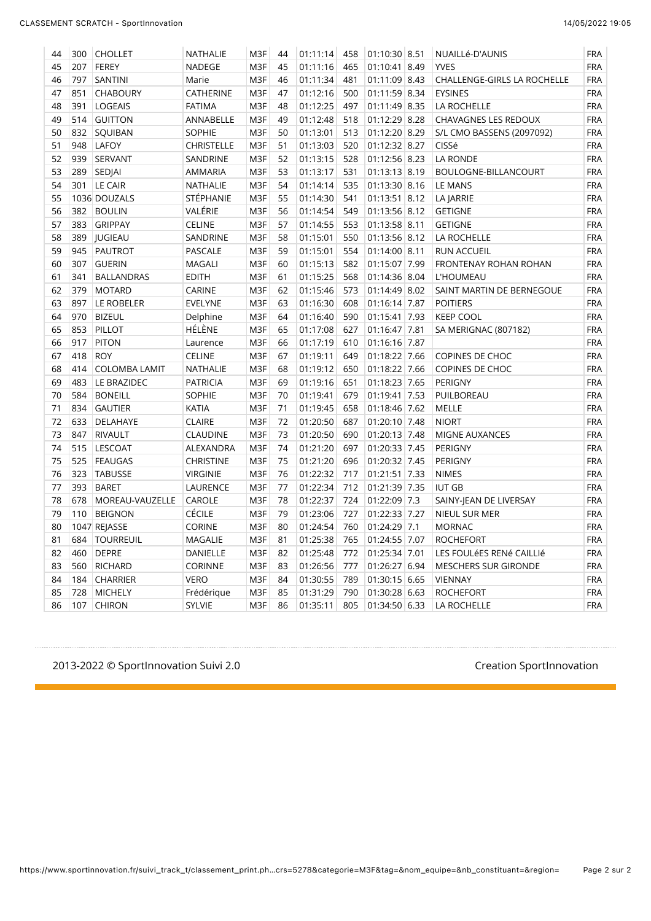| 44 | 300 | CHOLLET | NATHALIE | M3F | 44 | 01:11:14 | 458 | 01:10:30 | 8.51 | NUAILLé-D'AUNIS | FRA |
|---|---|---|---|---|---|---|---|---|---|---|---|
| 45 | 207 | FEREY | NADEGE | M3F | 45 | 01:11:16 | 465 | 01:10:41 | 8.49 | YVES | FRA |
| 46 | 797 | SANTINI | Marie | M3F | 46 | 01:11:34 | 481 | 01:11:09 | 8.43 | CHALLENGE-GIRLS LA ROCHELLE | FRA |
| 47 | 851 | CHABOURY | CATHERINE | M3F | 47 | 01:12:16 | 500 | 01:11:59 | 8.34 | EYSINES | FRA |
| 48 | 391 | LOGEAIS | FATIMA | M3F | 48 | 01:12:25 | 497 | 01:11:49 | 8.35 | LA ROCHELLE | FRA |
| 49 | 514 | GUITTON | ANNABELLE | M3F | 49 | 01:12:48 | 518 | 01:12:29 | 8.28 | CHAVAGNES LES REDOUX | FRA |
| 50 | 832 | SQUIBAN | SOPHIE | M3F | 50 | 01:13:01 | 513 | 01:12:20 | 8.29 | S/L CMO BASSENS (2097092) | FRA |
| 51 | 948 | LAFOY | CHRISTELLE | M3F | 51 | 01:13:03 | 520 | 01:12:32 | 8.27 | CISSé | FRA |
| 52 | 939 | SERVANT | SANDRINE | M3F | 52 | 01:13:15 | 528 | 01:12:56 | 8.23 | LA RONDE | FRA |
| 53 | 289 | SEDJAI | AMMARIA | M3F | 53 | 01:13:17 | 531 | 01:13:13 | 8.19 | BOULOGNE-BILLANCOURT | FRA |
| 54 | 301 | LE CAIR | NATHALIE | M3F | 54 | 01:14:14 | 535 | 01:13:30 | 8.16 | LE MANS | FRA |
| 55 | 1036 | DOUZALS | STÉPHANIE | M3F | 55 | 01:14:30 | 541 | 01:13:51 | 8.12 | LA JARRIE | FRA |
| 56 | 382 | BOULIN | VALÉRIE | M3F | 56 | 01:14:54 | 549 | 01:13:56 | 8.12 | GETIGNE | FRA |
| 57 | 383 | GRIPPAY | CELINE | M3F | 57 | 01:14:55 | 553 | 01:13:58 | 8.11 | GETIGNE | FRA |
| 58 | 389 | JUGIEAU | SANDRINE | M3F | 58 | 01:15:01 | 550 | 01:13:56 | 8.12 | LA ROCHELLE | FRA |
| 59 | 945 | PAUTROT | PASCALE | M3F | 59 | 01:15:01 | 554 | 01:14:00 | 8.11 | RUN ACCUEIL | FRA |
| 60 | 307 | GUERIN | MAGALI | M3F | 60 | 01:15:13 | 582 | 01:15:07 | 7.99 | FRONTENAY ROHAN ROHAN | FRA |
| 61 | 341 | BALLANDRAS | EDITH | M3F | 61 | 01:15:25 | 568 | 01:14:36 | 8.04 | L'HOUMEAU | FRA |
| 62 | 379 | MOTARD | CARINE | M3F | 62 | 01:15:46 | 573 | 01:14:49 | 8.02 | SAINT MARTIN DE BERNEGOUE | FRA |
| 63 | 897 | LE ROBELER | EVELYNE | M3F | 63 | 01:16:30 | 608 | 01:16:14 | 7.87 | POITIERS | FRA |
| 64 | 970 | BIZEUL | Delphine | M3F | 64 | 01:16:40 | 590 | 01:15:41 | 7.93 | KEEP COOL | FRA |
| 65 | 853 | PILLOT | HÉLÈNE | M3F | 65 | 01:17:08 | 627 | 01:16:47 | 7.81 | SA MERIGNAC (807182) | FRA |
| 66 | 917 | PITON | Laurence | M3F | 66 | 01:17:19 | 610 | 01:16:16 | 7.87 | | FRA |
| 67 | 418 | ROY | CELINE | M3F | 67 | 01:19:11 | 649 | 01:18:22 | 7.66 | COPINES DE CHOC | FRA |
| 68 | 414 | COLOMBA LAMIT | NATHALIE | M3F | 68 | 01:19:12 | 650 | 01:18:22 | 7.66 | COPINES DE CHOC | FRA |
| 69 | 483 | LE BRAZIDEC | PATRICIA | M3F | 69 | 01:19:16 | 651 | 01:18:23 | 7.65 | PERIGNY | FRA |
| 70 | 584 | BONEILL | SOPHIE | M3F | 70 | 01:19:41 | 679 | 01:19:41 | 7.53 | PUILBOREAU | FRA |
| 71 | 834 | GAUTIER | KATIA | M3F | 71 | 01:19:45 | 658 | 01:18:46 | 7.62 | MELLE | FRA |
| 72 | 633 | DELAHAYE | CLAIRE | M3F | 72 | 01:20:50 | 687 | 01:20:10 | 7.48 | NIORT | FRA |
| 73 | 847 | RIVAULT | CLAUDINE | M3F | 73 | 01:20:50 | 690 | 01:20:13 | 7.48 | MIGNE AUXANCES | FRA |
| 74 | 515 | LESCOAT | ALEXANDRA | M3F | 74 | 01:21:20 | 697 | 01:20:33 | 7.45 | PERIGNY | FRA |
| 75 | 525 | FEAUGAS | CHRISTINE | M3F | 75 | 01:21:20 | 696 | 01:20:32 | 7.45 | PERIGNY | FRA |
| 76 | 323 | TABUSSE | VIRGINIE | M3F | 76 | 01:22:32 | 717 | 01:21:51 | 7.33 | NIMES | FRA |
| 77 | 393 | BARET | LAURENCE | M3F | 77 | 01:22:34 | 712 | 01:21:39 | 7.35 | IUT GB | FRA |
| 78 | 678 | MOREAU-VAUZELLE | CAROLE | M3F | 78 | 01:22:37 | 724 | 01:22:09 | 7.3 | SAINY-JEAN DE LIVERSAY | FRA |
| 79 | 110 | BEIGNON | CÉCILE | M3F | 79 | 01:23:06 | 727 | 01:22:33 | 7.27 | NIEUL SUR MER | FRA |
| 80 | 1047 | REJASSE | CORINE | M3F | 80 | 01:24:54 | 760 | 01:24:29 | 7.1 | MORNAC | FRA |
| 81 | 684 | TOURREUIL | MAGALIE | M3F | 81 | 01:25:38 | 765 | 01:24:55 | 7.07 | ROCHEFORT | FRA |
| 82 | 460 | DEPRE | DANIELLE | M3F | 82 | 01:25:48 | 772 | 01:25:34 | 7.01 | LES FOULéES RENé CAILLIé | FRA |
| 83 | 560 | RICHARD | CORINNE | M3F | 83 | 01:26:56 | 777 | 01:26:27 | 6.94 | MESCHERS SUR GIRONDE | FRA |
| 84 | 184 | CHARRIER | VERO | M3F | 84 | 01:30:55 | 789 | 01:30:15 | 6.65 | VIENNAY | FRA |
| 85 | 728 | MICHELY | Frédérique | M3F | 85 | 01:31:29 | 790 | 01:30:28 | 6.63 | ROCHEFORT | FRA |
| 86 | 107 | CHIRON | SYLVIE | M3F | 86 | 01:35:11 | 805 | 01:34:50 | 6.33 | LA ROCHELLE | FRA |

2013-2022 © SportInnovation Suivi 2.0 — Creation SportInnovation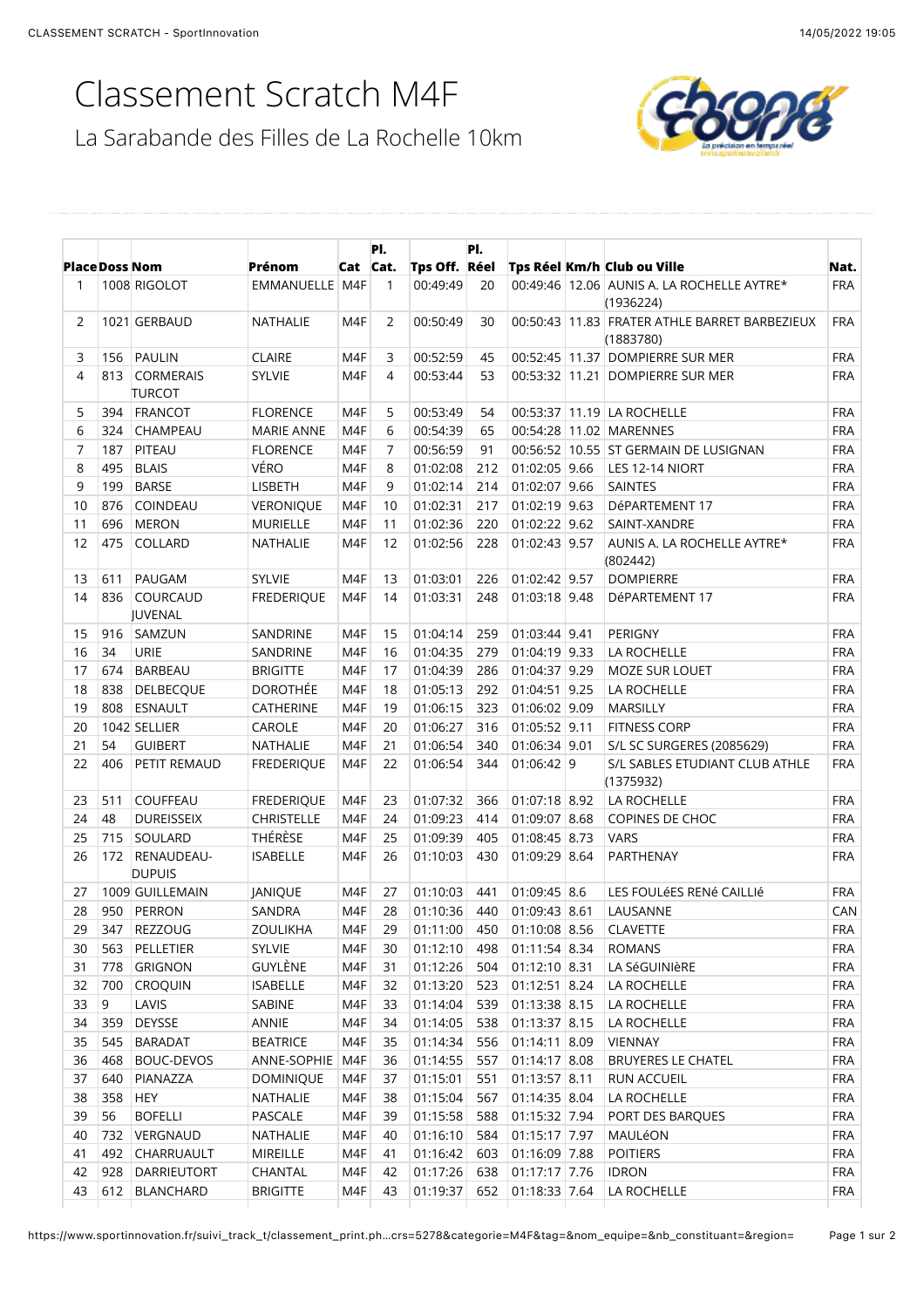# Classement Scratch M4F

## La Sarabande des Filles de La Rochelle 10km

| Place | Doss | Nom | Prénom | Cat | Pl. Cat. | Tps Off. | Pl. Réel | Tps Réel | Km/h | Club ou Ville | Nat. |
|---|---|---|---|---|---|---|---|---|---|---|---|
| 1 | 1008 | RIGOLOT | EMMANUELLE | M4F | 1 | 00:49:49 | 20 | 00:49:46 | 12.06 | AUNIS A. LA ROCHELLE AYTRE* (1936224) | FRA |
| 2 | 1021 | GERBAUD | NATHALIE | M4F | 2 | 00:50:49 | 30 | 00:50:43 | 11.83 | FRATER ATHLE BARRET BARBEZIEUX (1883780) | FRA |
| 3 | 156 | PAULIN | CLAIRE | M4F | 3 | 00:52:59 | 45 | 00:52:45 | 11.37 | DOMPIERRE SUR MER | FRA |
| 4 | 813 | CORMERAIS TURCOT | SYLVIE | M4F | 4 | 00:53:44 | 53 | 00:53:32 | 11.21 | DOMPIERRE SUR MER | FRA |
| 5 | 394 | FRANCOT | FLORENCE | M4F | 5 | 00:53:49 | 54 | 00:53:37 | 11.19 | LA ROCHELLE | FRA |
| 6 | 324 | CHAMPEAU | MARIE ANNE | M4F | 6 | 00:54:39 | 65 | 00:54:28 | 11.02 | MARENNES | FRA |
| 7 | 187 | PITEAU | FLORENCE | M4F | 7 | 00:56:59 | 91 | 00:56:52 | 10.55 | ST GERMAIN DE LUSIGNAN | FRA |
| 8 | 495 | BLAIS | VÉRO | M4F | 8 | 01:02:08 | 212 | 01:02:05 | 9.66 | LES 12-14 NIORT | FRA |
| 9 | 199 | BARSE | LISBETH | M4F | 9 | 01:02:14 | 214 | 01:02:07 | 9.66 | SAINTES | FRA |
| 10 | 876 | COINDEAU | VERONIQUE | M4F | 10 | 01:02:31 | 217 | 01:02:19 | 9.63 | DéPARTEMENT 17 | FRA |
| 11 | 696 | MERON | MURIELLE | M4F | 11 | 01:02:36 | 220 | 01:02:22 | 9.62 | SAINT-XANDRE | FRA |
| 12 | 475 | COLLARD | NATHALIE | M4F | 12 | 01:02:56 | 228 | 01:02:43 | 9.57 | AUNIS A. LA ROCHELLE AYTRE* (802442) | FRA |
| 13 | 611 | PAUGAM | SYLVIE | M4F | 13 | 01:03:01 | 226 | 01:02:42 | 9.57 | DOMPIERRE | FRA |
| 14 | 836 | COURCAUD JUVENAL | FREDERIQUE | M4F | 14 | 01:03:31 | 248 | 01:03:18 | 9.48 | DéPARTEMENT 17 | FRA |
| 15 | 916 | SAMZUN | SANDRINE | M4F | 15 | 01:04:14 | 259 | 01:03:44 | 9.41 | PERIGNY | FRA |
| 16 | 34 | URIE | SANDRINE | M4F | 16 | 01:04:35 | 279 | 01:04:19 | 9.33 | LA ROCHELLE | FRA |
| 17 | 674 | BARBEAU | BRIGITTE | M4F | 17 | 01:04:39 | 286 | 01:04:37 | 9.29 | MOZE SUR LOUET | FRA |
| 18 | 838 | DELBECQUE | DOROTHÉE | M4F | 18 | 01:05:13 | 292 | 01:04:51 | 9.25 | LA ROCHELLE | FRA |
| 19 | 808 | ESNAULT | CATHERINE | M4F | 19 | 01:06:15 | 323 | 01:06:02 | 9.09 | MARSILLY | FRA |
| 20 | 1042 | SELLIER | CAROLE | M4F | 20 | 01:06:27 | 316 | 01:05:52 | 9.11 | FITNESS CORP | FRA |
| 21 | 54 | GUIBERT | NATHALIE | M4F | 21 | 01:06:54 | 340 | 01:06:34 | 9.01 | S/L SC SURGERES (2085629) | FRA |
| 22 | 406 | PETIT REMAUD | FREDERIQUE | M4F | 22 | 01:06:54 | 344 | 01:06:42 | 9 | S/L SABLES ETUDIANT CLUB ATHLE (1375932) | FRA |
| 23 | 511 | COUFFEAU | FREDERIQUE | M4F | 23 | 01:07:32 | 366 | 01:07:18 | 8.92 | LA ROCHELLE | FRA |
| 24 | 48 | DUREISSEIX | CHRISTELLE | M4F | 24 | 01:09:23 | 414 | 01:09:07 | 8.68 | COPINES DE CHOC | FRA |
| 25 | 715 | SOULARD | THÉRÈSE | M4F | 25 | 01:09:39 | 405 | 01:08:45 | 8.73 | VARS | FRA |
| 26 | 172 | RENAUDEAU-DUPUIS | ISABELLE | M4F | 26 | 01:10:03 | 430 | 01:09:29 | 8.64 | PARTHENAY | FRA |
| 27 | 1009 | GUILLEMAIN | JANIQUE | M4F | 27 | 01:10:03 | 441 | 01:09:45 | 8.6 | LES FOULéES RENé CAILLIé | FRA |
| 28 | 950 | PERRON | SANDRA | M4F | 28 | 01:10:36 | 440 | 01:09:43 | 8.61 | LAUSANNE | CAN |
| 29 | 347 | REZZOUG | ZOULIKHA | M4F | 29 | 01:11:00 | 450 | 01:10:08 | 8.56 | CLAVETTE | FRA |
| 30 | 563 | PELLETIER | SYLVIE | M4F | 30 | 01:12:10 | 498 | 01:11:54 | 8.34 | ROMANS | FRA |
| 31 | 778 | GRIGNON | GUYLÈNE | M4F | 31 | 01:12:26 | 504 | 01:12:10 | 8.31 | LA SéGUINIèRE | FRA |
| 32 | 700 | CROQUIN | ISABELLE | M4F | 32 | 01:13:20 | 523 | 01:12:51 | 8.24 | LA ROCHELLE | FRA |
| 33 | 9 | LAVIS | SABINE | M4F | 33 | 01:14:04 | 539 | 01:13:38 | 8.15 | LA ROCHELLE | FRA |
| 34 | 359 | DEYSSE | ANNIE | M4F | 34 | 01:14:05 | 538 | 01:13:37 | 8.15 | LA ROCHELLE | FRA |
| 35 | 545 | BARADAT | BEATRICE | M4F | 35 | 01:14:34 | 556 | 01:14:11 | 8.09 | VIENNAY | FRA |
| 36 | 468 | BOUC-DEVOS | ANNE-SOPHIE | M4F | 36 | 01:14:55 | 557 | 01:14:17 | 8.08 | BRUYERES LE CHATEL | FRA |
| 37 | 640 | PIANAZZA | DOMINIQUE | M4F | 37 | 01:15:01 | 551 | 01:13:57 | 8.11 | RUN ACCUEIL | FRA |
| 38 | 358 | HEY | NATHALIE | M4F | 38 | 01:15:04 | 567 | 01:14:35 | 8.04 | LA ROCHELLE | FRA |
| 39 | 56 | BOFELLI | PASCALE | M4F | 39 | 01:15:58 | 588 | 01:15:32 | 7.94 | PORT DES BARQUES | FRA |
| 40 | 732 | VERGNAUD | NATHALIE | M4F | 40 | 01:16:10 | 584 | 01:15:17 | 7.97 | MAULéON | FRA |
| 41 | 492 | CHARRUAULT | MIREILLE | M4F | 41 | 01:16:42 | 603 | 01:16:09 | 7.88 | POITIERS | FRA |
| 42 | 928 | DARRIEUTORT | CHANTAL | M4F | 42 | 01:17:26 | 638 | 01:17:17 | 7.76 | IDRON | FRA |
| 43 | 612 | BLANCHARD | BRIGITTE | M4F | 43 | 01:19:37 | 652 | 01:18:33 | 7.64 | LA ROCHELLE | FRA |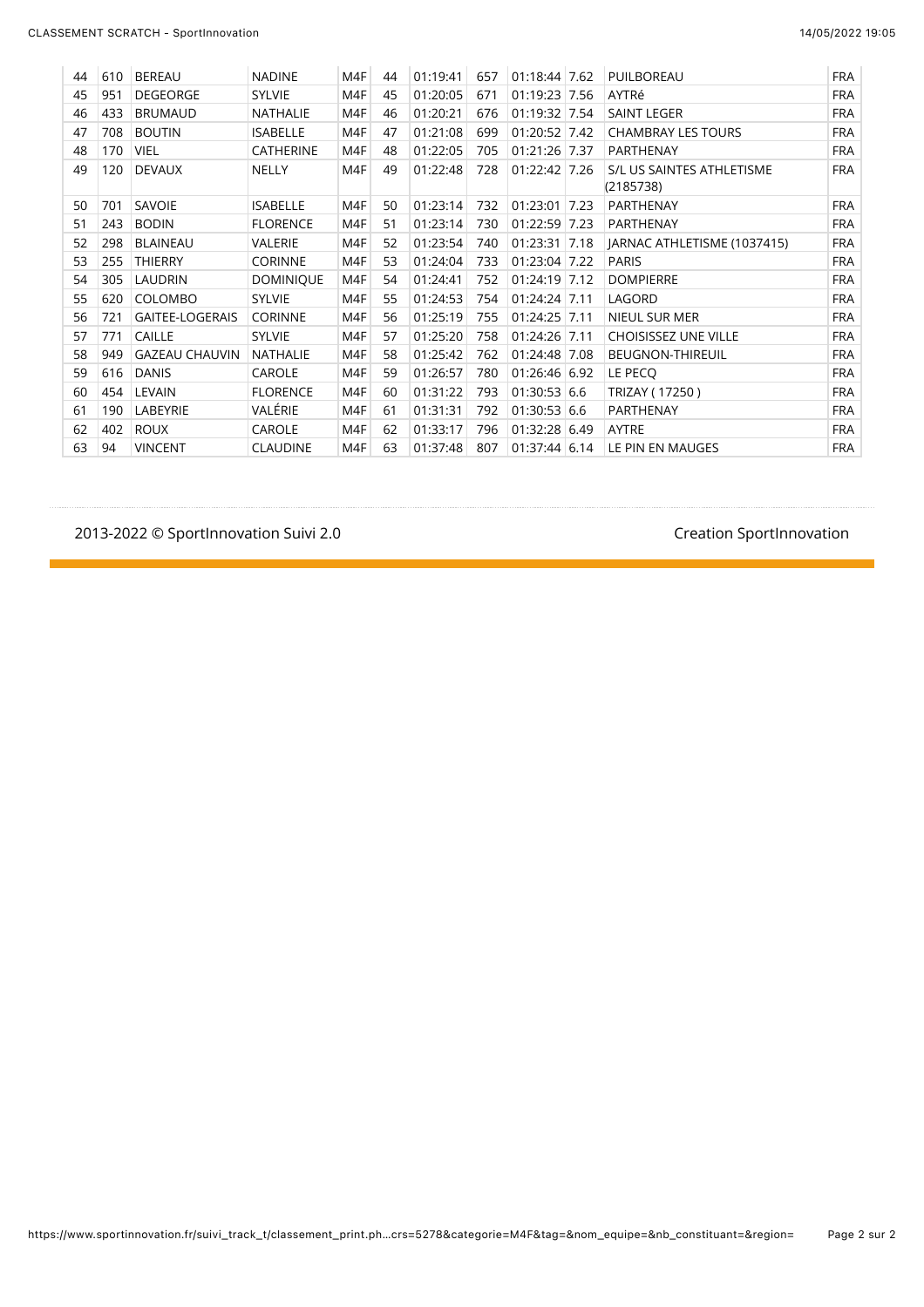| | | | | | | | | | | | |
|---|---|---|---|---|---|---|---|---|---|---|---|
| 44 | 610 | BEREAU | NADINE | M4F | 44 | 01:19:41 | 657 | 01:18:44 | 7.62 | PUILBOREAU | FRA |
| 45 | 951 | DEGEORGE | SYLVIE | M4F | 45 | 01:20:05 | 671 | 01:19:23 | 7.56 | AYTRé | FRA |
| 46 | 433 | BRUMAUD | NATHALIE | M4F | 46 | 01:20:21 | 676 | 01:19:32 | 7.54 | SAINT LEGER | FRA |
| 47 | 708 | BOUTIN | ISABELLE | M4F | 47 | 01:21:08 | 699 | 01:20:52 | 7.42 | CHAMBRAY LES TOURS | FRA |
| 48 | 170 | VIEL | CATHERINE | M4F | 48 | 01:22:05 | 705 | 01:21:26 | 7.37 | PARTHENAY | FRA |
| 49 | 120 | DEVAUX | NELLY | M4F | 49 | 01:22:48 | 728 | 01:22:42 | 7.26 | S/L US SAINTES ATHLETISME (2185738) | FRA |
| 50 | 701 | SAVOIE | ISABELLE | M4F | 50 | 01:23:14 | 732 | 01:23:01 | 7.23 | PARTHENAY | FRA |
| 51 | 243 | BODIN | FLORENCE | M4F | 51 | 01:23:14 | 730 | 01:22:59 | 7.23 | PARTHENAY | FRA |
| 52 | 298 | BLAINEAU | VALERIE | M4F | 52 | 01:23:54 | 740 | 01:23:31 | 7.18 | JARNAC ATHLETISME (1037415) | FRA |
| 53 | 255 | THIERRY | CORINNE | M4F | 53 | 01:24:04 | 733 | 01:23:04 | 7.22 | PARIS | FRA |
| 54 | 305 | LAUDRIN | DOMINIQUE | M4F | 54 | 01:24:41 | 752 | 01:24:19 | 7.12 | DOMPIERRE | FRA |
| 55 | 620 | COLOMBO | SYLVIE | M4F | 55 | 01:24:53 | 754 | 01:24:24 | 7.11 | LAGORD | FRA |
| 56 | 721 | GAITEE-LOGERAIS | CORINNE | M4F | 56 | 01:25:19 | 755 | 01:24:25 | 7.11 | NIEUL SUR MER | FRA |
| 57 | 771 | CAILLE | SYLVIE | M4F | 57 | 01:25:20 | 758 | 01:24:26 | 7.11 | CHOISISSEZ UNE VILLE | FRA |
| 58 | 949 | GAZEAU CHAUVIN | NATHALIE | M4F | 58 | 01:25:42 | 762 | 01:24:48 | 7.08 | BEUGNON-THIREUIL | FRA |
| 59 | 616 | DANIS | CAROLE | M4F | 59 | 01:26:57 | 780 | 01:26:46 | 6.92 | LE PECQ | FRA |
| 60 | 454 | LEVAIN | FLORENCE | M4F | 60 | 01:31:22 | 793 | 01:30:53 | 6.6 | TRIZAY ( 17250 ) | FRA |
| 61 | 190 | LABEYRIE | VALÉRIE | M4F | 61 | 01:31:31 | 792 | 01:30:53 | 6.6 | PARTHENAY | FRA |
| 62 | 402 | ROUX | CAROLE | M4F | 62 | 01:33:17 | 796 | 01:32:28 | 6.49 | AYTRE | FRA |
| 63 | 94 | VINCENT | CLAUDINE | M4F | 63 | 01:37:48 | 807 | 01:37:44 | 6.14 | LE PIN EN MAUGES | FRA |

2013-2022 © SportInnovation Suivi 2.0

Creation SportInnovation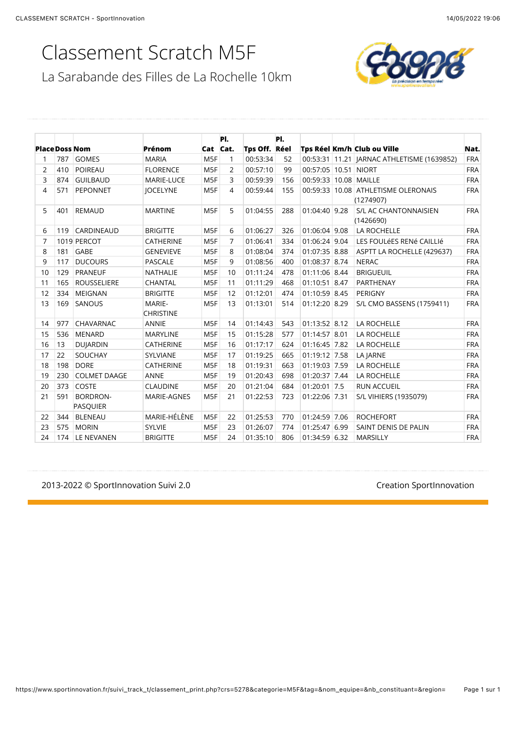# Classement Scratch M5F

## La Sarabande des Filles de La Rochelle 10km

| Place | Doss | Nom | Prénom | Cat | Pl. Cat. | Tps Off. | Pl. Réel | Tps Réel | Km/h | Club ou Ville | Nat. |
|---|---|---|---|---|---|---|---|---|---|---|---|
| 1 | 787 | GOMES | MARIA | M5F | 1 | 00:53:34 | 52 | 00:53:31 | 11.21 | JARNAC ATHLETISME (1639852) | FRA |
| 2 | 410 | POIREAU | FLORENCE | M5F | 2 | 00:57:10 | 99 | 00:57:05 | 10.51 | NIORT | FRA |
| 3 | 874 | GUILBAUD | MARIE-LUCE | M5F | 3 | 00:59:39 | 156 | 00:59:33 | 10.08 | MAILLE | FRA |
| 4 | 571 | PEPONNET | JOCELYNE | M5F | 4 | 00:59:44 | 155 | 00:59:33 | 10.08 | ATHLETISME OLERONAIS (1274907) | FRA |
| 5 | 401 | REMAUD | MARTINE | M5F | 5 | 01:04:55 | 288 | 01:04:40 | 9.28 | S/L AC CHANTONNAISIEN (1426690) | FRA |
| 6 | 119 | CARDINEAUD | BRIGITTE | M5F | 6 | 01:06:27 | 326 | 01:06:04 | 9.08 | LA ROCHELLE | FRA |
| 7 | 1019 | PERCOT | CATHERINE | M5F | 7 | 01:06:41 | 334 | 01:06:24 | 9.04 | LES FOULéES RENé CAILLIé | FRA |
| 8 | 181 | GABE | GENEVIEVE | M5F | 8 | 01:08:04 | 374 | 01:07:35 | 8.88 | ASPTT LA ROCHELLE (429637) | FRA |
| 9 | 117 | DUCOURS | PASCALE | M5F | 9 | 01:08:56 | 400 | 01:08:37 | 8.74 | NERAC | FRA |
| 10 | 129 | PRANEUF | NATHALIE | M5F | 10 | 01:11:24 | 478 | 01:11:06 | 8.44 | BRIGUEUIL | FRA |
| 11 | 165 | ROUSSELIERE | CHANTAL | M5F | 11 | 01:11:29 | 468 | 01:10:51 | 8.47 | PARTHENAY | FRA |
| 12 | 334 | MEIGNAN | BRIGITTE | M5F | 12 | 01:12:01 | 474 | 01:10:59 | 8.45 | PERIGNY | FRA |
| 13 | 169 | SANOUS | MARIE-CHRISTINE | M5F | 13 | 01:13:01 | 514 | 01:12:20 | 8.29 | S/L CMO BASSENS (1759411) | FRA |
| 14 | 977 | CHAVARNAC | ANNIE | M5F | 14 | 01:14:43 | 543 | 01:13:52 | 8.12 | LA ROCHELLE | FRA |
| 15 | 536 | MENARD | MARYLINE | M5F | 15 | 01:15:28 | 577 | 01:14:57 | 8.01 | LA ROCHELLE | FRA |
| 16 | 13 | DUJARDIN | CATHERINE | M5F | 16 | 01:17:17 | 624 | 01:16:45 | 7.82 | LA ROCHELLE | FRA |
| 17 | 22 | SOUCHAY | SYLVIANE | M5F | 17 | 01:19:25 | 665 | 01:19:12 | 7.58 | LA JARNE | FRA |
| 18 | 198 | DORE | CATHERINE | M5F | 18 | 01:19:31 | 663 | 01:19:03 | 7.59 | LA ROCHELLE | FRA |
| 19 | 230 | COLMET DAAGE | ANNE | M5F | 19 | 01:20:43 | 698 | 01:20:37 | 7.44 | LA ROCHELLE | FRA |
| 20 | 373 | COSTE | CLAUDINE | M5F | 20 | 01:21:04 | 684 | 01:20:01 | 7.5 | RUN ACCUEIL | FRA |
| 21 | 591 | BORDRON-PASQUIER | MARIE-AGNES | M5F | 21 | 01:22:53 | 723 | 01:22:06 | 7.31 | S/L VIHIERS (1935079) | FRA |
| 22 | 344 | BLENEAU | MARIE-HÉLÈNE | M5F | 22 | 01:25:53 | 770 | 01:24:59 | 7.06 | ROCHEFORT | FRA |
| 23 | 575 | MORIN | SYLVIE | M5F | 23 | 01:26:07 | 774 | 01:25:47 | 6.99 | SAINT DENIS DE PALIN | FRA |
| 24 | 174 | LE NEVANEN | BRIGITTE | M5F | 24 | 01:35:10 | 806 | 01:34:59 | 6.32 | MARSILLY | FRA |

2013-2022 © SportInnovation Suivi 2.0

Creation SportInnovation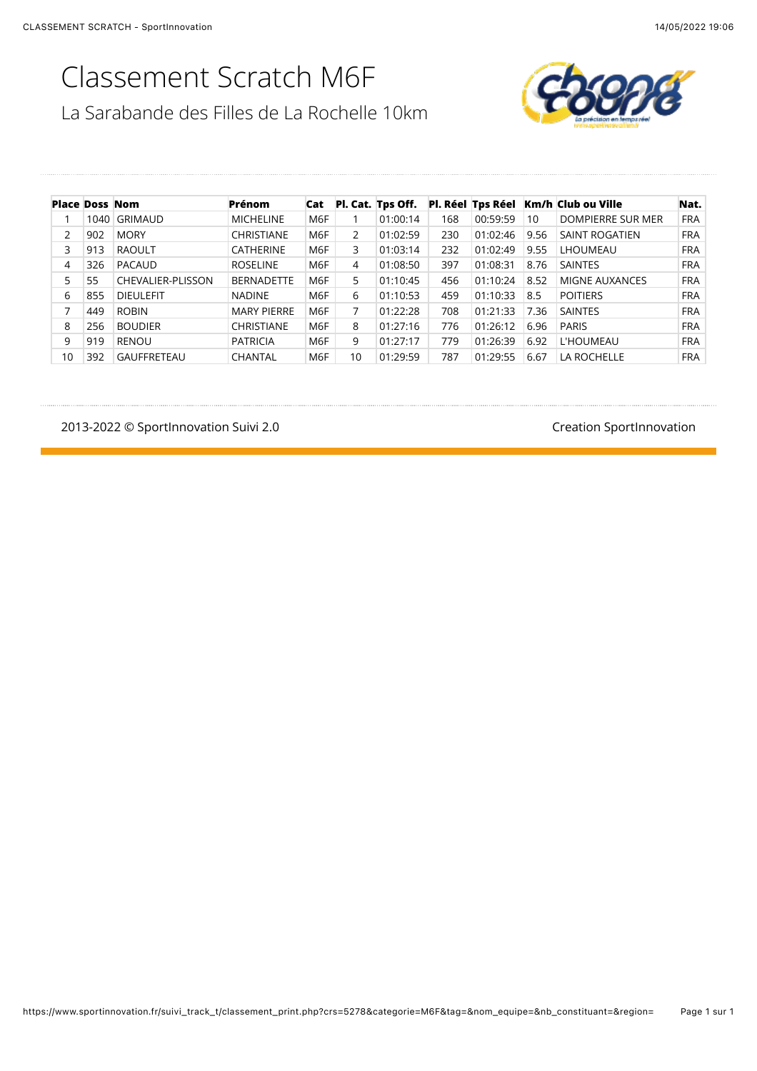# Classement Scratch M6F

## La Sarabande des Filles de La Rochelle 10km

| Place | Doss | Nom | Prénom | Cat | Pl. Cat. | Tps Off. | Pl. Réel | Tps Réel | Km/h | Club ou Ville | Nat. |
|---|---|---|---|---|---|---|---|---|---|---|---|
| 1 | 1040 | GRIMAUD | MICHELINE | M6F | 1 | 01:00:14 | 168 | 00:59:59 | 10 | DOMPIERRE SUR MER | FRA |
| 2 | 902 | MORY | CHRISTIANE | M6F | 2 | 01:02:59 | 230 | 01:02:46 | 9.56 | SAINT ROGATIEN | FRA |
| 3 | 913 | RAOULT | CATHERINE | M6F | 3 | 01:03:14 | 232 | 01:02:49 | 9.55 | LHOUMEAU | FRA |
| 4 | 326 | PACAUD | ROSELINE | M6F | 4 | 01:08:50 | 397 | 01:08:31 | 8.76 | SAINTES | FRA |
| 5 | 55 | CHEVALIER-PLISSON | BERNADETTE | M6F | 5 | 01:10:45 | 456 | 01:10:24 | 8.52 | MIGNE AUXANCES | FRA |
| 6 | 855 | DIEULEFIT | NADINE | M6F | 6 | 01:10:53 | 459 | 01:10:33 | 8.5 | POITIERS | FRA |
| 7 | 449 | ROBIN | MARY PIERRE | M6F | 7 | 01:22:28 | 708 | 01:21:33 | 7.36 | SAINTES | FRA |
| 8 | 256 | BOUDIER | CHRISTIANE | M6F | 8 | 01:27:16 | 776 | 01:26:12 | 6.96 | PARIS | FRA |
| 9 | 919 | RENOU | PATRICIA | M6F | 9 | 01:27:17 | 779 | 01:26:39 | 6.92 | L'HOUMEAU | FRA |
| 10 | 392 | GAUFFRETEAU | CHANTAL | M6F | 10 | 01:29:59 | 787 | 01:29:55 | 6.67 | LA ROCHELLE | FRA |

2013-2022 © SportInnovation Suivi 2.0

Creation SportInnovation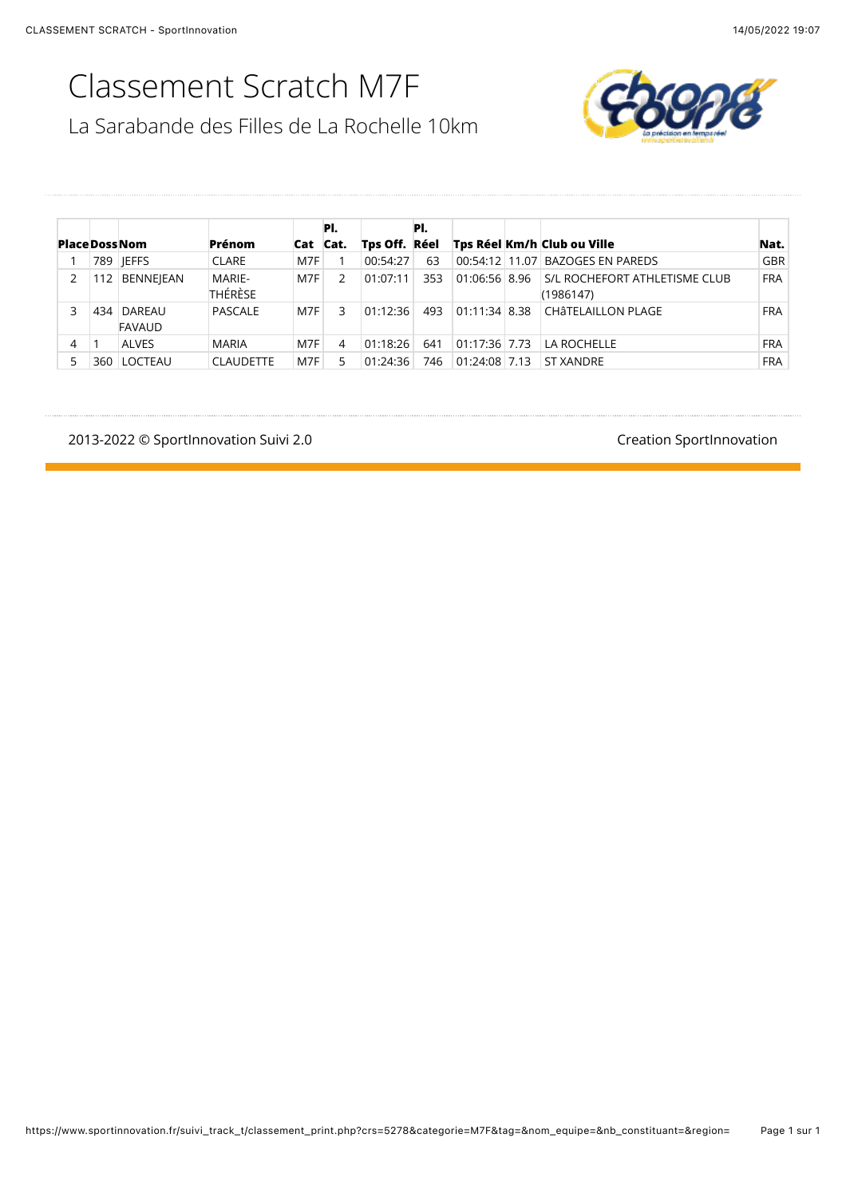# Classement Scratch M7F

La Sarabande des Filles de La Rochelle 10km

| Place | Doss | Nom | Prénom | Cat | Pl. Cat. | Tps Off. | Pl. Réel | Tps Réel | Km/h | Club ou Ville | Nat. |
|---|---|---|---|---|---|---|---|---|---|---|---|
| 1 | 789 | JEFFS | CLARE | M7F | 1 | 00:54:27 | 63 | 00:54:12 | 11.07 | BAZOGES EN PAREDS | GBR |
| 2 | 112 | BENNEJEAN | MARIE-THÉRÈSE | M7F | 2 | 01:07:11 | 353 | 01:06:56 | 8.96 | S/L ROCHEFORT ATHLETISME CLUB (1986147) | FRA |
| 3 | 434 | DAREAU FAVAUD | PASCALE | M7F | 3 | 01:12:36 | 493 | 01:11:34 | 8.38 | CHÂTELAILLON PLAGE | FRA |
| 4 | 1 | ALVES | MARIA | M7F | 4 | 01:18:26 | 641 | 01:17:36 | 7.73 | LA ROCHELLE | FRA |
| 5 | 360 | LOCTEAU | CLAUDETTE | M7F | 5 | 01:24:36 | 746 | 01:24:08 | 7.13 | ST XANDRE | FRA |

2013-2022 © SportInnovation Suivi 2.0

Creation SportInnovation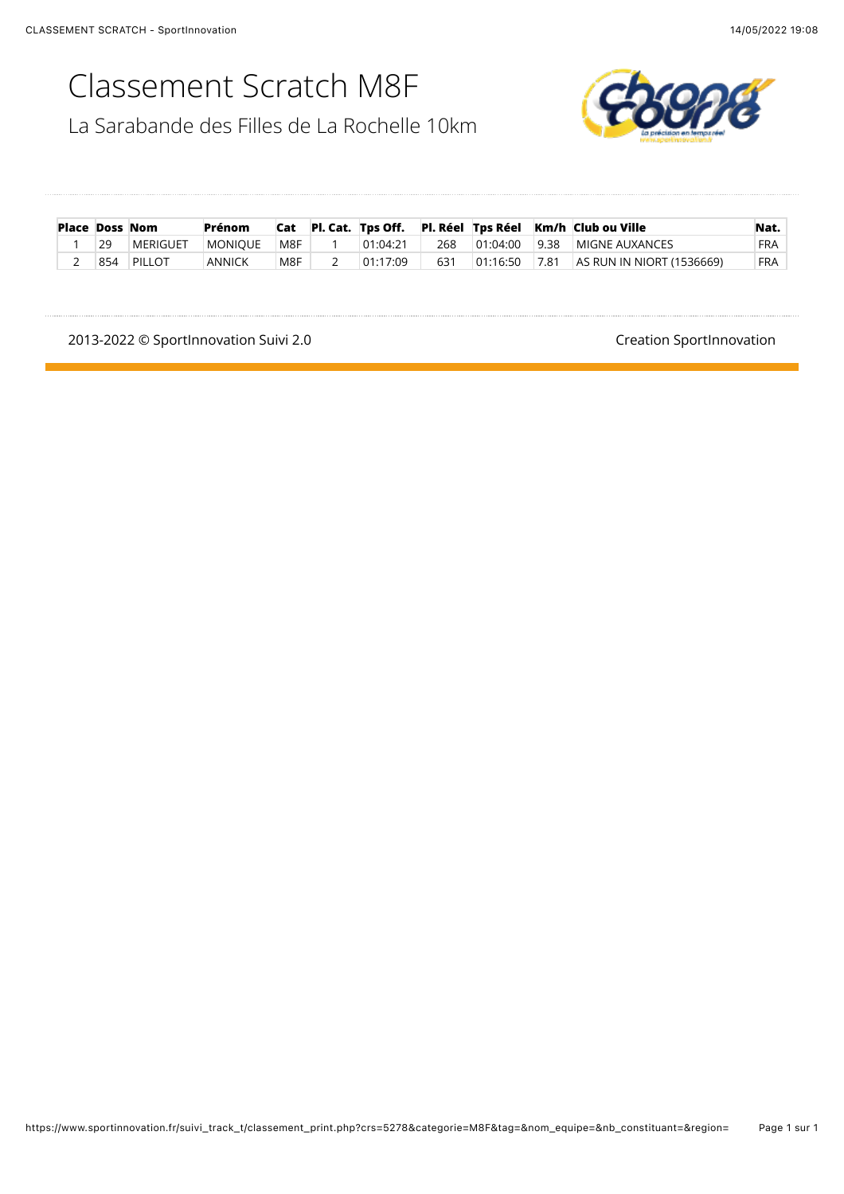# Classement Scratch M8F

## La Sarabande des Filles de La Rochelle 10km

| Place | Doss | Nom | Prénom | Cat | Pl. Cat. | Tps Off. | Pl. Réel | Tps Réel | Km/h | Club ou Ville | Nat. |
|---|---|---|---|---|---|---|---|---|---|---|---|
| 1 | 29 | MERIGUET | MONIQUE | M8F | 1 | 01:04:21 | 268 | 01:04:00 | 9.38 | MIGNE AUXANCES | FRA |
| 2 | 854 | PILLOT | ANNICK | M8F | 2 | 01:17:09 | 631 | 01:16:50 | 7.81 | AS RUN IN NIORT (1536669) | FRA |

2013-2022 © SportInnovation Suivi 2.0

Creation SportInnovation